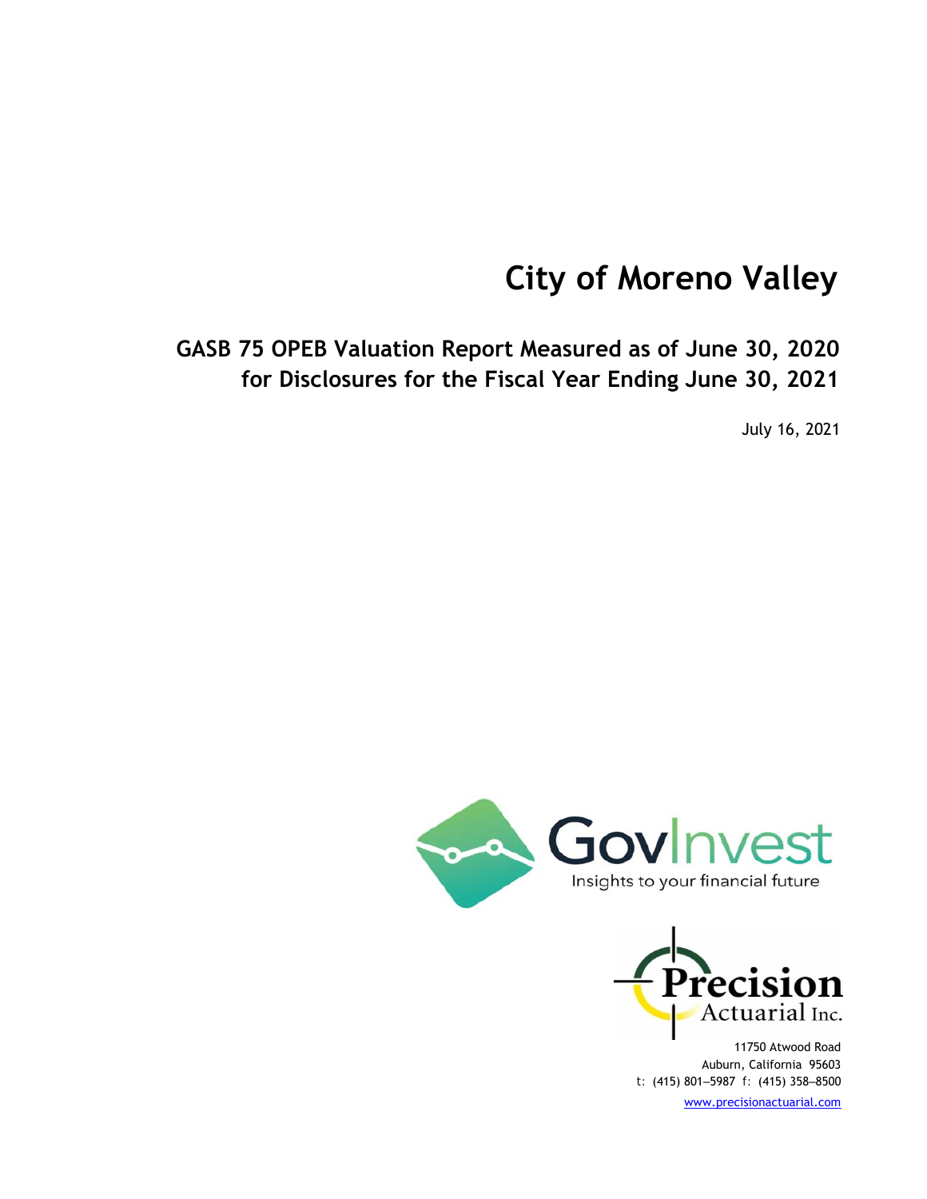# City of Moreno Valley

## GASB 75 OPEB Valuation Report Measured as of June 30, 2020 for Disclosures for the Fiscal Year Ending June 30, 2021

July 16, 2021

GovInvest
Insights to your financial future

Precision Actuarial Inc.

11750 Atwood Road
Auburn, California 95603
t: (415) 801–5987 f: (415) 358–8500
www.precisionactuarial.com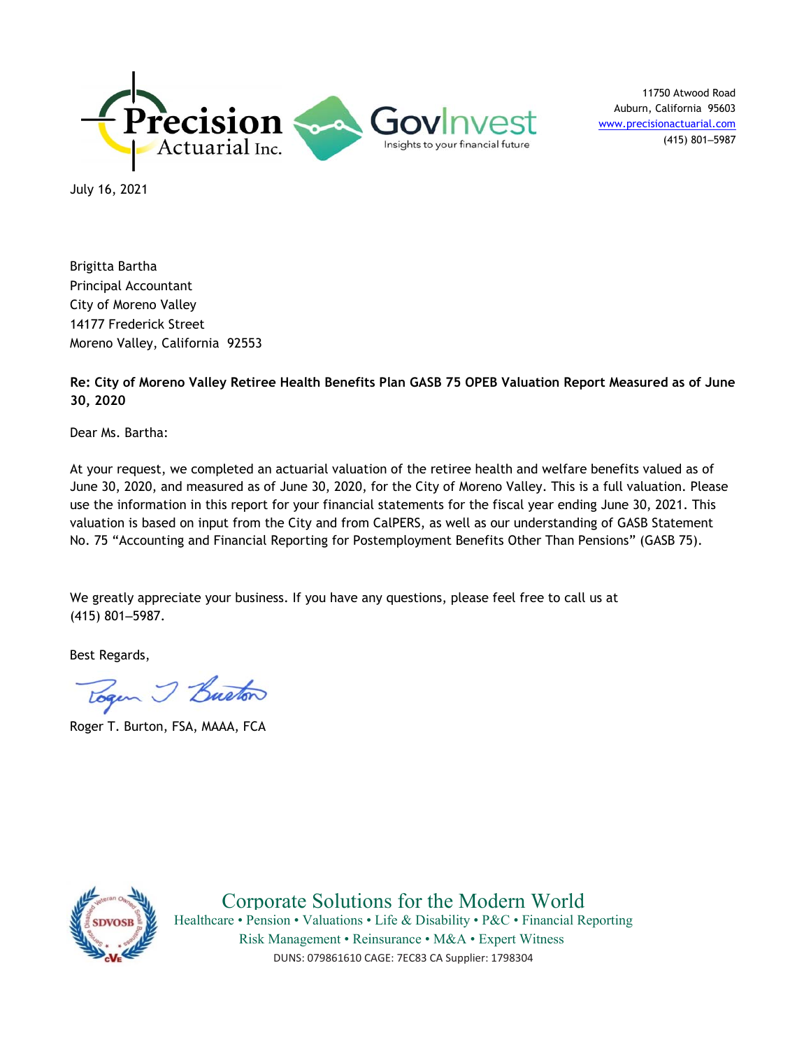11750 Atwood Road
Auburn, California 95603
www.precisionactuarial.com
(415) 801–5987

July 16, 2021

Brigitta Bartha
Principal Accountant
City of Moreno Valley
14177 Frederick Street
Moreno Valley, California 92553

**Re: City of Moreno Valley Retiree Health Benefits Plan GASB 75 OPEB Valuation Report Measured as of June 30, 2020**

Dear Ms. Bartha:

At your request, we completed an actuarial valuation of the retiree health and welfare benefits valued as of June 30, 2020, and measured as of June 30, 2020, for the City of Moreno Valley. This is a full valuation. Please use the information in this report for your financial statements for the fiscal year ending June 30, 2021. This valuation is based on input from the City and from CalPERS, as well as our understanding of GASB Statement No. 75 "Accounting and Financial Reporting for Postemployment Benefits Other Than Pensions" (GASB 75).

We greatly appreciate your business. If you have any questions, please feel free to call us at (415) 801–5987.

Best Regards,

Roger T. Burton, FSA, MAAA, FCA

Corporate Solutions for the Modern World
Healthcare • Pension • Valuations • Life & Disability • P&C • Financial Reporting
Risk Management • Reinsurance • M&A • Expert Witness
DUNS: 079861610 CAGE: 7EC83 CA Supplier: 1798304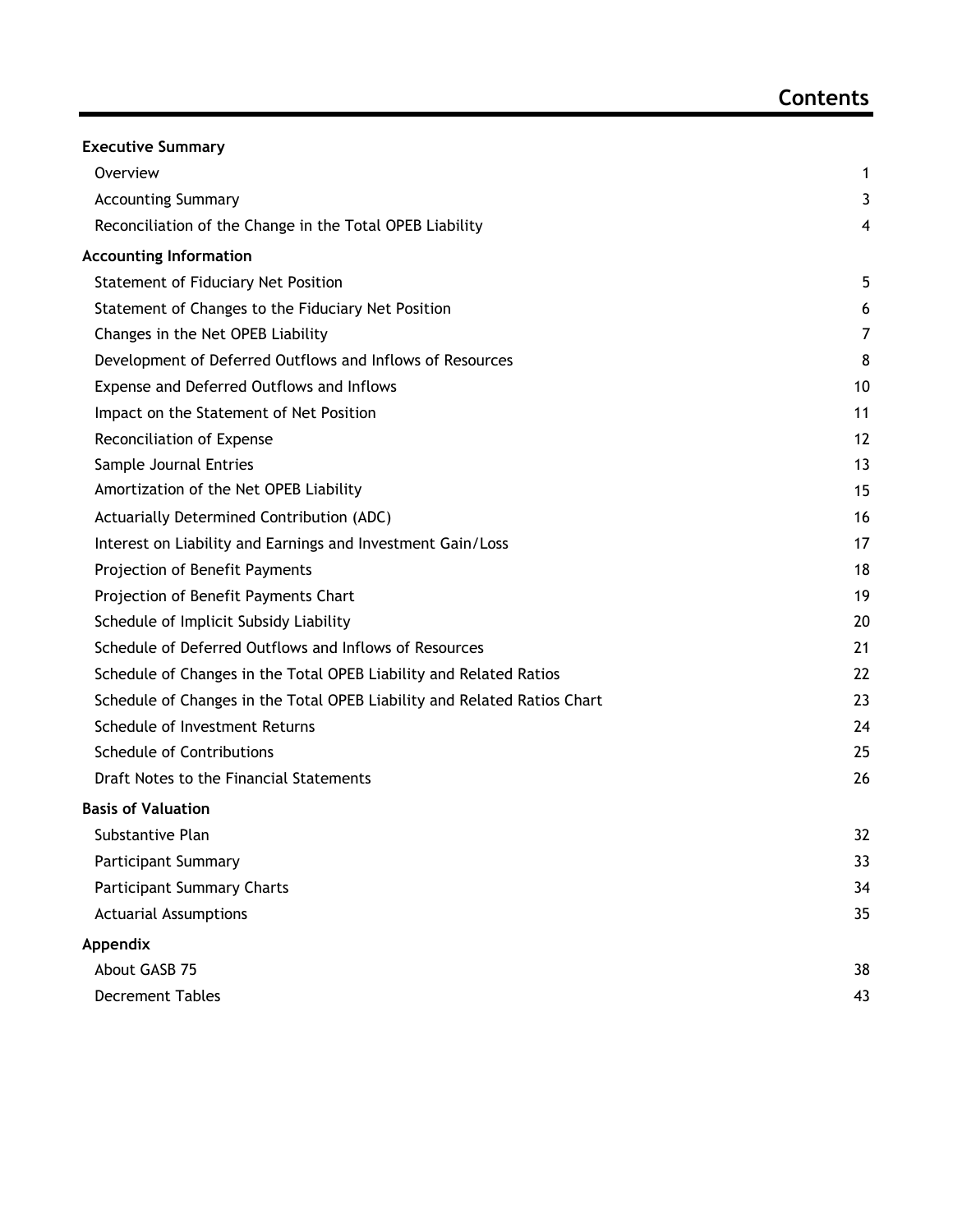# Contents

| | |
|---|---|
| **Executive Summary** | |
| Overview | 1 |
| Accounting Summary | 3 |
| Reconciliation of the Change in the Total OPEB Liability | 4 |
| **Accounting Information** | |
| Statement of Fiduciary Net Position | 5 |
| Statement of Changes to the Fiduciary Net Position | 6 |
| Changes in the Net OPEB Liability | 7 |
| Development of Deferred Outflows and Inflows of Resources | 8 |
| Expense and Deferred Outflows and Inflows | 10 |
| Impact on the Statement of Net Position | 11 |
| Reconciliation of Expense | 12 |
| Sample Journal Entries | 13 |
| Amortization of the Net OPEB Liability | 15 |
| Actuarially Determined Contribution (ADC) | 16 |
| Interest on Liability and Earnings and Investment Gain/Loss | 17 |
| Projection of Benefit Payments | 18 |
| Projection of Benefit Payments Chart | 19 |
| Schedule of Implicit Subsidy Liability | 20 |
| Schedule of Deferred Outflows and Inflows of Resources | 21 |
| Schedule of Changes in the Total OPEB Liability and Related Ratios | 22 |
| Schedule of Changes in the Total OPEB Liability and Related Ratios Chart | 23 |
| Schedule of Investment Returns | 24 |
| Schedule of Contributions | 25 |
| Draft Notes to the Financial Statements | 26 |
| **Basis of Valuation** | |
| Substantive Plan | 32 |
| Participant Summary | 33 |
| Participant Summary Charts | 34 |
| Actuarial Assumptions | 35 |
| **Appendix** | |
| About GASB 75 | 38 |
| Decrement Tables | 43 |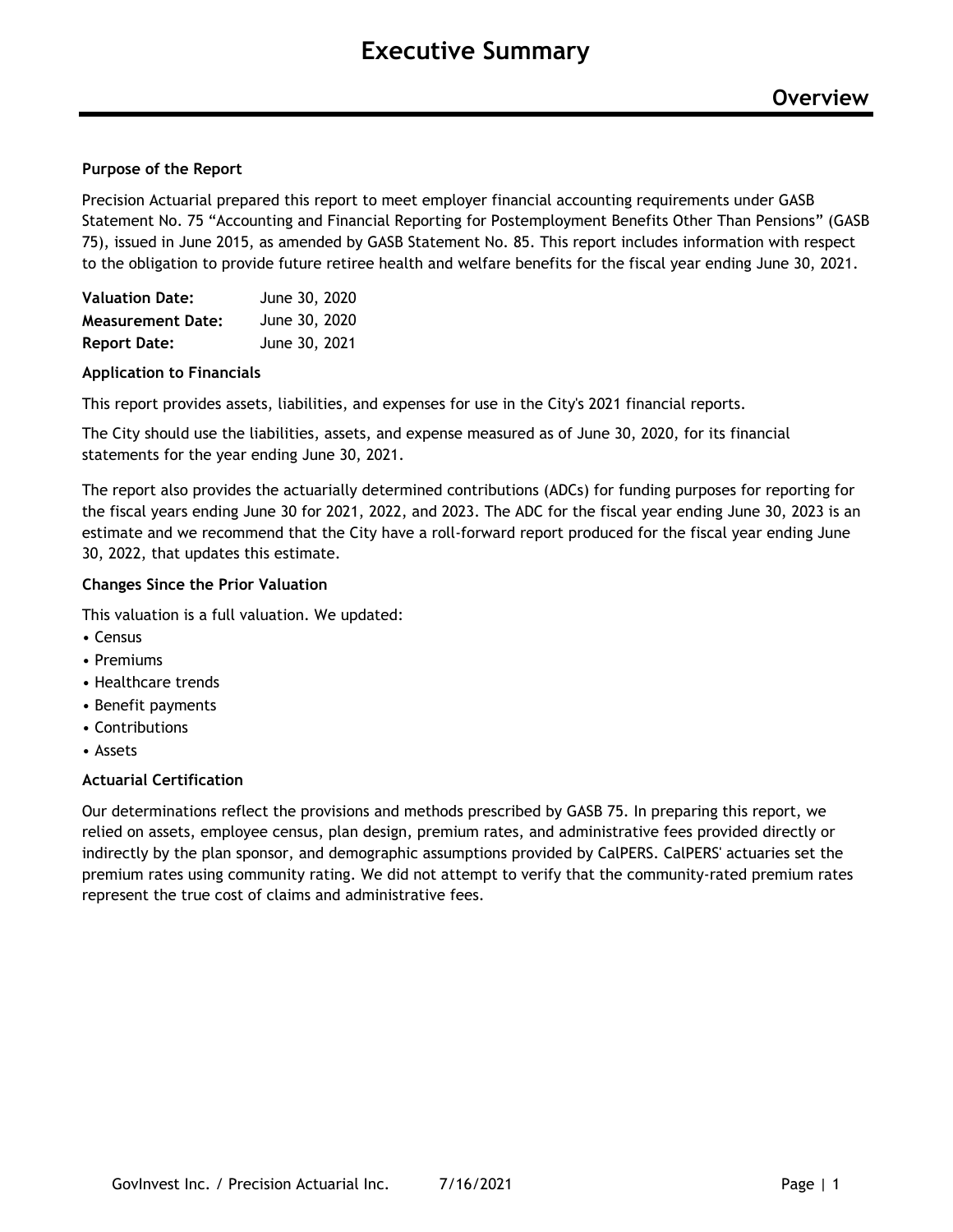# Executive Summary

## Overview

**Purpose of the Report**

Precision Actuarial prepared this report to meet employer financial accounting requirements under GASB Statement No. 75 "Accounting and Financial Reporting for Postemployment Benefits Other Than Pensions" (GASB 75), issued in June 2015, as amended by GASB Statement No. 85. This report includes information with respect to the obligation to provide future retiree health and welfare benefits for the fiscal year ending June 30, 2021.

| | |
|---|---|
| **Valuation Date:** | June 30, 2020 |
| **Measurement Date:** | June 30, 2020 |
| **Report Date:** | June 30, 2021 |

**Application to Financials**

This report provides assets, liabilities, and expenses for use in the City's 2021 financial reports.

The City should use the liabilities, assets, and expense measured as of June 30, 2020, for its financial statements for the year ending June 30, 2021.

The report also provides the actuarially determined contributions (ADCs) for funding purposes for reporting for the fiscal years ending June 30 for 2021, 2022, and 2023. The ADC for the fiscal year ending June 30, 2023 is an estimate and we recommend that the City have a roll-forward report produced for the fiscal year ending June 30, 2022, that updates this estimate.

**Changes Since the Prior Valuation**

This valuation is a full valuation. We updated:

- Census
- Premiums
- Healthcare trends
- Benefit payments
- Contributions
- Assets

**Actuarial Certification**

Our determinations reflect the provisions and methods prescribed by GASB 75. In preparing this report, we relied on assets, employee census, plan design, premium rates, and administrative fees provided directly or indirectly by the plan sponsor, and demographic assumptions provided by CalPERS. CalPERS' actuaries set the premium rates using community rating. We did not attempt to verify that the community-rated premium rates represent the true cost of claims and administrative fees.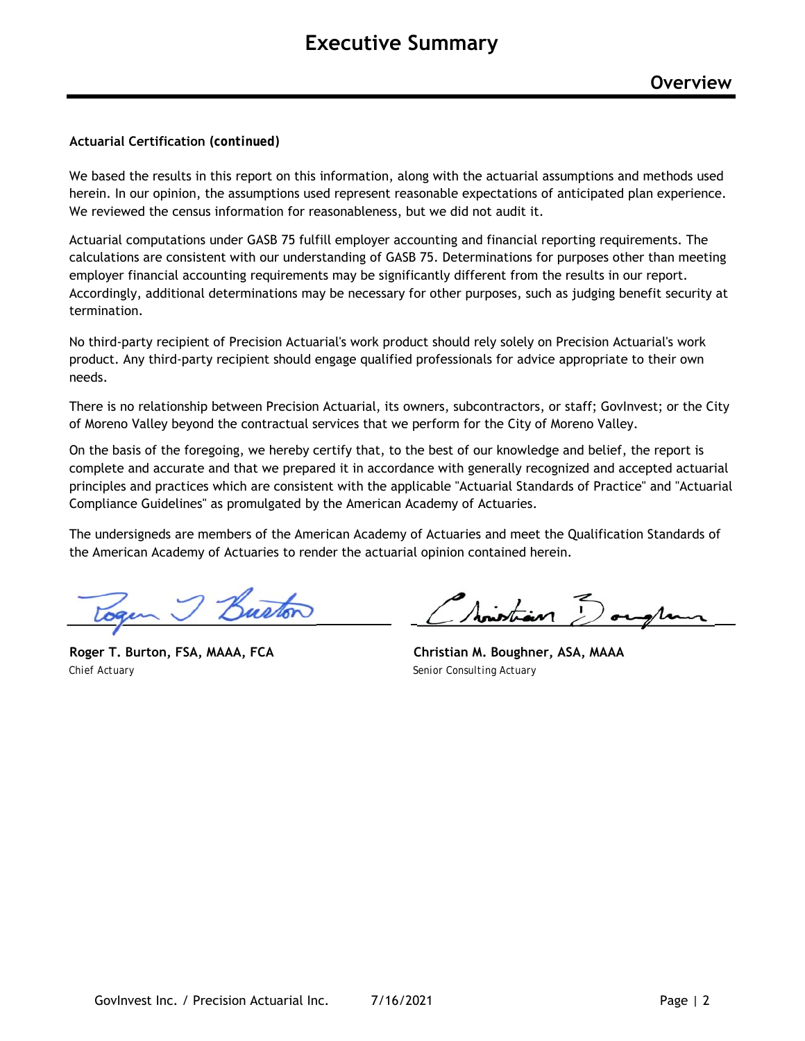# Executive Summary

## Overview

**Actuarial Certification (continued)**

We based the results in this report on this information, along with the actuarial assumptions and methods used herein. In our opinion, the assumptions used represent reasonable expectations of anticipated plan experience. We reviewed the census information for reasonableness, but we did not audit it.

Actuarial computations under GASB 75 fulfill employer accounting and financial reporting requirements. The calculations are consistent with our understanding of GASB 75. Determinations for purposes other than meeting employer financial accounting requirements may be significantly different from the results in our report. Accordingly, additional determinations may be necessary for other purposes, such as judging benefit security at termination.

No third-party recipient of Precision Actuarial's work product should rely solely on Precision Actuarial's work product. Any third-party recipient should engage qualified professionals for advice appropriate to their own needs.

There is no relationship between Precision Actuarial, its owners, subcontractors, or staff; GovInvest; or the City of Moreno Valley beyond the contractual services that we perform for the City of Moreno Valley.

On the basis of the foregoing, we hereby certify that, to the best of our knowledge and belief, the report is complete and accurate and that we prepared it in accordance with generally recognized and accepted actuarial principles and practices which are consistent with the applicable "Actuarial Standards of Practice" and "Actuarial Compliance Guidelines" as promulgated by the American Academy of Actuaries.

The undersigneds are members of the American Academy of Actuaries and meet the Qualification Standards of the American Academy of Actuaries to render the actuarial opinion contained herein.

**Roger T. Burton, FSA, MAAA, FCA**
*Chief Actuary*

**Christian M. Boughner, ASA, MAAA**
*Senior Consulting Actuary*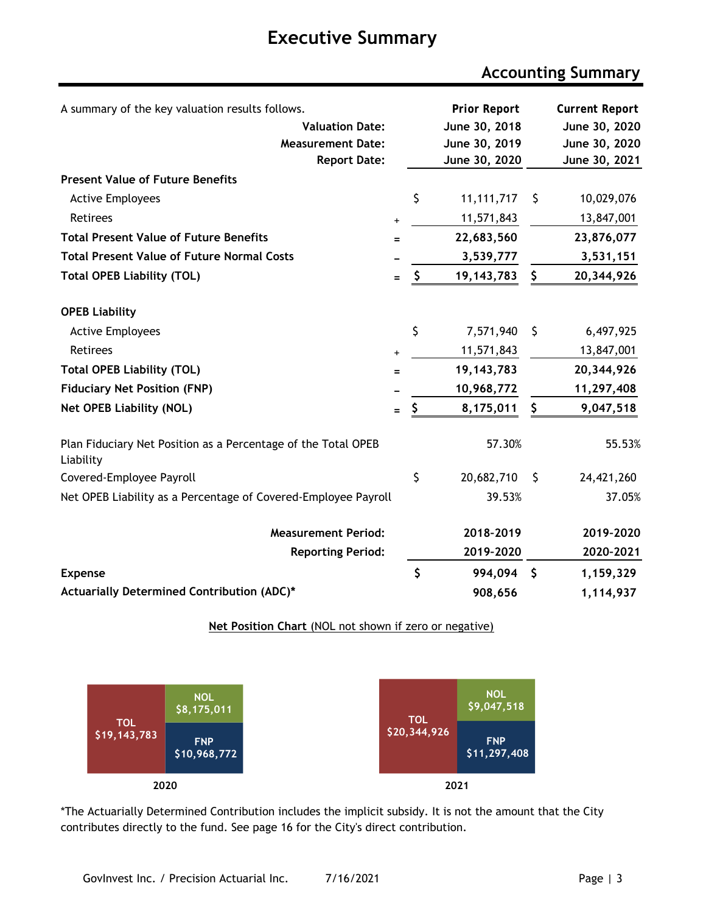# Executive Summary

## Accounting Summary

| A summary of the key valuation results follows. | | Prior Report | Current Report |
|---|---|---|---|
| **Valuation Date:** | | **June 30, 2018** | **June 30, 2020** |
| **Measurement Date:** | | **June 30, 2019** | **June 30, 2020** |
| **Report Date:** | | **June 30, 2020** | **June 30, 2021** |
| **Present Value of Future Benefits** | | | |
| Active Employees | | $ 11,111,717 | $ 10,029,076 |
| Retirees | + | 11,571,843 | 13,847,001 |
| **Total Present Value of Future Benefits** | = | **22,683,560** | **23,876,077** |
| **Total Present Value of Future Normal Costs** | – | **3,539,777** | **3,531,151** |
| **Total OPEB Liability (TOL)** | = | **$ 19,143,783** | **$ 20,344,926** |
| **OPEB Liability** | | | |
| Active Employees | | $ 7,571,940 | $ 6,497,925 |
| Retirees | + | 11,571,843 | 13,847,001 |
| **Total OPEB Liability (TOL)** | = | **19,143,783** | **20,344,926** |
| **Fiduciary Net Position (FNP)** | – | **10,968,772** | **11,297,408** |
| **Net OPEB Liability (NOL)** | = | **$ 8,175,011** | **$ 9,047,518** |
| Plan Fiduciary Net Position as a Percentage of the Total OPEB Liability | | 57.30% | 55.53% |
| Covered-Employee Payroll | | $ 20,682,710 | $ 24,421,260 |
| Net OPEB Liability as a Percentage of Covered-Employee Payroll | | 39.53% | 37.05% |
| **Measurement Period:** | | **2018-2019** | **2019-2020** |
| **Reporting Period:** | | **2019-2020** | **2020-2021** |
| **Expense** | | **$ 994,094** | **$ 1,159,329** |
| **Actuarially Determined Contribution (ADC)*** | | **908,656** | **1,114,937** |

**Net Position Chart** (NOL not shown if zero or negative)

| | 2020 | 2021 |
|---|---|---|
| TOL | $19,143,783 | $20,344,926 |
| NOL | $8,175,011 | $9,047,518 |
| FNP | $10,968,772 | $11,297,408 |

*The Actuarially Determined Contribution includes the implicit subsidy. It is not the amount that the City contributes directly to the fund. See page 16 for the City's direct contribution.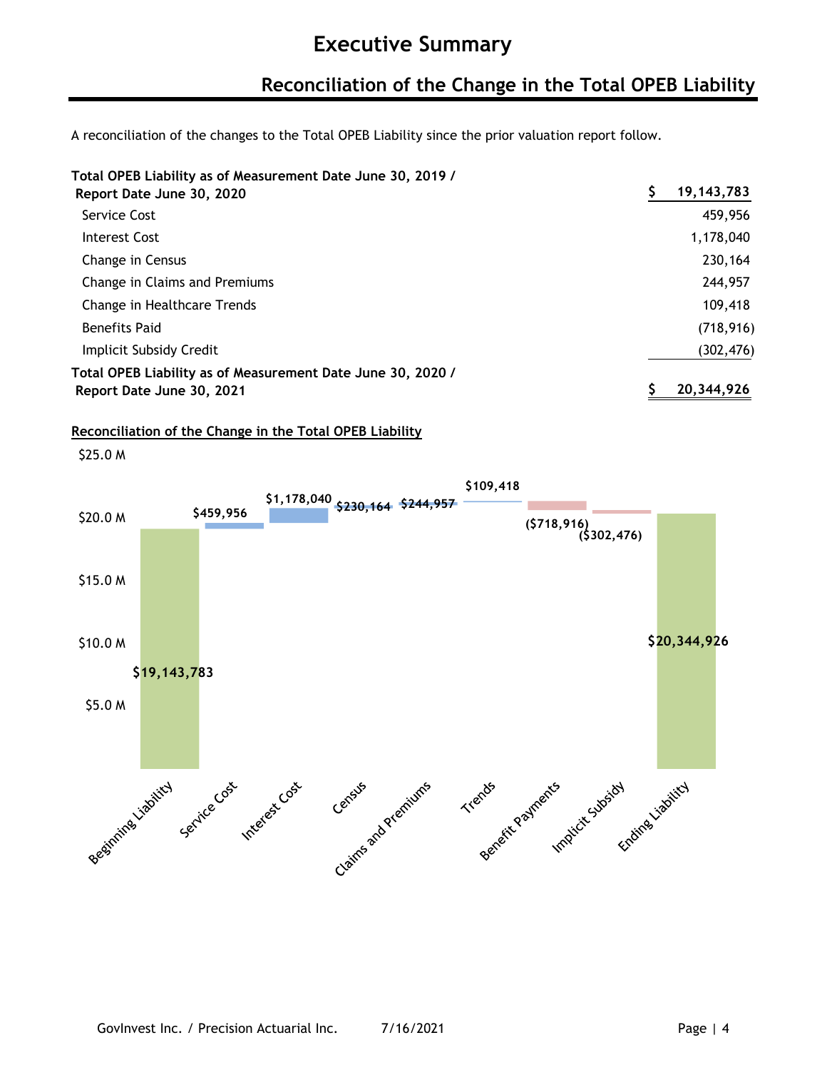# Executive Summary

## Reconciliation of the Change in the Total OPEB Liability

A reconciliation of the changes to the Total OPEB Liability since the prior valuation report follow.

| | |
|---|---|
| **Total OPEB Liability as of Measurement Date June 30, 2019 / Report Date June 30, 2020** | **$ 19,143,783** |
| Service Cost | 459,956 |
| Interest Cost | 1,178,040 |
| Change in Census | 230,164 |
| Change in Claims and Premiums | 244,957 |
| Change in Healthcare Trends | 109,418 |
| Benefits Paid | (718,916) |
| Implicit Subsidy Credit | (302,476) |
| **Total OPEB Liability as of Measurement Date June 30, 2020 / Report Date June 30, 2021** | **$ 20,344,926** |

**Reconciliation of the Change in the Total OPEB Liability**

| Category | Amount |
|---|---|
| Beginning Liability | $19,143,783 |
| Service Cost | $459,956 |
| Interest Cost | $1,178,040 |
| Census | $230,164 |
| Claims and Premiums | $244,957 |
| Trends | $109,418 |
| Benefit Payments | ($718,916) |
| Implicit Subsidy | ($302,476) |
| Ending Liability | $20,344,926 |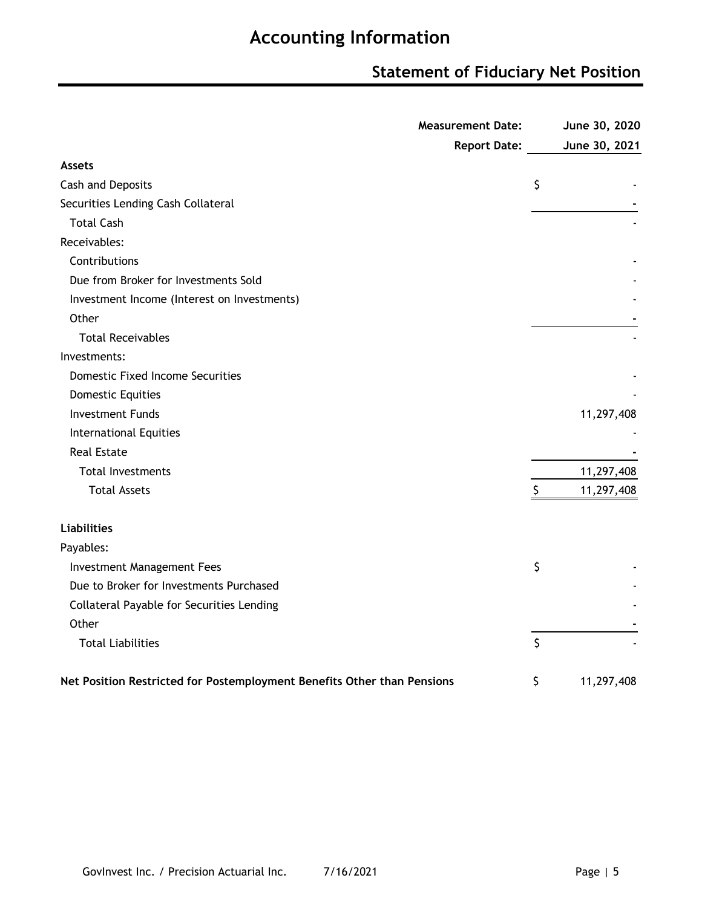# Accounting Information

## Statement of Fiduciary Net Position

| | Measurement Date: June 30, 2020 |
|---|---|
| | Report Date: June 30, 2021 |
| **Assets** | |
| Cash and Deposits | $ - |
| Securities Lending Cash Collateral | - |
| Total Cash | - |
| Receivables: | |
| Contributions | - |
| Due from Broker for Investments Sold | - |
| Investment Income (Interest on Investments) | - |
| Other | - |
| Total Receivables | - |
| Investments: | |
| Domestic Fixed Income Securities | - |
| Domestic Equities | - |
| Investment Funds | 11,297,408 |
| International Equities | - |
| Real Estate | - |
| Total Investments | 11,297,408 |
| Total Assets | $ 11,297,408 |
| | |
| **Liabilities** | |
| Payables: | |
| Investment Management Fees | $ - |
| Due to Broker for Investments Purchased | - |
| Collateral Payable for Securities Lending | - |
| Other | - |
| Total Liabilities | $ - |
| | |
| **Net Position Restricted for Postemployment Benefits Other than Pensions** | $ 11,297,408 |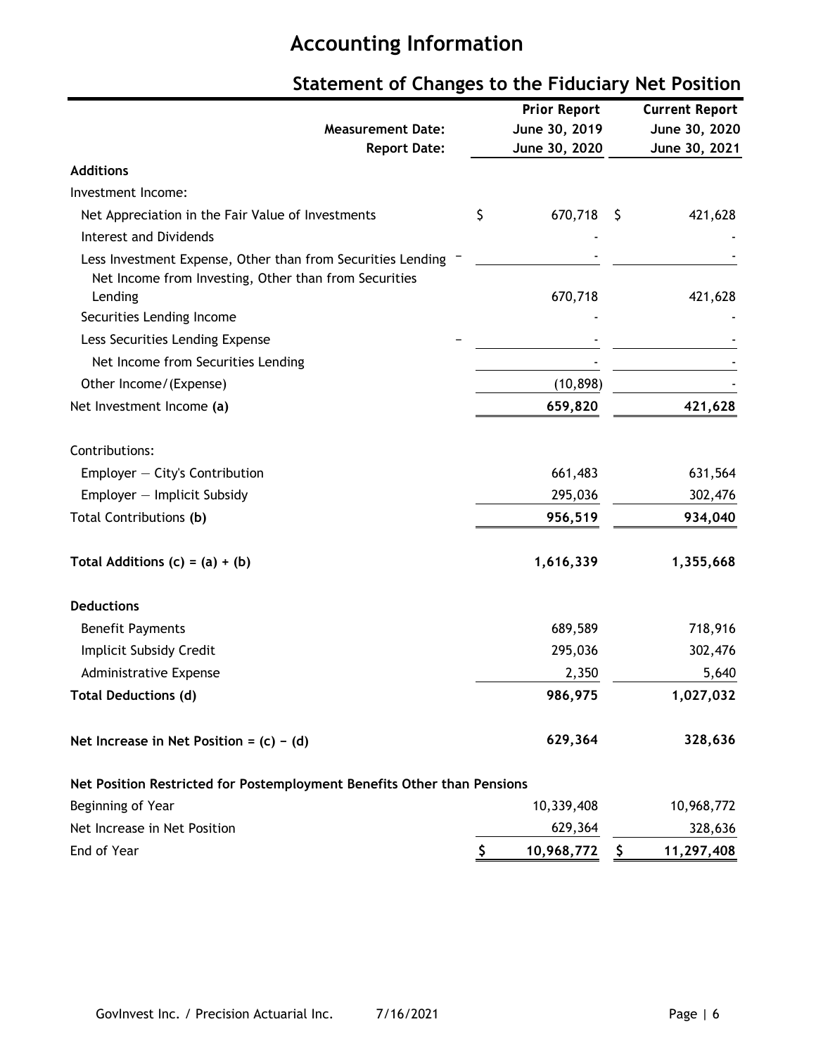# Accounting Information

## Statement of Changes to the Fiduciary Net Position

| | Prior Report | Current Report |
|---|---|---|
| **Measurement Date:** | June 30, 2019 | June 30, 2020 |
| **Report Date:** | June 30, 2020 | June 30, 2021 |
| **Additions** | | |
| Investment Income: | | |
| Net Appreciation in the Fair Value of Investments | $ 670,718 | $ 421,628 |
| Interest and Dividends | - | - |
| Less Investment Expense, Other than from Securities Lending | - | - |
| Net Income from Investing, Other than from Securities Lending | 670,718 | 421,628 |
| Securities Lending Income | - | - |
| Less Securities Lending Expense | - | - |
| Net Income from Securities Lending | - | - |
| Other Income/(Expense) | (10,898) | - |
| Net Investment Income **(a)** | **659,820** | **421,628** |
| Contributions: | | |
| Employer — City's Contribution | 661,483 | 631,564 |
| Employer — Implicit Subsidy | 295,036 | 302,476 |
| Total Contributions **(b)** | **956,519** | **934,040** |
| **Total Additions (c) = (a) + (b)** | **1,616,339** | **1,355,668** |
| **Deductions** | | |
| Benefit Payments | 689,589 | 718,916 |
| Implicit Subsidy Credit | 295,036 | 302,476 |
| Administrative Expense | 2,350 | 5,640 |
| **Total Deductions (d)** | **986,975** | **1,027,032** |
| **Net Increase in Net Position = (c) − (d)** | **629,364** | **328,636** |
| **Net Position Restricted for Postemployment Benefits Other than Pensions** | | |
| Beginning of Year | 10,339,408 | 10,968,772 |
| Net Increase in Net Position | 629,364 | 328,636 |
| End of Year | **$ 10,968,772** | **$ 11,297,408** |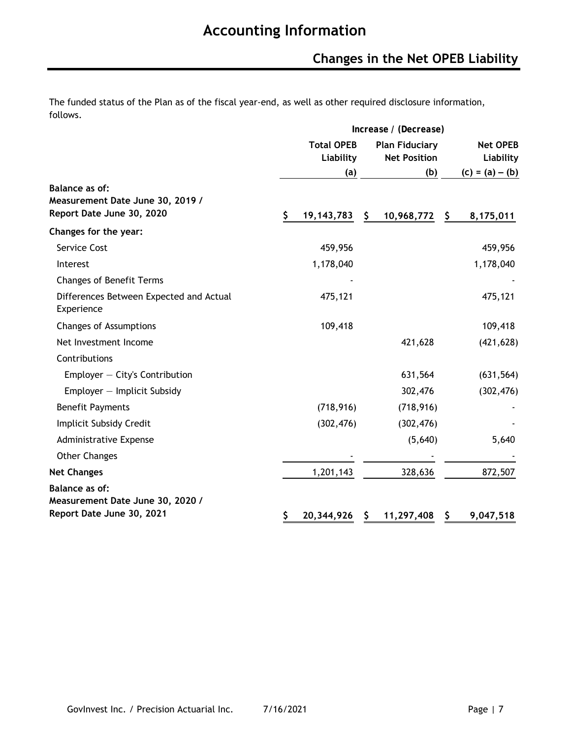# Accounting Information

## Changes in the Net OPEB Liability

The funded status of the Plan as of the fiscal year-end, as well as other required disclosure information, follows.

| | Increase / (Decrease) | | |
|---|---|---|---|
| | **Total OPEB Liability (a)** | **Plan Fiduciary Net Position (b)** | **Net OPEB Liability (c) = (a) – (b)** |
| **Balance as of: Measurement Date June 30, 2019 / Report Date June 30, 2020** | $ 19,143,783 | $ 10,968,772 | $ 8,175,011 |
| **Changes for the year:** | | | |
| Service Cost | 459,956 | | 459,956 |
| Interest | 1,178,040 | | 1,178,040 |
| Changes of Benefit Terms | - | | - |
| Differences Between Expected and Actual Experience | 475,121 | | 475,121 |
| Changes of Assumptions | 109,418 | | 109,418 |
| Net Investment Income | | 421,628 | (421,628) |
| Contributions | | | |
| Employer — City's Contribution | | 631,564 | (631,564) |
| Employer — Implicit Subsidy | | 302,476 | (302,476) |
| Benefit Payments | (718,916) | (718,916) | - |
| Implicit Subsidy Credit | (302,476) | (302,476) | - |
| Administrative Expense | | (5,640) | 5,640 |
| Other Changes | - | - | - |
| **Net Changes** | 1,201,143 | 328,636 | 872,507 |
| **Balance as of: Measurement Date June 30, 2020 / Report Date June 30, 2021** | $ 20,344,926 | $ 11,297,408 | $ 9,047,518 |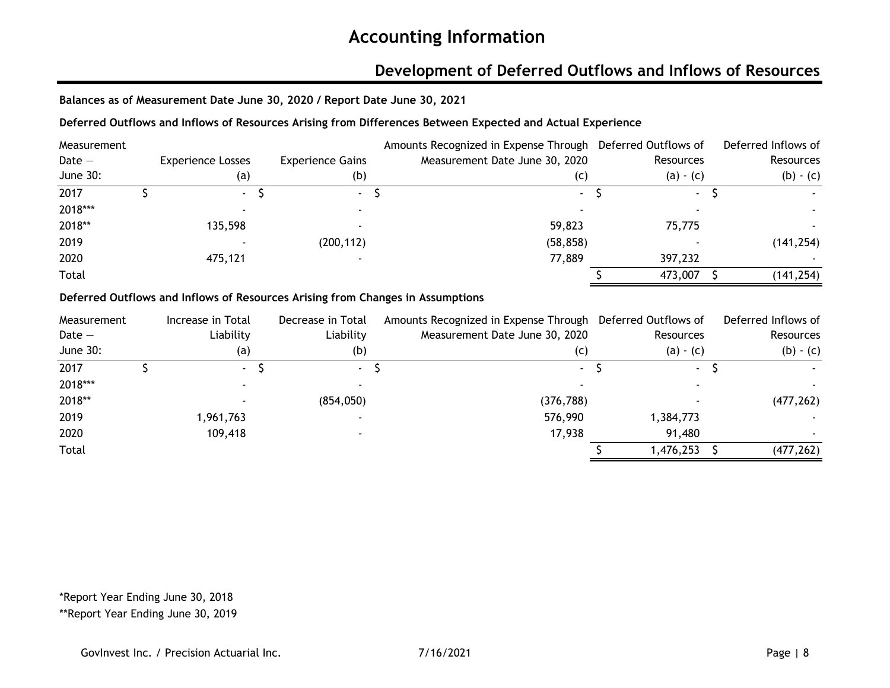# Accounting Information

## Development of Deferred Outflows and Inflows of Resources

**Balances as of Measurement Date June 30, 2020 / Report Date June 30, 2021**

**Deferred Outflows and Inflows of Resources Arising from Differences Between Expected and Actual Experience**

| Measurement Date — June 30: | Experience Losses (a) | Experience Gains (b) | Amounts Recognized in Expense Through Measurement Date June 30, 2020 (c) | Deferred Outflows of Resources (a) - (c) | Deferred Inflows of Resources (b) - (c) |
|---|---|---|---|---|---|
| 2017 | $ - | $ - | $ - | $ - | $ - |
| 2018*** | - | - | - | - | - |
| 2018** | 135,598 | - | 59,823 | 75,775 | - |
| 2019 | - | (200,112) | (58,858) | - | (141,254) |
| 2020 | 475,121 | - | 77,889 | 397,232 | - |
| Total | | | | $ 473,007 | $ (141,254) |

**Deferred Outflows and Inflows of Resources Arising from Changes in Assumptions**

| Measurement Date — June 30: | Increase in Total Liability (a) | Decrease in Total Liability (b) | Amounts Recognized in Expense Through Measurement Date June 30, 2020 (c) | Deferred Outflows of Resources (a) - (c) | Deferred Inflows of Resources (b) - (c) |
|---|---|---|---|---|---|
| 2017 | $ - | $ - | $ - | $ - | $ - |
| 2018*** | - | - | - | - | - |
| 2018** | - | (854,050) | (376,788) | - | (477,262) |
| 2019 | 1,961,763 | - | 576,990 | 1,384,773 | - |
| 2020 | 109,418 | - | 17,938 | 91,480 | - |
| Total | | | | $ 1,476,253 | $ (477,262) |

*Report Year Ending June 30, 2018

**Report Year Ending June 30, 2019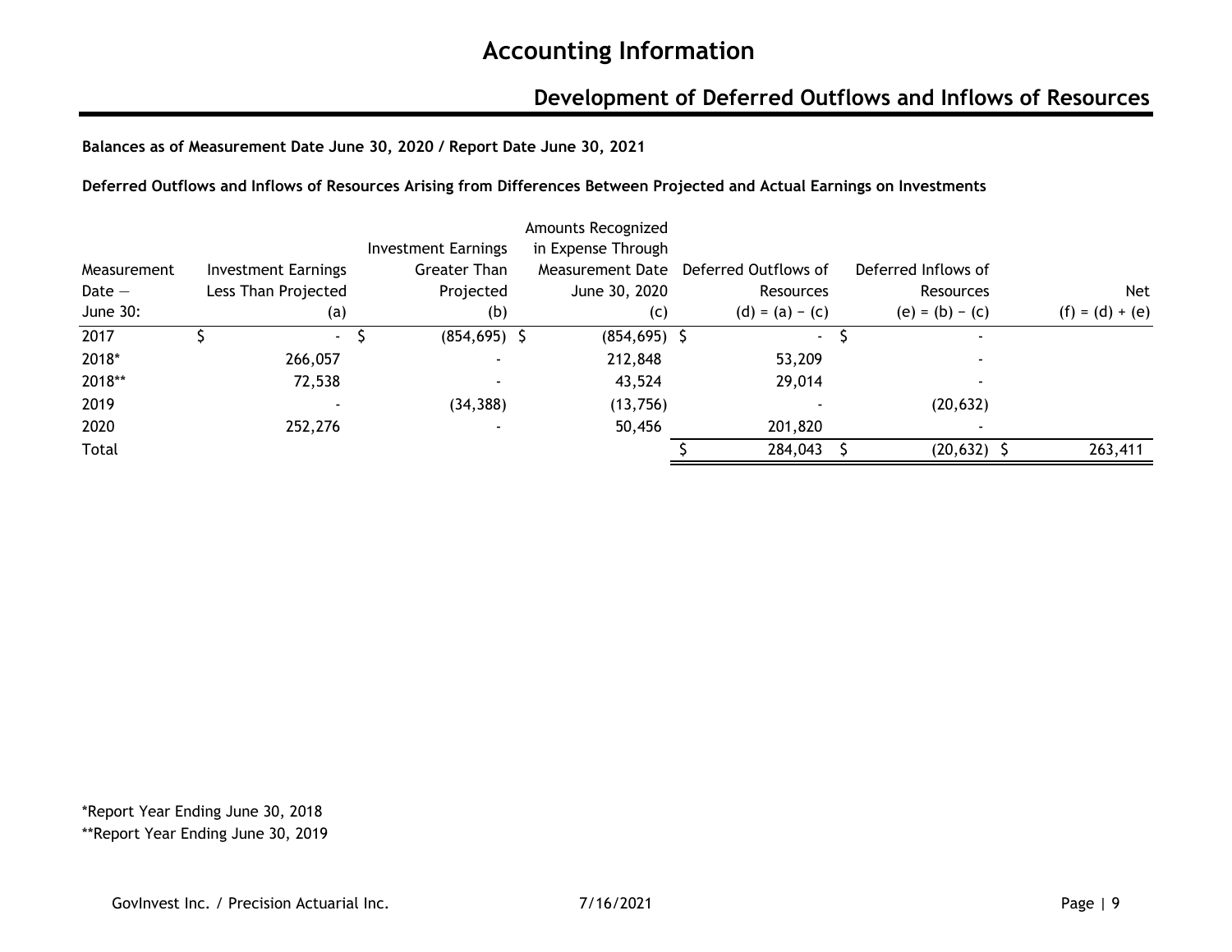# Accounting Information

## Development of Deferred Outflows and Inflows of Resources

**Balances as of Measurement Date June 30, 2020 / Report Date June 30, 2021**

**Deferred Outflows and Inflows of Resources Arising from Differences Between Projected and Actual Earnings on Investments**

| Measurement Date — June 30: | Investment Earnings Less Than Projected (a) | Investment Earnings Greater Than Projected (b) | Amounts Recognized in Expense Through Measurement Date June 30, 2020 (c) | Deferred Outflows of Resources (d) = (a) − (c) | Deferred Inflows of Resources (e) = (b) − (c) | Net (f) = (d) + (e) |
|---|---|---|---|---|---|---|
| 2017 | $ - | $ (854,695) | $ (854,695) | $ - | $ - | |
| 2018* | 266,057 | - | 212,848 | 53,209 | - | |
| 2018** | 72,538 | - | 43,524 | 29,014 | - | |
| 2019 | - | (34,388) | (13,756) | - | (20,632) | |
| 2020 | 252,276 | - | 50,456 | 201,820 | - | |
| Total | | | | $ 284,043 | $ (20,632) | $ 263,411 |

*Report Year Ending June 30, 2018

**Report Year Ending June 30, 2019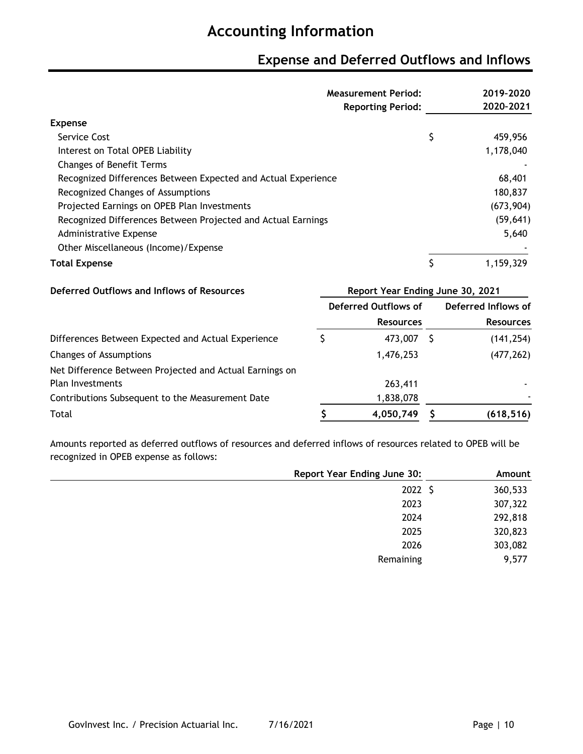# Accounting Information

## Expense and Deferred Outflows and Inflows

| | Measurement Period: / Reporting Period: | 2019-2020 / 2020-2021 |
|---|---|---|
| **Expense** | | |
| Service Cost | $ | 459,956 |
| Interest on Total OPEB Liability | | 1,178,040 |
| Changes of Benefit Terms | | - |
| Recognized Differences Between Expected and Actual Experience | | 68,401 |
| Recognized Changes of Assumptions | | 180,837 |
| Projected Earnings on OPEB Plan Investments | | (673,904) |
| Recognized Differences Between Projected and Actual Earnings | | (59,641) |
| Administrative Expense | | 5,640 |
| Other Miscellaneous (Income)/Expense | | - |
| **Total Expense** | $ | 1,159,329 |

| Deferred Outflows and Inflows of Resources | Report Year Ending June 30, 2021 | |
|---|---|---|
| | Deferred Outflows of Resources | Deferred Inflows of Resources |
| Differences Between Expected and Actual Experience | $ 473,007 | $ (141,254) |
| Changes of Assumptions | 1,476,253 | (477,262) |
| Net Difference Between Projected and Actual Earnings on Plan Investments | 263,411 | - |
| Contributions Subsequent to the Measurement Date | 1,838,078 | - |
| Total | $ 4,050,749 | $ (618,516) |

Amounts reported as deferred outflows of resources and deferred inflows of resources related to OPEB will be recognized in OPEB expense as follows:

| Report Year Ending June 30: | Amount |
|---|---|
| 2022 | $ 360,533 |
| 2023 | 307,322 |
| 2024 | 292,818 |
| 2025 | 320,823 |
| 2026 | 303,082 |
| Remaining | 9,577 |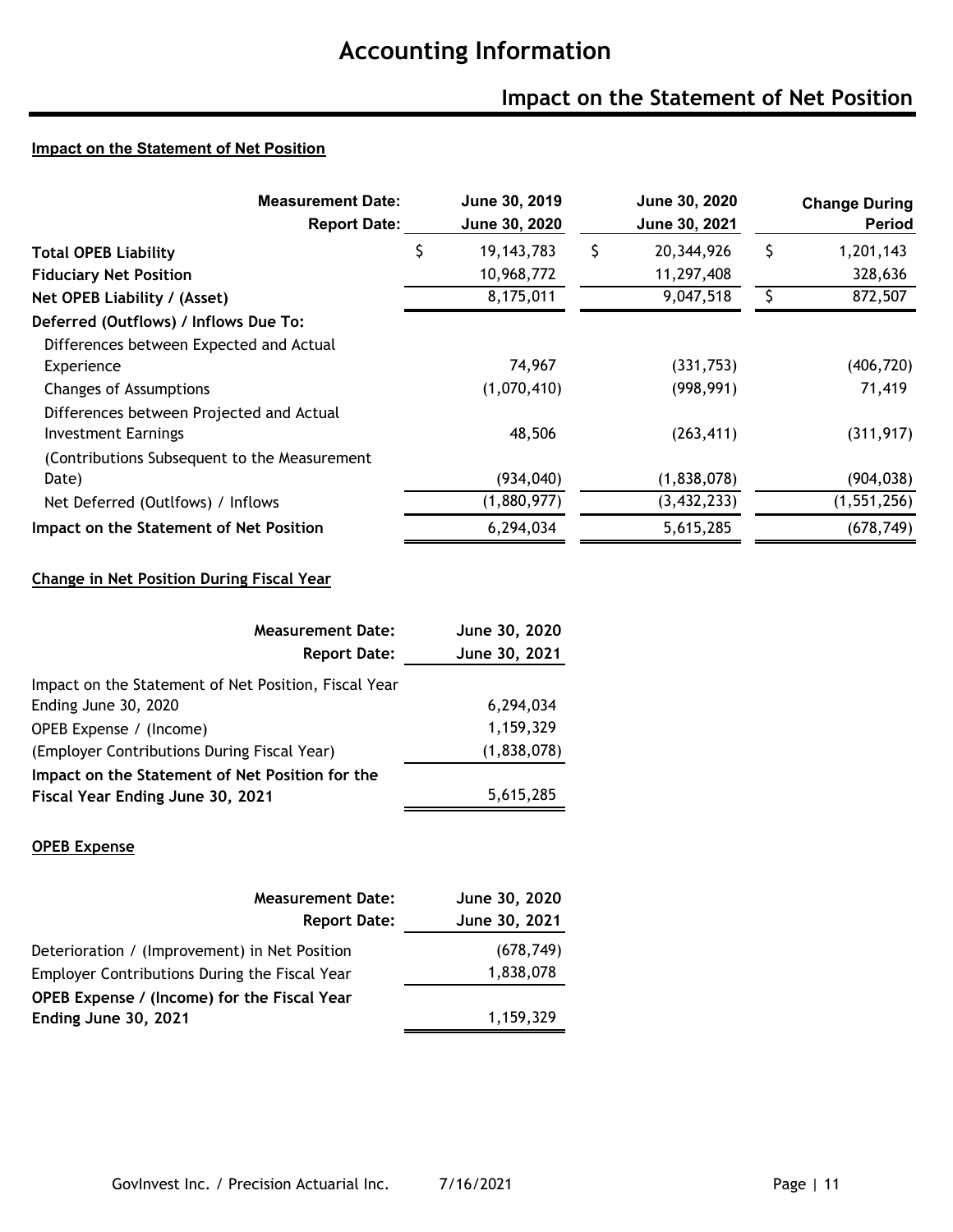# Accounting Information

## Impact on the Statement of Net Position

### Impact on the Statement of Net Position

| Measurement Date: / Report Date: | June 30, 2019 / June 30, 2020 | June 30, 2020 / June 30, 2021 | Change During Period |
|---|---|---|---|
| **Total OPEB Liability** | $ 19,143,783 | $ 20,344,926 | $ 1,201,143 |
| **Fiduciary Net Position** | 10,968,772 | 11,297,408 | 328,636 |
| **Net OPEB Liability / (Asset)** | 8,175,011 | 9,047,518 | $ 872,507 |
| **Deferred (Outflows) / Inflows Due To:** | | | |
| Differences between Expected and Actual Experience | 74,967 | (331,753) | (406,720) |
| Changes of Assumptions | (1,070,410) | (998,991) | 71,419 |
| Differences between Projected and Actual Investment Earnings | 48,506 | (263,411) | (311,917) |
| (Contributions Subsequent to the Measurement Date) | (934,040) | (1,838,078) | (904,038) |
| Net Deferred (Outlfows) / Inflows | (1,880,977) | (3,432,233) | (1,551,256) |
| **Impact on the Statement of Net Position** | 6,294,034 | 5,615,285 | (678,749) |

### Change in Net Position During Fiscal Year

| Measurement Date: / Report Date: | June 30, 2020 / June 30, 2021 |
|---|---|
| Impact on the Statement of Net Position, Fiscal Year Ending June 30, 2020 | 6,294,034 |
| OPEB Expense / (Income) | 1,159,329 |
| (Employer Contributions During Fiscal Year) | (1,838,078) |
| **Impact on the Statement of Net Position for the Fiscal Year Ending June 30, 2021** | 5,615,285 |

### OPEB Expense

| Measurement Date: / Report Date: | June 30, 2020 / June 30, 2021 |
|---|---|
| Deterioration / (Improvement) in Net Position | (678,749) |
| Employer Contributions During the Fiscal Year | 1,838,078 |
| **OPEB Expense / (Income) for the Fiscal Year Ending June 30, 2021** | 1,159,329 |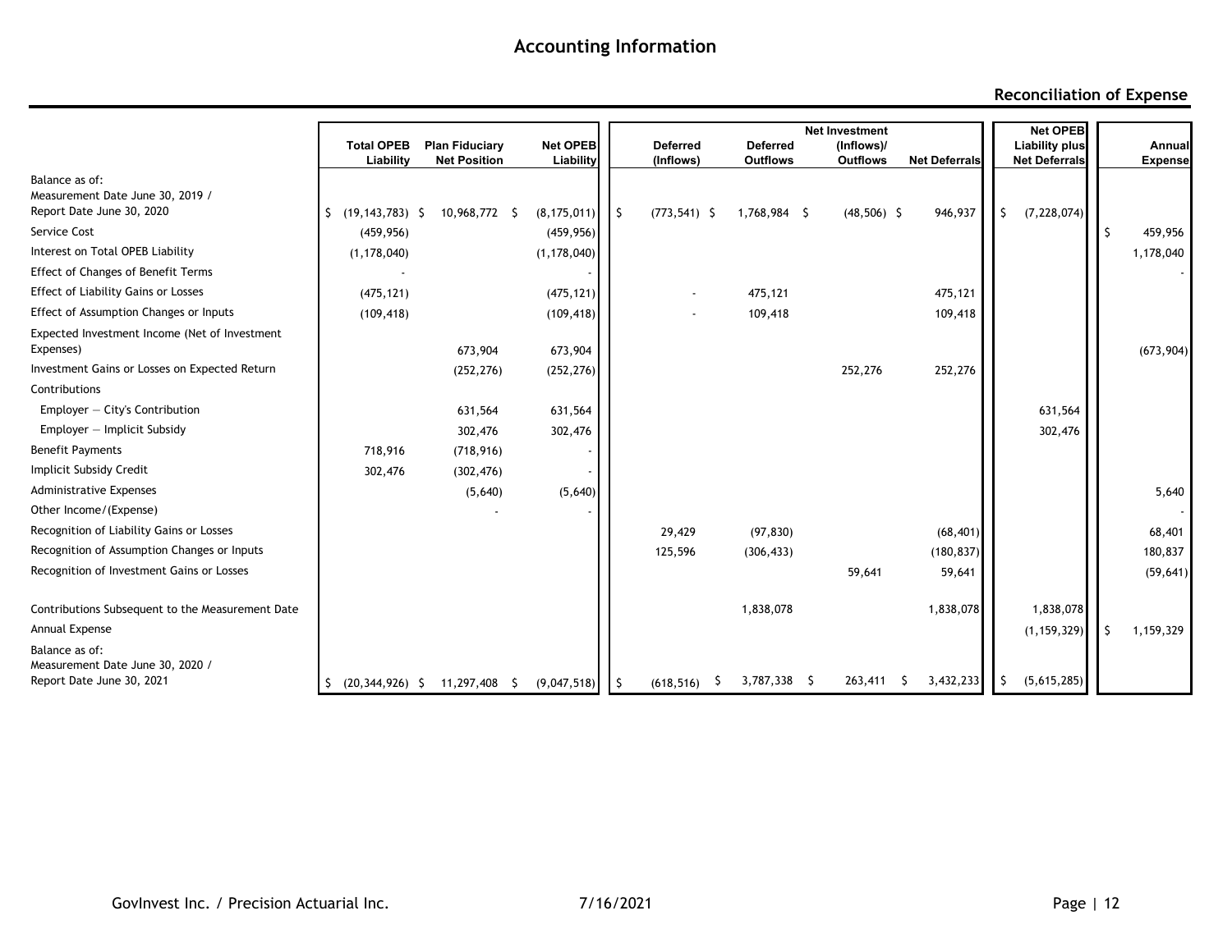## Accounting Information

### Reconciliation of Expense

| | Total OPEB Liability | Plan Fiduciary Net Position | Net OPEB Liability | Deferred (Inflows) | Deferred Outflows | Net Investment (Inflows)/ Outflows | Net Deferrals | Net OPEB Liability plus Net Deferrals | Annual Expense |
|---|---|---|---|---|---|---|---|---|---|
| Balance as of: Measurement Date June 30, 2019 / Report Date June 30, 2020 | $ (19,143,783) | $ 10,968,772 | $ (8,175,011) | $ (773,541) | $ 1,768,984 | $ (48,506) | $ 946,937 | $ (7,228,074) | |
| Service Cost | (459,956) | | (459,956) | | | | | | $ 459,956 |
| Interest on Total OPEB Liability | (1,178,040) | | (1,178,040) | | | | | | 1,178,040 |
| Effect of Changes of Benefit Terms | - | | - | | | | | | - |
| Effect of Liability Gains or Losses | (475,121) | | (475,121) | - | 475,121 | | 475,121 | | |
| Effect of Assumption Changes or Inputs | (109,418) | | (109,418) | - | 109,418 | | 109,418 | | |
| Expected Investment Income (Net of Investment Expenses) | | 673,904 | 673,904 | | | | | | (673,904) |
| Investment Gains or Losses on Expected Return | | (252,276) | (252,276) | | | 252,276 | 252,276 | | |
| Contributions | | | | | | | | | |
| Employer — City's Contribution | | 631,564 | 631,564 | | | | | 631,564 | |
| Employer — Implicit Subsidy | | 302,476 | 302,476 | | | | | 302,476 | |
| Benefit Payments | 718,916 | (718,916) | - | | | | | | |
| Implicit Subsidy Credit | 302,476 | (302,476) | - | | | | | | |
| Administrative Expenses | | (5,640) | (5,640) | | | | | | 5,640 |
| Other Income/(Expense) | | - | - | | | | | | - |
| Recognition of Liability Gains or Losses | | | | 29,429 | (97,830) | | (68,401) | | 68,401 |
| Recognition of Assumption Changes or Inputs | | | | 125,596 | (306,433) | | (180,837) | | 180,837 |
| Recognition of Investment Gains or Losses | | | | | | 59,641 | 59,641 | | (59,641) |
| Contributions Subsequent to the Measurement Date | | | | | 1,838,078 | | 1,838,078 | 1,838,078 | |
| Annual Expense | | | | | | | | (1,159,329) | $ 1,159,329 |
| Balance as of: Measurement Date June 30, 2020 / Report Date June 30, 2021 | $ (20,344,926) | $ 11,297,408 | $ (9,047,518) | $ (618,516) | $ 3,787,338 | $ 263,411 | $ 3,432,233 | $ (5,615,285) | |

GovInvest Inc. / Precision Actuarial Inc. 7/16/2021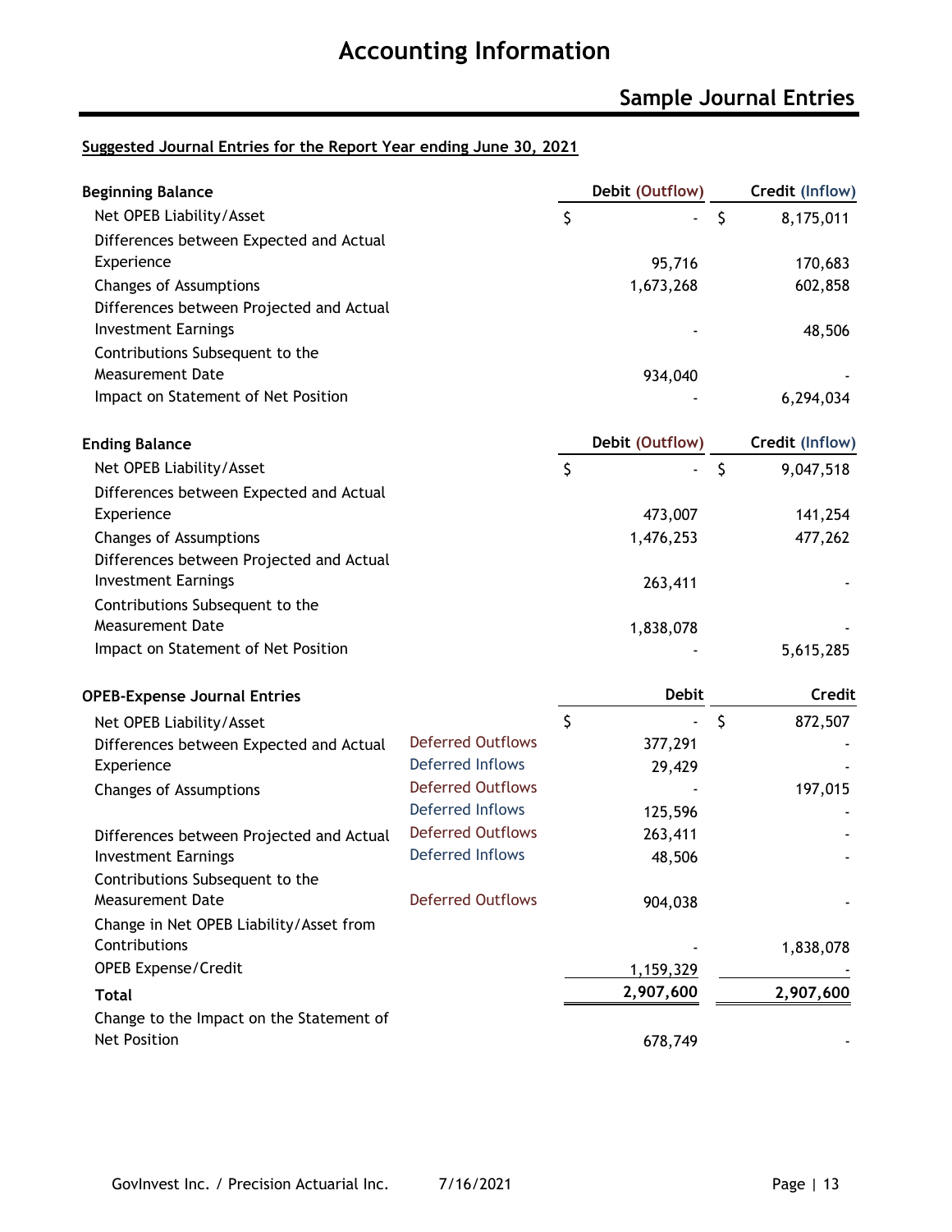# Accounting Information

## Sample Journal Entries

**Suggested Journal Entries for the Report Year ending June 30, 2021**

| **Beginning Balance** | **Debit (Outflow)** | **Credit (Inflow)** |
|---|---|---|
| Net OPEB Liability/Asset | $ - | $ 8,175,011 |
| Differences between Expected and Actual Experience | 95,716 | 170,683 |
| Changes of Assumptions | 1,673,268 | 602,858 |
| Differences between Projected and Actual Investment Earnings | - | 48,506 |
| Contributions Subsequent to the Measurement Date | 934,040 | - |
| Impact on Statement of Net Position | - | 6,294,034 |

| **Ending Balance** | **Debit (Outflow)** | **Credit (Inflow)** |
|---|---|---|
| Net OPEB Liability/Asset | $ - | $ 9,047,518 |
| Differences between Expected and Actual Experience | 473,007 | 141,254 |
| Changes of Assumptions | 1,476,253 | 477,262 |
| Differences between Projected and Actual Investment Earnings | 263,411 | - |
| Contributions Subsequent to the Measurement Date | 1,838,078 | - |
| Impact on Statement of Net Position | - | 5,615,285 |

| **OPEB-Expense Journal Entries** | | **Debit** | **Credit** |
|---|---|---|---|
| Net OPEB Liability/Asset | | $ - | $ 872,507 |
| Differences between Expected and Actual Experience | Deferred Outflows | 377,291 | - |
| | Deferred Inflows | 29,429 | - |
| Changes of Assumptions | Deferred Outflows | - | 197,015 |
| | Deferred Inflows | 125,596 | - |
| Differences between Projected and Actual Investment Earnings | Deferred Outflows | 263,411 | - |
| | Deferred Inflows | 48,506 | - |
| Contributions Subsequent to the Measurement Date | Deferred Outflows | 904,038 | - |
| Change in Net OPEB Liability/Asset from Contributions | | - | 1,838,078 |
| OPEB Expense/Credit | | 1,159,329 | - |
| **Total** | | **2,907,600** | **2,907,600** |
| Change to the Impact on the Statement of Net Position | | 678,749 | - |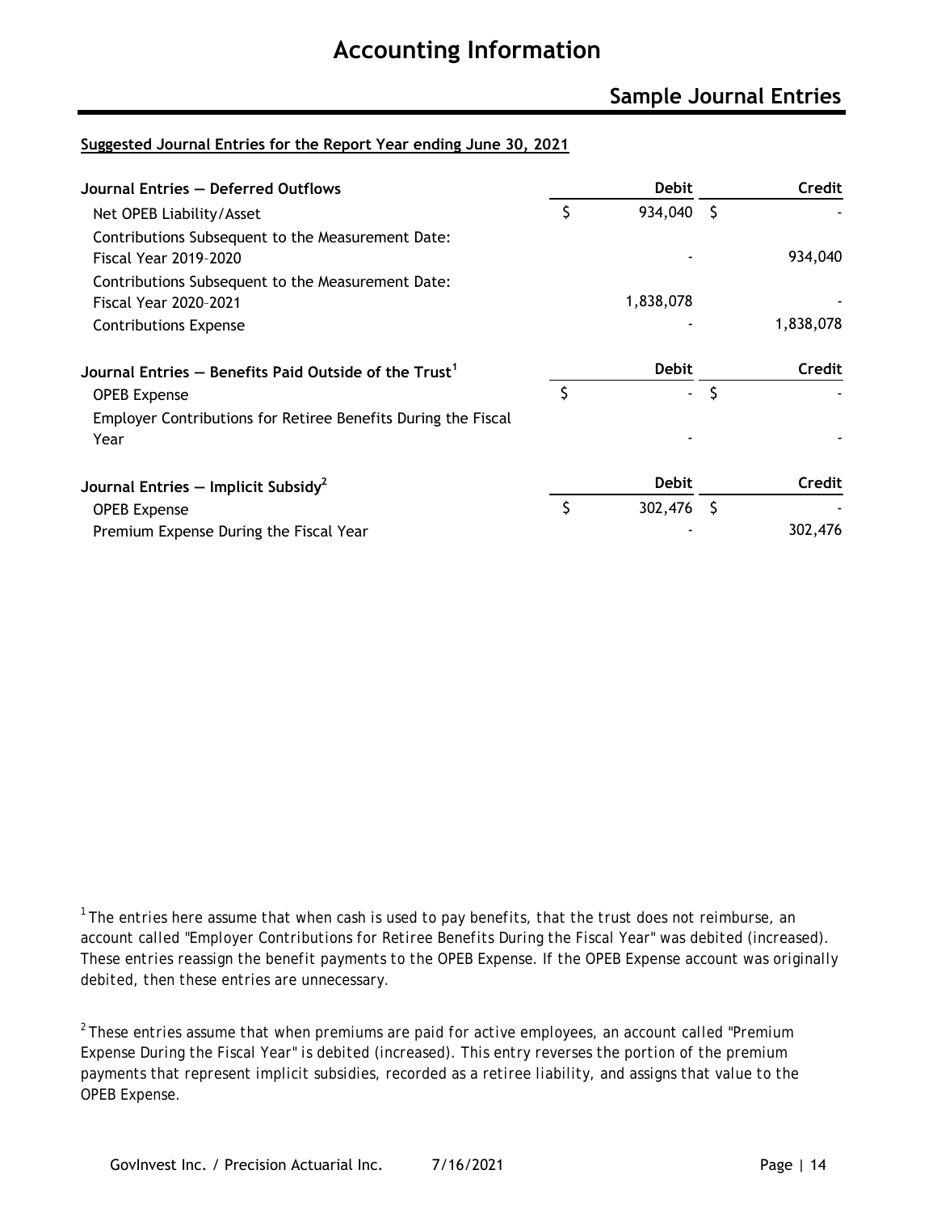# Accounting Information

## Sample Journal Entries

**Suggested Journal Entries for the Report Year ending June 30, 2021**

| Journal Entries — Deferred Outflows | Debit | Credit |
|---|---|---|
| Net OPEB Liability/Asset | $ 934,040 | $ - |
| Contributions Subsequent to the Measurement Date: Fiscal Year 2019–2020 | - | 934,040 |
| Contributions Subsequent to the Measurement Date: Fiscal Year 2020–2021 | 1,838,078 | - |
| Contributions Expense | - | 1,838,078 |

| Journal Entries — Benefits Paid Outside of the Trust[1] | Debit | Credit |
|---|---|---|
| OPEB Expense | $ - | $ - |
| Employer Contributions for Retiree Benefits During the Fiscal Year | - | - |

| Journal Entries — Implicit Subsidy[2] | Debit | Credit |
|---|---|---|
| OPEB Expense | $ 302,476 | $ - |
| Premium Expense During the Fiscal Year | - | 302,476 |

[1] *The entries here assume that when cash is used to pay benefits, that the trust does not reimburse, an account called "Employer Contributions for Retiree Benefits During the Fiscal Year" was debited (increased). These entries reassign the benefit payments to the OPEB Expense. If the OPEB Expense account was originally debited, then these entries are unnecessary.*

[2] *These entries assume that when premiums are paid for active employees, an account called "Premium Expense During the Fiscal Year" is debited (increased). This entry reverses the portion of the premium payments that represent implicit subsidies, recorded as a retiree liability, and assigns that value to the OPEB Expense.*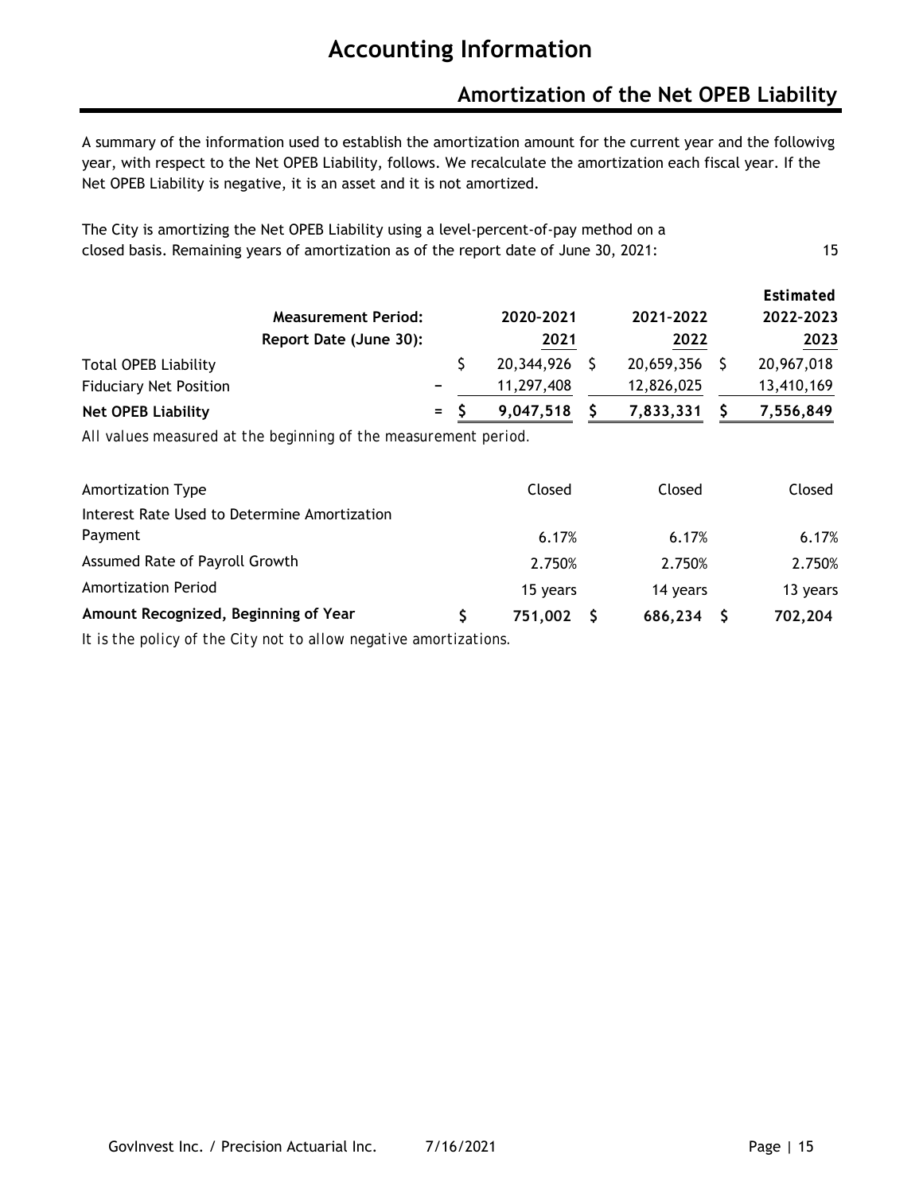# Accounting Information

## Amortization of the Net OPEB Liability

A summary of the information used to establish the amortization amount for the current year and the followivg year, with respect to the Net OPEB Liability, follows. We recalculate the amortization each fiscal year. If the Net OPEB Liability is negative, it is an asset and it is not amortized.

The City is amortizing the Net OPEB Liability using a level-percent-of-pay method on a closed basis. Remaining years of amortization as of the report date of June 30, 2021: 15

| Measurement Period: | | 2020-2021 | 2021-2022 | Estimated 2022-2023 |
|---|---|---|---|---|
| **Report Date (June 30):** | | 2021 | 2022 | 2023 |
| Total OPEB Liability | | $ 20,344,926 | $ 20,659,356 | $ 20,967,018 |
| Fiduciary Net Position | − | 11,297,408 | 12,826,025 | 13,410,169 |
| **Net OPEB Liability** | = | **$ 9,047,518** | **$ 7,833,331** | **$ 7,556,849** |

*All values measured at the beginning of the measurement period.*

| | 2020-2021 | 2021-2022 | Estimated 2022-2023 |
|---|---|---|---|
| Amortization Type | Closed | Closed | Closed |
| Interest Rate Used to Determine Amortization Payment | 6.17% | 6.17% | 6.17% |
| Assumed Rate of Payroll Growth | 2.750% | 2.750% | 2.750% |
| Amortization Period | 15 years | 14 years | 13 years |
| **Amount Recognized, Beginning of Year** | **$ 751,002** | **$ 686,234** | **$ 702,204** |

*It is the policy of the City not to allow negative amortizations.*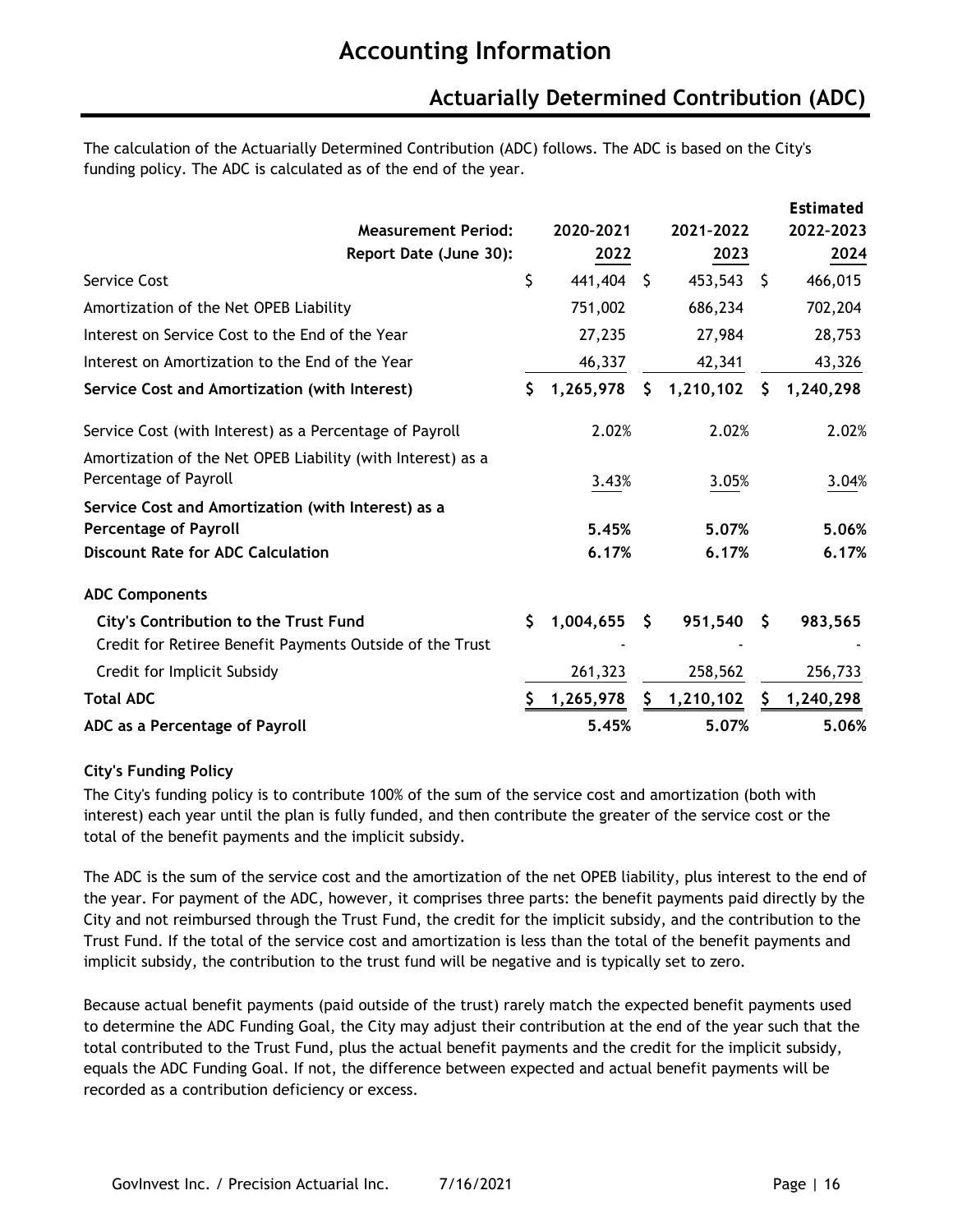# Accounting Information

## Actuarially Determined Contribution (ADC)

The calculation of the Actuarially Determined Contribution (ADC) follows. The ADC is based on the City's funding policy. The ADC is calculated as of the end of the year.

| Measurement Period: | 2020-2021 | 2021-2022 | Estimated 2022-2023 |
|---|---|---|---|
| Report Date (June 30): | 2022 | 2023 | 2024 |
| Service Cost | $ 441,404 | $ 453,543 | $ 466,015 |
| Amortization of the Net OPEB Liability | 751,002 | 686,234 | 702,204 |
| Interest on Service Cost to the End of the Year | 27,235 | 27,984 | 28,753 |
| Interest on Amortization to the End of the Year | 46,337 | 42,341 | 43,326 |
| **Service Cost and Amortization (with Interest)** | **$ 1,265,978** | **$ 1,210,102** | **$ 1,240,298** |
| Service Cost (with Interest) as a Percentage of Payroll | 2.02% | 2.02% | 2.02% |
| Amortization of the Net OPEB Liability (with Interest) as a Percentage of Payroll | 3.43% | 3.05% | 3.04% |
| **Service Cost and Amortization (with Interest) as a Percentage of Payroll** | **5.45%** | **5.07%** | **5.06%** |
| **Discount Rate for ADC Calculation** | **6.17%** | **6.17%** | **6.17%** |
| **ADC Components** | | | |
| **City's Contribution to the Trust Fund** | **$ 1,004,655** | **$ 951,540** | **$ 983,565** |
| Credit for Retiree Benefit Payments Outside of the Trust | - | - | - |
| Credit for Implicit Subsidy | 261,323 | 258,562 | 256,733 |
| **Total ADC** | **$ 1,265,978** | **$ 1,210,102** | **$ 1,240,298** |
| **ADC as a Percentage of Payroll** | **5.45%** | **5.07%** | **5.06%** |

**City's Funding Policy**

The City's funding policy is to contribute 100% of the sum of the service cost and amortization (both with interest) each year until the plan is fully funded, and then contribute the greater of the service cost or the total of the benefit payments and the implicit subsidy.

The ADC is the sum of the service cost and the amortization of the net OPEB liability, plus interest to the end of the year. For payment of the ADC, however, it comprises three parts: the benefit payments paid directly by the City and not reimbursed through the Trust Fund, the credit for the implicit subsidy, and the contribution to the Trust Fund. If the total of the service cost and amortization is less than the total of the benefit payments and implicit subsidy, the contribution to the trust fund will be negative and is typically set to zero.

Because actual benefit payments (paid outside of the trust) rarely match the expected benefit payments used to determine the ADC Funding Goal, the City may adjust their contribution at the end of the year such that the total contributed to the Trust Fund, plus the actual benefit payments and the credit for the implicit subsidy, equals the ADC Funding Goal. If not, the difference between expected and actual benefit payments will be recorded as a contribution deficiency or excess.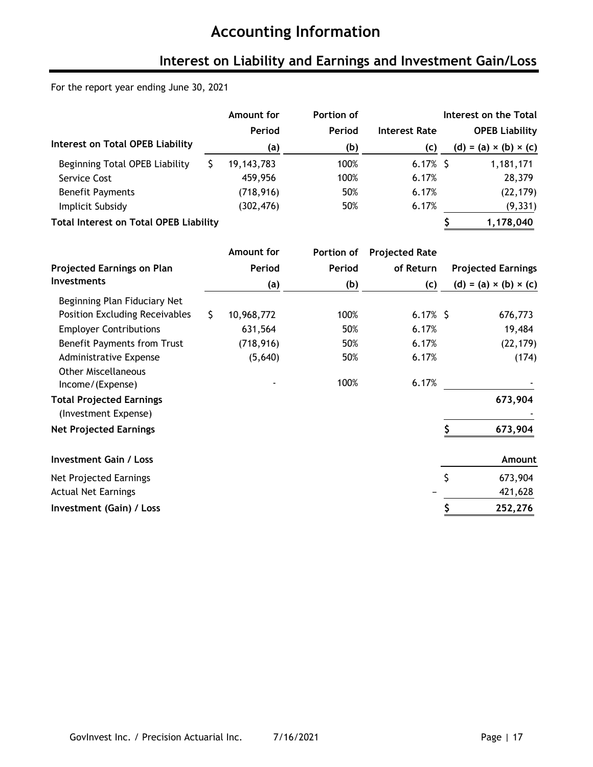# Accounting Information

## Interest on Liability and Earnings and Investment Gain/Loss

For the report year ending June 30, 2021

| Interest on Total OPEB Liability | Amount for Period (a) | Portion of Period (b) | Interest Rate (c) | Interest on the Total OPEB Liability (d) = (a) × (b) × (c) |
|---|---|---|---|---|
| Beginning Total OPEB Liability | $ 19,143,783 | 100% | 6.17% | $ 1,181,171 |
| Service Cost | 459,956 | 100% | 6.17% | 28,379 |
| Benefit Payments | (718,916) | 50% | 6.17% | (22,179) |
| Implicit Subsidy | (302,476) | 50% | 6.17% | (9,331) |
| **Total Interest on Total OPEB Liability** | | | | **$ 1,178,040** |

| Projected Earnings on Plan Investments | Amount for Period (a) | Portion of Period (b) | Projected Rate of Return (c) | Projected Earnings (d) = (a) × (b) × (c) |
|---|---|---|---|---|
| Beginning Plan Fiduciary Net Position Excluding Receivables | $ 10,968,772 | 100% | 6.17% | $ 676,773 |
| Employer Contributions | 631,564 | 50% | 6.17% | 19,484 |
| Benefit Payments from Trust | (718,916) | 50% | 6.17% | (22,179) |
| Administrative Expense | (5,640) | 50% | 6.17% | (174) |
| Other Miscellaneous Income/(Expense) | - | 100% | 6.17% | - |
| **Total Projected Earnings** | | | | **673,904** |
| (Investment Expense) | | | | - |
| **Net Projected Earnings** | | | | **$ 673,904** |

| Investment Gain / Loss | Amount |
|---|---|
| Net Projected Earnings | $ 673,904 |
| Actual Net Earnings | – 421,628 |
| **Investment (Gain) / Loss** | **$ 252,276** |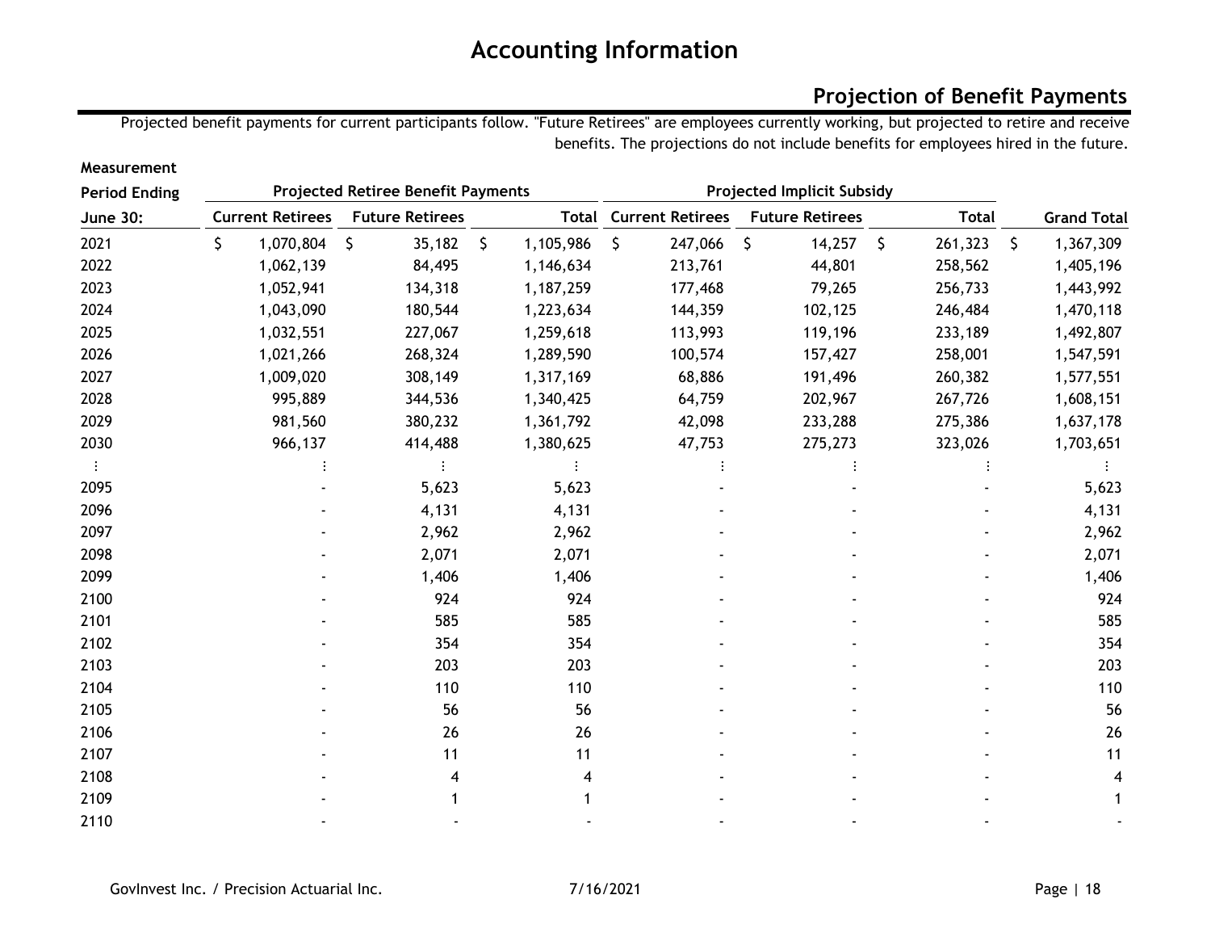# Accounting Information

## Projection of Benefit Payments

Projected benefit payments for current participants follow. "Future Retirees" are employees currently working, but projected to retire and receive benefits. The projections do not include benefits for employees hired in the future.

| Measurement Period Ending June 30: | Projected Retiree Benefit Payments | | | Projected Implicit Subsidy | | | Grand Total |
|---|---|---|---|---|---|---|---|
| | Current Retirees | Future Retirees | Total | Current Retirees | Future Retirees | Total | |
| 2021 | $ 1,070,804 | $ 35,182 | $ 1,105,986 | $ 247,066 | $ 14,257 | $ 261,323 | $ 1,367,309 |
| 2022 | 1,062,139 | 84,495 | 1,146,634 | 213,761 | 44,801 | 258,562 | 1,405,196 |
| 2023 | 1,052,941 | 134,318 | 1,187,259 | 177,468 | 79,265 | 256,733 | 1,443,992 |
| 2024 | 1,043,090 | 180,544 | 1,223,634 | 144,359 | 102,125 | 246,484 | 1,470,118 |
| 2025 | 1,032,551 | 227,067 | 1,259,618 | 113,993 | 119,196 | 233,189 | 1,492,807 |
| 2026 | 1,021,266 | 268,324 | 1,289,590 | 100,574 | 157,427 | 258,001 | 1,547,591 |
| 2027 | 1,009,020 | 308,149 | 1,317,169 | 68,886 | 191,496 | 260,382 | 1,577,551 |
| 2028 | 995,889 | 344,536 | 1,340,425 | 64,759 | 202,967 | 267,726 | 1,608,151 |
| 2029 | 981,560 | 380,232 | 1,361,792 | 42,098 | 233,288 | 275,386 | 1,637,178 |
| 2030 | 966,137 | 414,488 | 1,380,625 | 47,753 | 275,273 | 323,026 | 1,703,651 |
| ⋮ | ⋮ | ⋮ | ⋮ | ⋮ | ⋮ | ⋮ | ⋮ |
| 2095 | - | 5,623 | 5,623 | - | - | - | 5,623 |
| 2096 | - | 4,131 | 4,131 | - | - | - | 4,131 |
| 2097 | - | 2,962 | 2,962 | - | - | - | 2,962 |
| 2098 | - | 2,071 | 2,071 | - | - | - | 2,071 |
| 2099 | - | 1,406 | 1,406 | - | - | - | 1,406 |
| 2100 | - | 924 | 924 | - | - | - | 924 |
| 2101 | - | 585 | 585 | - | - | - | 585 |
| 2102 | - | 354 | 354 | - | - | - | 354 |
| 2103 | - | 203 | 203 | - | - | - | 203 |
| 2104 | - | 110 | 110 | - | - | - | 110 |
| 2105 | - | 56 | 56 | - | - | - | 56 |
| 2106 | - | 26 | 26 | - | - | - | 26 |
| 2107 | - | 11 | 11 | - | - | - | 11 |
| 2108 | - | 4 | 4 | - | - | - | 4 |
| 2109 | - | 1 | 1 | - | - | - | 1 |
| 2110 | - | - | - | - | - | - | - |

GovInvest Inc. / Precision Actuarial Inc. 7/16/2021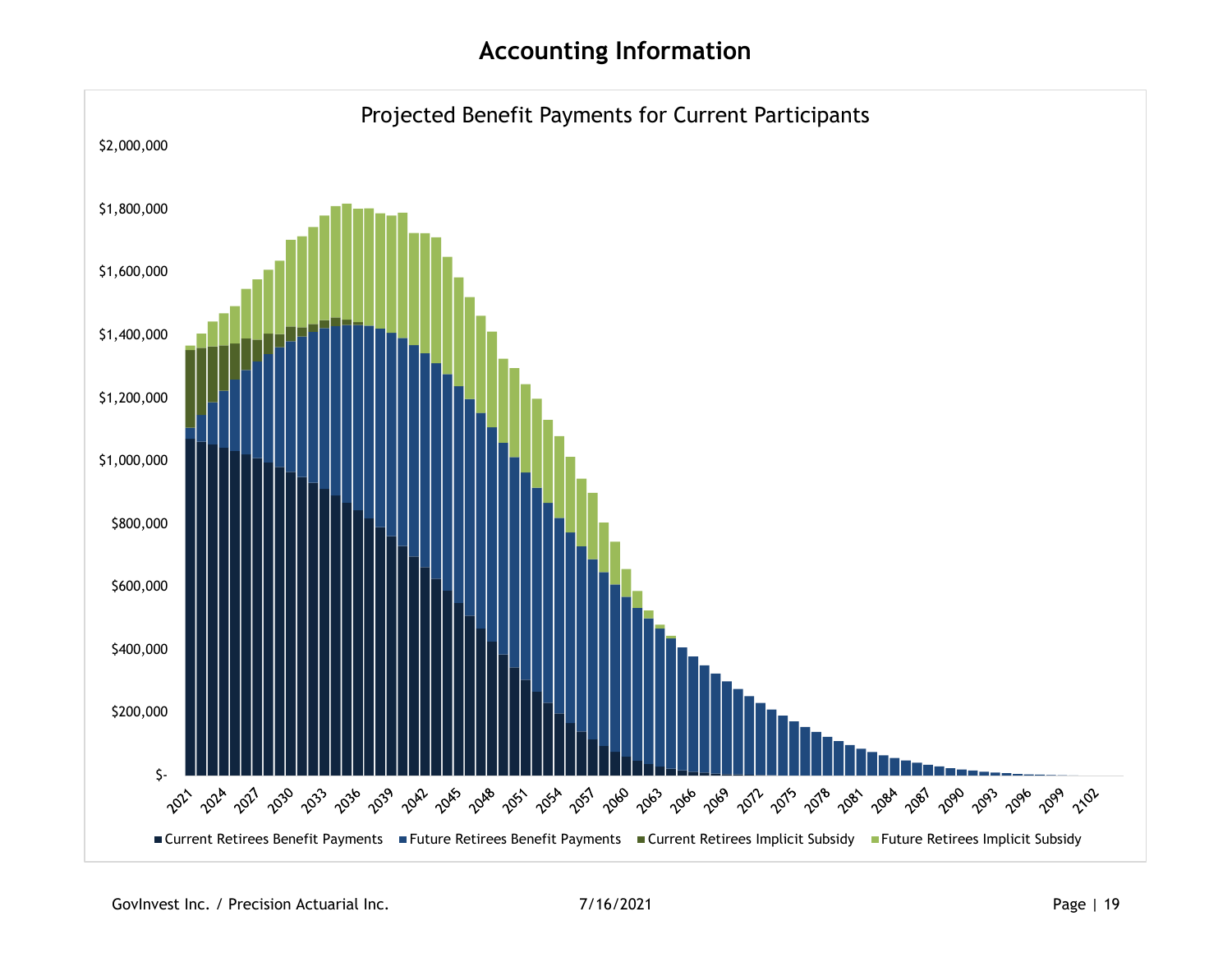# Accounting Information

Projected Benefit Payments for Current Participants

$2,000,000
$1,800,000
$1,600,000
$1,400,000
$1,200,000
$1,000,000
$800,000
$600,000
$400,000
$200,000
$-

2021 2024 2027 2030 2033 2036 2039 2042 2045 2048 2051 2054 2057 2060 2063 2066 2069 2072 2075 2078 2081 2084 2087 2090 2093 2096 2099 2102

Current Retirees Benefit Payments | Future Retirees Benefit Payments | Current Retirees Implicit Subsidy | Future Retirees Implicit Subsidy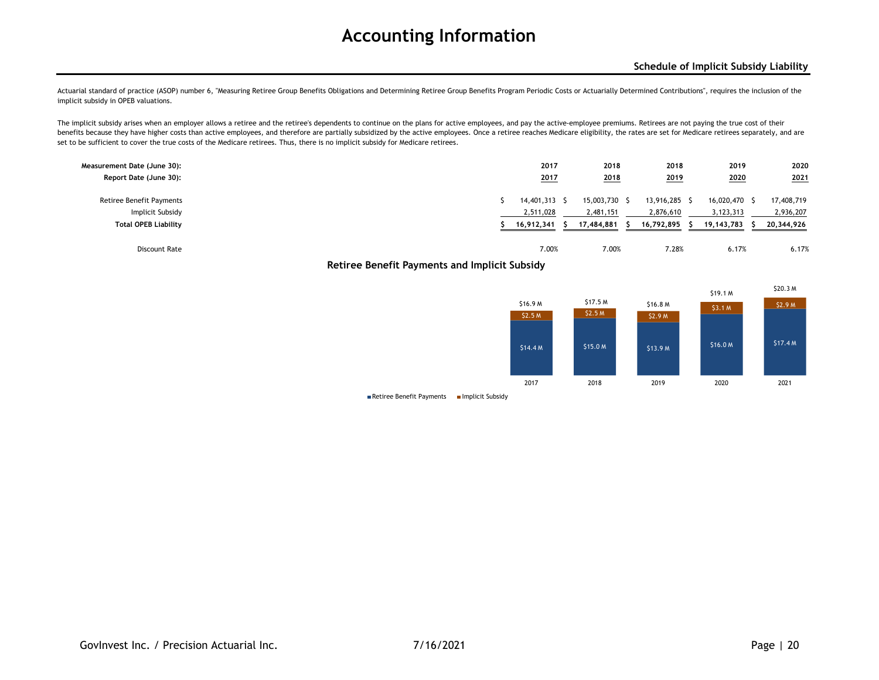# Accounting Information

### Schedule of Implicit Subsidy Liability

Actuarial standard of practice (ASOP) number 6, "Measuring Retiree Group Benefits Obligations and Determining Retiree Group Benefits Program Periodic Costs or Actuarially Determined Contributions", requires the inclusion of the implicit subsidy in OPEB valuations.

The implicit subsidy arises when an employer allows a retiree and the retiree's dependents to continue on the plans for active employees, and pay the active-employee premiums. Retirees are not paying the true cost of their benefits because they have higher costs than active employees, and therefore are partially subsidized by the active employees. Once a retiree reaches Medicare eligibility, the rates are set for Medicare retirees separately, and are set to be sufficient to cover the true costs of the Medicare retirees. Thus, there is no implicit subsidy for Medicare retirees.

| **Measurement Date (June 30):** | **2017** | **2018** | **2018** | **2019** | **2020** |
|---|---|---|---|---|---|
| **Report Date (June 30):** | **2017** | **2018** | **2019** | **2020** | **2021** |
| Retiree Benefit Payments | $ 14,401,313 | $ 15,003,730 | $ 13,916,285 | $ 16,020,470 | $ 17,408,719 |
| Implicit Subsidy | 2,511,028 | 2,481,151 | 2,876,610 | 3,123,313 | 2,936,207 |
| **Total OPEB Liability** | **$ 16,912,341** | **$ 17,484,881** | **$ 16,792,895** | **$ 19,143,783** | **$ 20,344,926** |
| Discount Rate | 7.00% | 7.00% | 7.28% | 6.17% | 6.17% |

**Retiree Benefit Payments and Implicit Subsidy**

| Year | Retiree Benefit Payments | Implicit Subsidy | Total |
|---|---|---|---|
| 2017 | $14.4 M | $2.5 M | $16.9 M |
| 2018 | $15.0 M | $2.5 M | $17.5 M |
| 2019 | $13.9 M | $2.9 M | $16.8 M |
| 2020 | $16.0 M | $3.1 M | $19.1 M |
| 2021 | $17.4 M | $2.9 M | $20.3 M |

■ Retiree Benefit Payments ■ Implicit Subsidy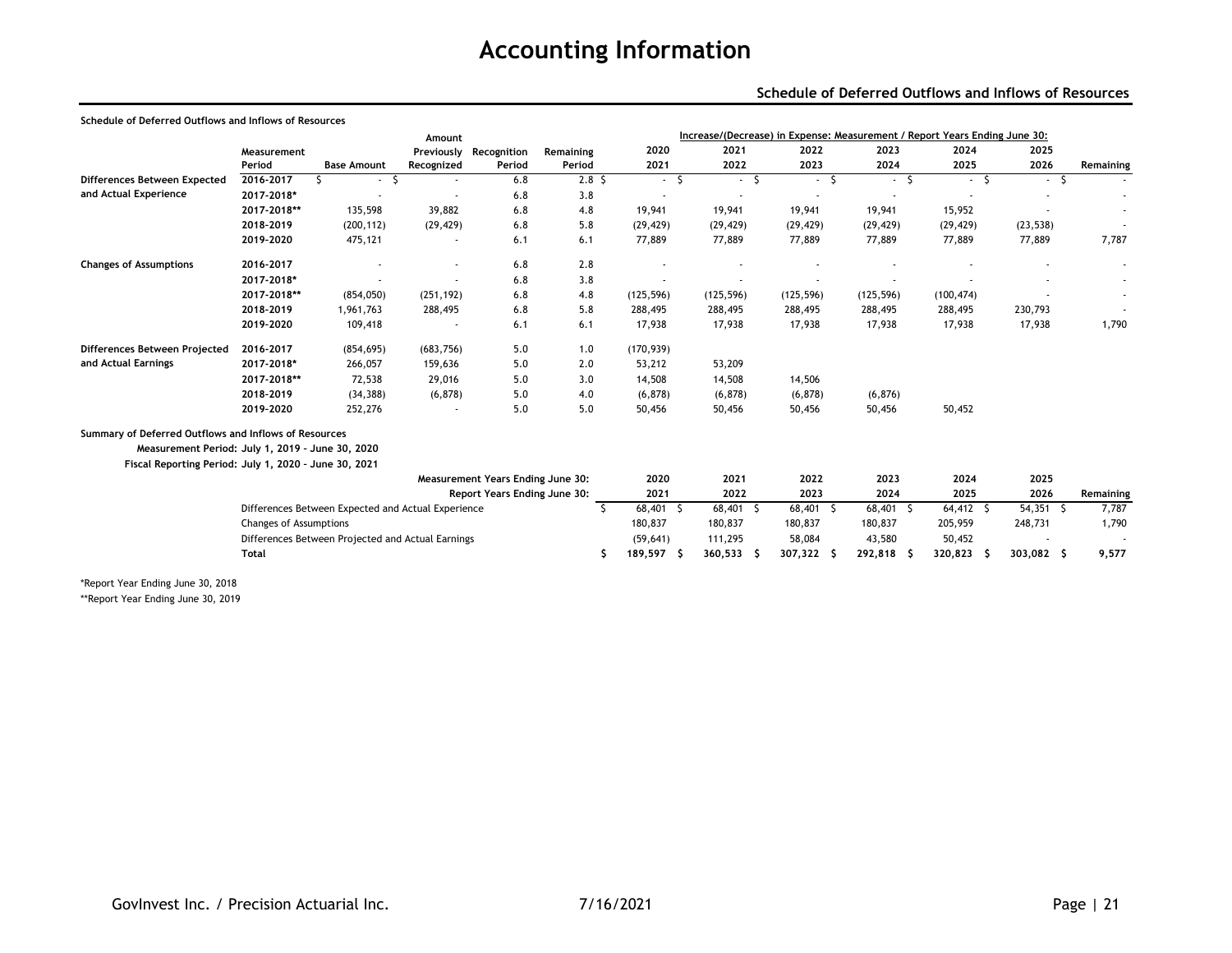# Accounting Information

## Schedule of Deferred Outflows and Inflows of Resources

**Schedule of Deferred Outflows and Inflows of Resources**

| | Measurement Period | Base Amount | Amount Previously Recognized | Recognition Period | Remaining Period | 2020 / 2021 | 2021 / 2022 | 2022 / 2023 | 2023 / 2024 | 2024 / 2025 | 2025 / 2026 | Remaining |
|---|---|---|---|---|---|---|---|---|---|---|---|---|
| | | | | | | Increase/(Decrease) in Expense: Measurement / Report Years Ending June 30: | | | | | | |
| **Differences Between Expected and Actual Experience** | 2016-2017 | $ - | $ - | 6.8 | 2.8 | $ - | $ - | $ - | $ - | $ - | $ - | $ - |
| | 2017-2018* | - | - | 6.8 | 3.8 | - | - | - | - | - | - | - |
| | 2017-2018** | 135,598 | 39,882 | 6.8 | 4.8 | 19,941 | 19,941 | 19,941 | 19,941 | 15,952 | - | - |
| | 2018-2019 | (200,112) | (29,429) | 6.8 | 5.8 | (29,429) | (29,429) | (29,429) | (29,429) | (29,429) | (23,538) | - |
| | 2019-2020 | 475,121 | - | 6.1 | 6.1 | 77,889 | 77,889 | 77,889 | 77,889 | 77,889 | 77,889 | 7,787 |
| **Changes of Assumptions** | 2016-2017 | - | - | 6.8 | 2.8 | - | - | - | - | - | - | - |
| | 2017-2018* | - | - | 6.8 | 3.8 | - | - | - | - | - | - | - |
| | 2017-2018** | (854,050) | (251,192) | 6.8 | 4.8 | (125,596) | (125,596) | (125,596) | (125,596) | (100,474) | - | - |
| | 2018-2019 | 1,961,763 | 288,495 | 6.8 | 5.8 | 288,495 | 288,495 | 288,495 | 288,495 | 288,495 | 230,793 | - |
| | 2019-2020 | 109,418 | - | 6.1 | 6.1 | 17,938 | 17,938 | 17,938 | 17,938 | 17,938 | 17,938 | 1,790 |
| **Differences Between Projected and Actual Earnings** | 2016-2017 | (854,695) | (683,756) | 5.0 | 1.0 | (170,939) | | | | | | |
| | 2017-2018* | 266,057 | 159,636 | 5.0 | 2.0 | 53,212 | 53,209 | | | | | |
| | 2017-2018** | 72,538 | 29,016 | 5.0 | 3.0 | 14,508 | 14,508 | 14,506 | | | | |
| | 2018-2019 | (34,388) | (6,878) | 5.0 | 4.0 | (6,878) | (6,878) | (6,878) | (6,876) | | | |
| | 2019-2020 | 252,276 | - | 5.0 | 5.0 | 50,456 | 50,456 | 50,456 | 50,456 | 50,452 | | |

**Summary of Deferred Outflows and Inflows of Resources**

**Measurement Period: July 1, 2019 - June 30, 2020**

**Fiscal Reporting Period: July 1, 2020 - June 30, 2021**

| Measurement Years Ending June 30: / Report Years Ending June 30: | 2020 / 2021 | 2021 / 2022 | 2022 / 2023 | 2023 / 2024 | 2024 / 2025 | 2025 / 2026 | Remaining |
|---|---|---|---|---|---|---|---|
| Differences Between Expected and Actual Experience | $ 68,401 | $ 68,401 | $ 68,401 | $ 68,401 | $ 64,412 | $ 54,351 | $ 7,787 |
| Changes of Assumptions | 180,837 | 180,837 | 180,837 | 180,837 | 205,959 | 248,731 | 1,790 |
| Differences Between Projected and Actual Earnings | (59,641) | 111,295 | 58,084 | 43,580 | 50,452 | - | - |
| **Total** | **$ 189,597** | **$ 360,533** | **$ 307,322** | **$ 292,818** | **$ 320,823** | **$ 303,082** | **$ 9,577** |

*Report Year Ending June 30, 2018

**Report Year Ending June 30, 2019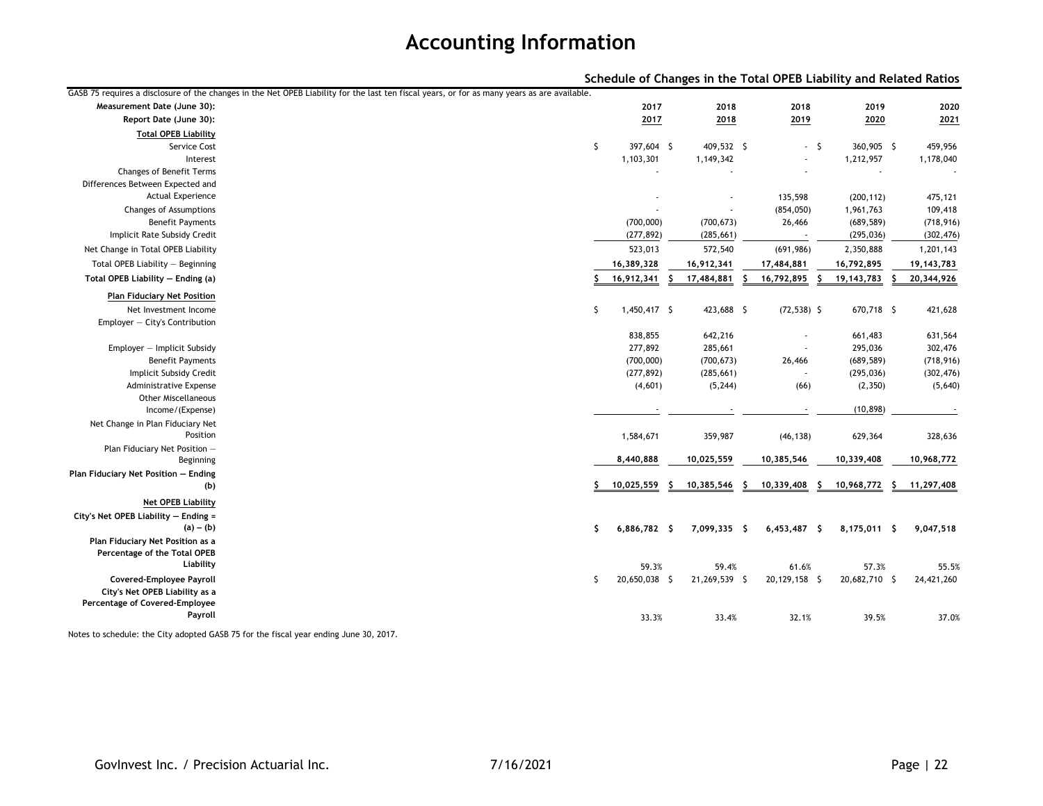# Accounting Information

## Schedule of Changes in the Total OPEB Liability and Related Ratios

GASB 75 requires a disclosure of the changes in the Net OPEB Liability for the last ten fiscal years, or for as many years as are available.

| Measurement Date (June 30): | 2017 | 2018 | 2018 | 2019 | 2020 |
|---|---|---|---|---|---|
| Report Date (June 30): | 2017 | 2018 | 2019 | 2020 | 2021 |
| **Total OPEB Liability** | | | | | |
| Service Cost | $ 397,604 | $ 409,532 | $ - | $ 360,905 | $ 459,956 |
| Interest | 1,103,301 | 1,149,342 | - | 1,212,957 | 1,178,040 |
| Changes of Benefit Terms | - | - | - | - | - |
| Differences Between Expected and Actual Experience | - | - | 135,598 | (200,112) | 475,121 |
| Changes of Assumptions | - | - | (854,050) | 1,961,763 | 109,418 |
| Benefit Payments | (700,000) | (700,673) | 26,466 | (689,589) | (718,916) |
| Implicit Rate Subsidy Credit | (277,892) | (285,661) | - | (295,036) | (302,476) |
| Net Change in Total OPEB Liability | 523,013 | 572,540 | (691,986) | 2,350,888 | 1,201,143 |
| Total OPEB Liability — Beginning | 16,389,328 | 16,912,341 | 17,484,881 | 16,792,895 | 19,143,783 |
| **Total OPEB Liability — Ending (a)** | $ 16,912,341 | $ 17,484,881 | $ 16,792,895 | $ 19,143,783 | $ 20,344,926 |
| **Plan Fiduciary Net Position** | | | | | |
| Net Investment Income | $ 1,450,417 | $ 423,688 | $ (72,538) | $ 670,718 | $ 421,628 |
| Employer — City's Contribution | 838,855 | 642,216 | - | 661,483 | 631,564 |
| Employer — Implicit Subsidy | 277,892 | 285,661 | - | 295,036 | 302,476 |
| Benefit Payments | (700,000) | (700,673) | 26,466 | (689,589) | (718,916) |
| Implicit Subsidy Credit | (277,892) | (285,661) | - | (295,036) | (302,476) |
| Administrative Expense | (4,601) | (5,244) | (66) | (2,350) | (5,640) |
| Other Miscellaneous Income/(Expense) | - | - | - | (10,898) | - |
| Net Change in Plan Fiduciary Net Position | 1,584,671 | 359,987 | (46,138) | 629,364 | 328,636 |
| Plan Fiduciary Net Position — Beginning | 8,440,888 | 10,025,559 | 10,385,546 | 10,339,408 | 10,968,772 |
| **Plan Fiduciary Net Position — Ending (b)** | $ 10,025,559 | $ 10,385,546 | $ 10,339,408 | $ 10,968,772 | $ 11,297,408 |
| **Net OPEB Liability** | | | | | |
| **City's Net OPEB Liability — Ending = (a) – (b)** | $ 6,886,782 | $ 7,099,335 | $ 6,453,487 | $ 8,175,011 | $ 9,047,518 |
| **Plan Fiduciary Net Position as a Percentage of the Total OPEB Liability** | 59.3% | 59.4% | 61.6% | 57.3% | 55.5% |
| **Covered-Employee Payroll** | $ 20,650,038 | $ 21,269,539 | $ 20,129,158 | $ 20,682,710 | $ 24,421,260 |
| **City's Net OPEB Liability as a Percentage of Covered-Employee Payroll** | 33.3% | 33.4% | 32.1% | 39.5% | 37.0% |

Notes to schedule: the City adopted GASB 75 for the fiscal year ending June 30, 2017.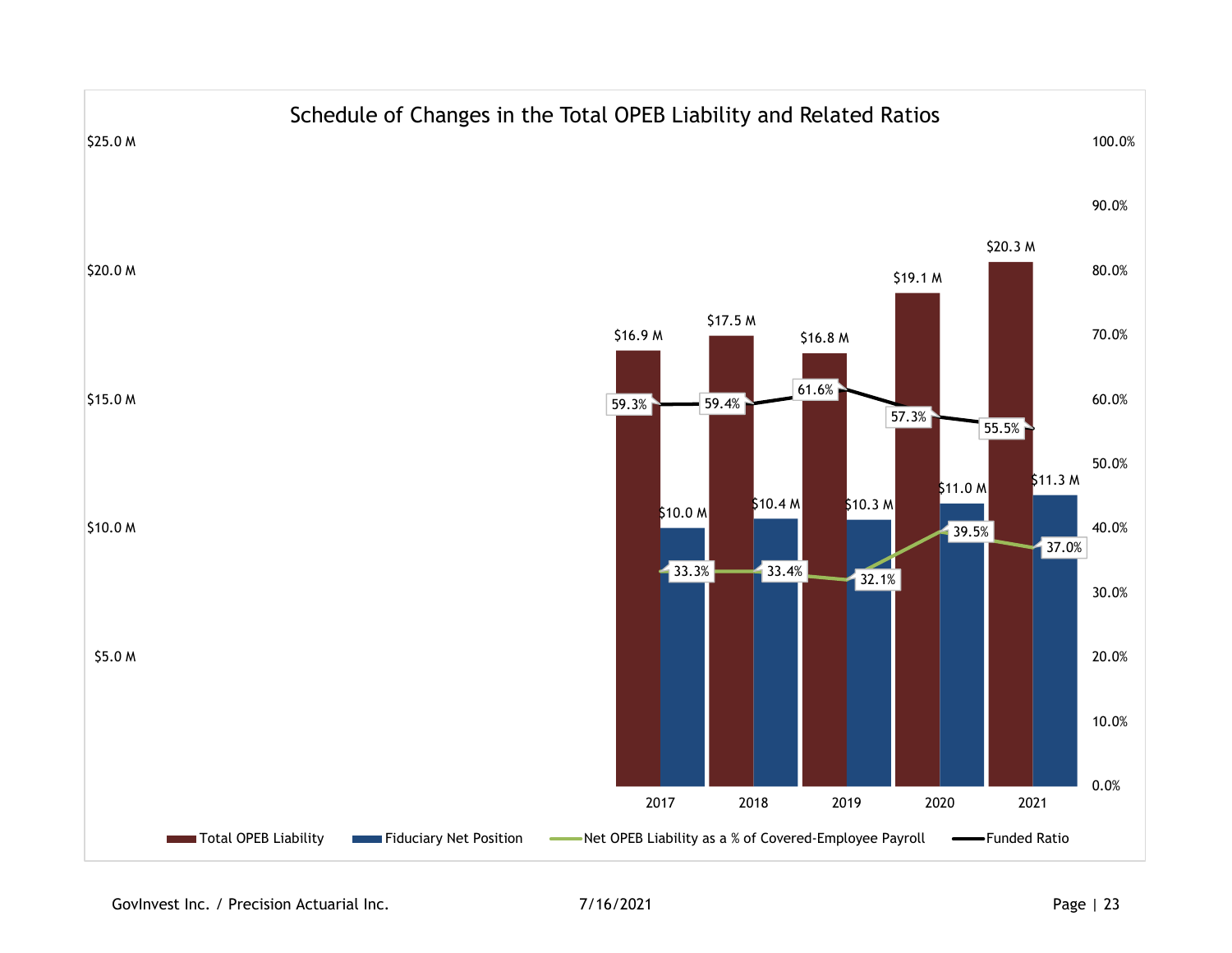## Schedule of Changes in the Total OPEB Liability and Related Ratios

| | 2017 | 2018 | 2019 | 2020 | 2021 |
|---|---|---|---|---|---|
| Total OPEB Liability | $16.9 M | $17.5 M | $16.8 M | $19.1 M | $20.3 M |
| Fiduciary Net Position | $10.0 M | $10.4 M | $10.3 M | $11.0 M | $11.3 M |
| Net OPEB Liability as a % of Covered-Employee Payroll | 33.3% | 33.4% | 32.1% | 39.5% | 37.0% |
| Funded Ratio | 59.3% | 59.4% | 61.6% | 57.3% | 55.5% |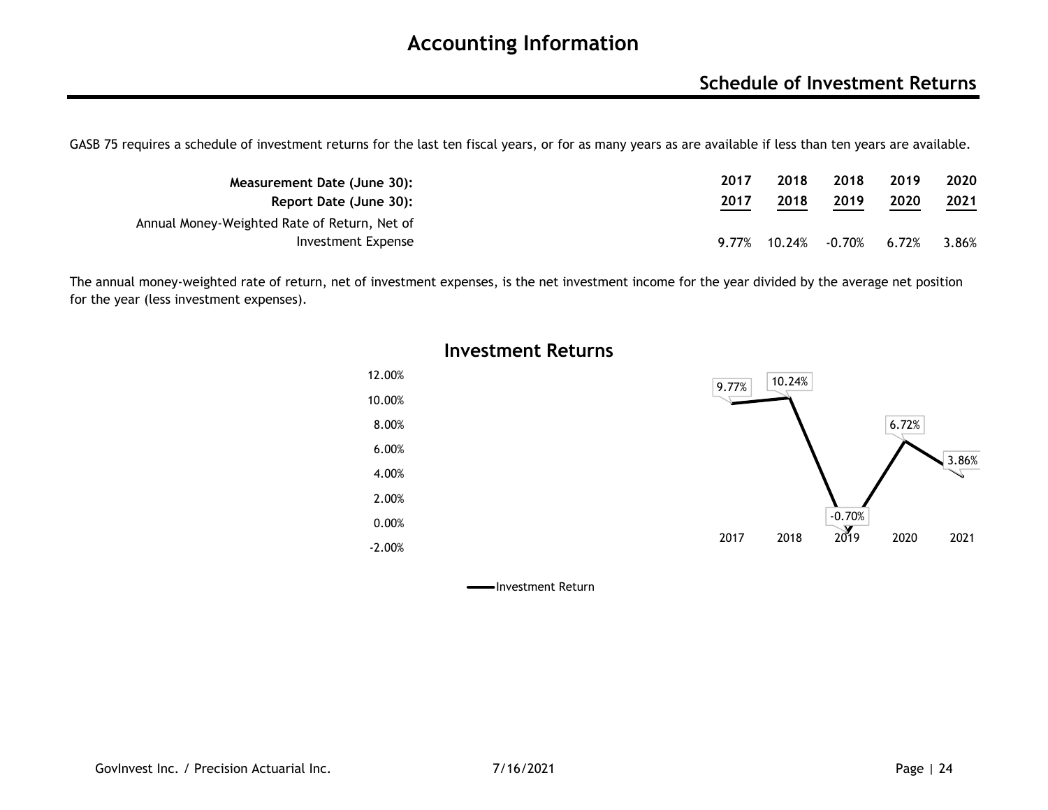# Accounting Information

## Schedule of Investment Returns

GASB 75 requires a schedule of investment returns for the last ten fiscal years, or for as many years as are available if less than ten years are available.

| **Measurement Date (June 30):** | **2017** | **2018** | **2018** | **2019** | **2020** |
|---|---|---|---|---|---|
| **Report Date (June 30):** | **2017** | **2018** | **2019** | **2020** | **2021** |
| Annual Money-Weighted Rate of Return, Net of Investment Expense | 9.77% | 10.24% | -0.70% | 6.72% | 3.86% |

The annual money-weighted rate of return, net of investment expenses, is the net investment income for the year divided by the average net position for the year (less investment expenses).

**Investment Returns**

| Year | Investment Return |
|---|---|
| 2017 | 9.77% |
| 2018 | 10.24% |
| 2019 | -0.70% |
| 2020 | 6.72% |
| 2021 | 3.86% |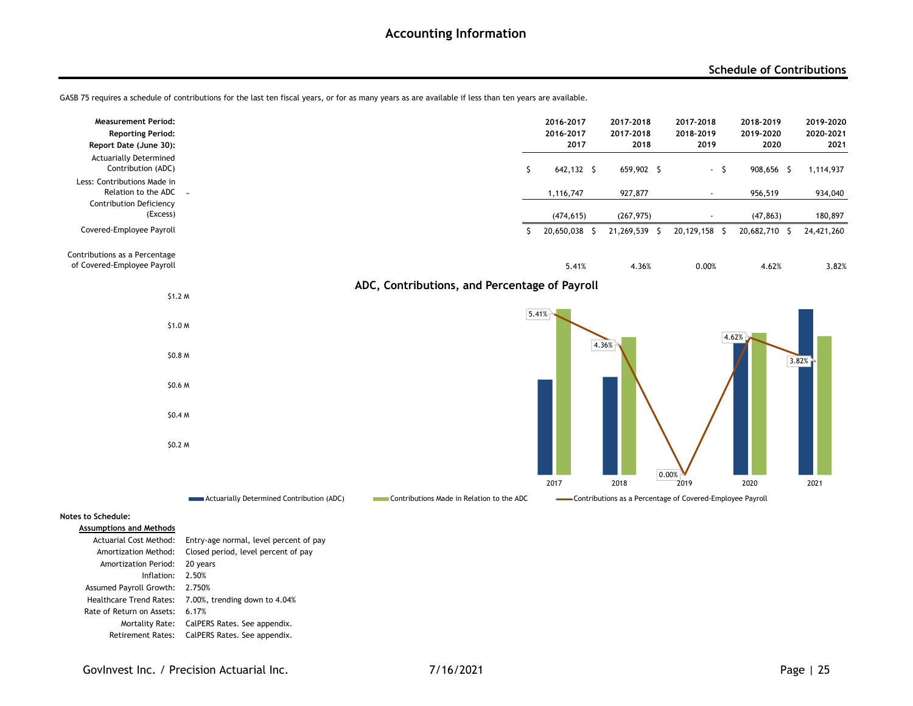# Accounting Information

## Schedule of Contributions

GASB 75 requires a schedule of contributions for the last ten fiscal years, or for as many years as are available if less than ten years are available.

| **Measurement Period:** | **2016-2017** | **2017-2018** | **2017-2018** | **2018-2019** | **2019-2020** |
|---|---|---|---|---|---|
| **Reporting Period:** | **2016-2017** | **2017-2018** | **2018-2019** | **2019-2020** | **2020-2021** |
| **Report Date (June 30):** | **2017** | **2018** | **2019** | **2020** | **2021** |
| Actuarially Determined Contribution (ADC) | $ 642,132 | $ 659,902 | $ - | $ 908,656 | $ 1,114,937 |
| Less: Contributions Made in Relation to the ADC | 1,116,747 | 927,877 | - | 956,519 | 934,040 |
| Contribution Deficiency (Excess) | (474,615) | (267,975) | - | (47,863) | 180,897 |
| Covered-Employee Payroll | $ 20,650,038 | $ 21,269,539 | $ 20,129,158 | $ 20,682,710 | $ 24,421,260 |
| Contributions as a Percentage of Covered-Employee Payroll | 5.41% | 4.36% | 0.00% | 4.62% | 3.82% |

### ADC, Contributions, and Percentage of Payroll

**Notes to Schedule:**

**Assumptions and Methods**

- Actuarial Cost Method: Entry-age normal, level percent of pay
- Amortization Method: Closed period, level percent of pay
- Amortization Period: 20 years
- Inflation: 2.50%
- Assumed Payroll Growth: 2.750%
- Healthcare Trend Rates: 7.00%, trending down to 4.04%
- Rate of Return on Assets: 6.17%
- Mortality Rate: CalPERS Rates. See appendix.
- Retirement Rates: CalPERS Rates. See appendix.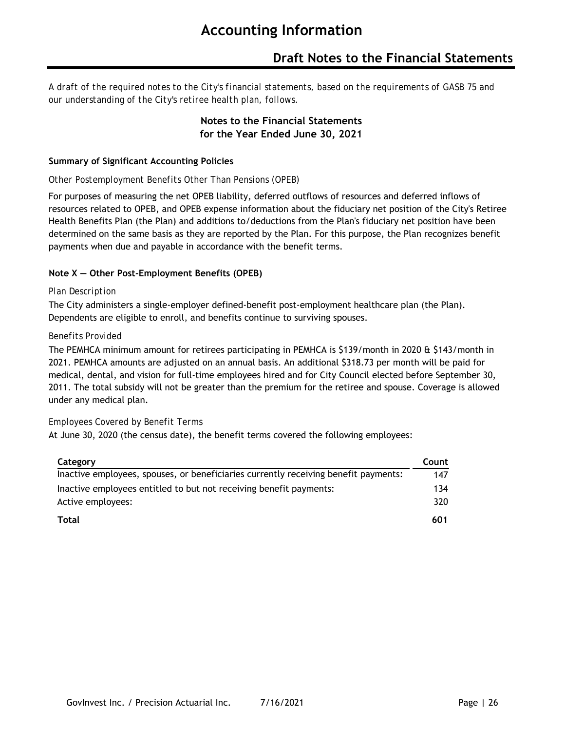# Accounting Information

## Draft Notes to the Financial Statements

*A draft of the required notes to the City's financial statements, based on the requirements of GASB 75 and our understanding of the City's retiree health plan, follows.*

**Notes to the Financial Statements**
**for the Year Ended June 30, 2021**

**Summary of Significant Accounting Policies**

*Other Postemployment Benefits Other Than Pensions (OPEB)*

For purposes of measuring the net OPEB liability, deferred outflows of resources and deferred inflows of resources related to OPEB, and OPEB expense information about the fiduciary net position of the City's Retiree Health Benefits Plan (the Plan) and additions to/deductions from the Plan's fiduciary net position have been determined on the same basis as they are reported by the Plan. For this purpose, the Plan recognizes benefit payments when due and payable in accordance with the benefit terms.

**Note X — Other Post-Employment Benefits (OPEB)**

*Plan Description*

The City administers a single-employer defined-benefit post-employment healthcare plan (the Plan). Dependents are eligible to enroll, and benefits continue to surviving spouses.

*Benefits Provided*

The PEMHCA minimum amount for retirees participating in PEMHCA is $139/month in 2020 & $143/month in 2021. PEMHCA amounts are adjusted on an annual basis. An additional $318.73 per month will be paid for medical, dental, and vision for full-time employees hired and for City Council elected before September 30, 2011. The total subsidy will not be greater than the premium for the retiree and spouse. Coverage is allowed under any medical plan.

*Employees Covered by Benefit Terms*

At June 30, 2020 (the census date), the benefit terms covered the following employees:

| Category | Count |
|---|---|
| Inactive employees, spouses, or beneficiaries currently receiving benefit payments: | 147 |
| Inactive employees entitled to but not receiving benefit payments: | 134 |
| Active employees: | 320 |
| **Total** | **601** |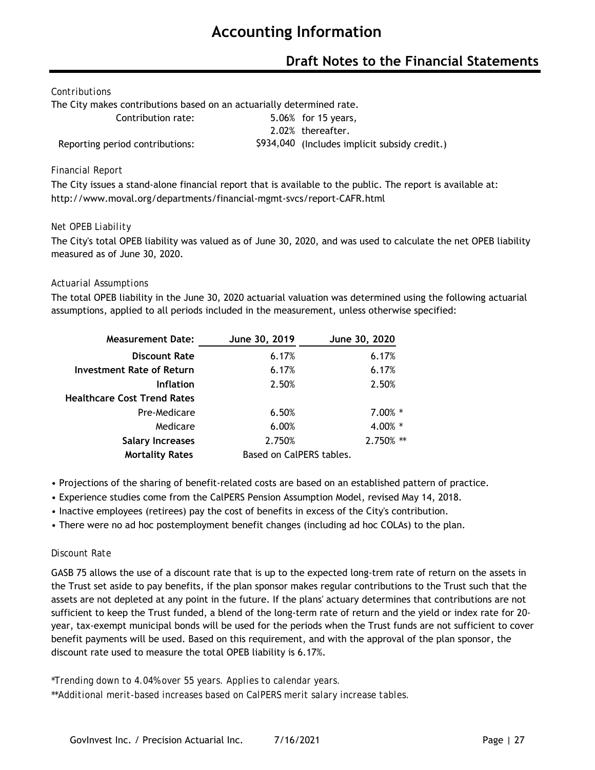# Accounting Information

## Draft Notes to the Financial Statements

*Contributions*

The City makes contributions based on an actuarially determined rate.

| | | |
|---|---|---|
| Contribution rate: | 5.06% | for 15 years, |
| | 2.02% | thereafter. |
| Reporting period contributions: | $934,040 | (Includes implicit subsidy credit.) |

*Financial Report*

The City issues a stand-alone financial report that is available to the public. The report is available at: http://www.moval.org/departments/financial-mgmt-svcs/report-CAFR.html

*Net OPEB Liability*

The City's total OPEB liability was valued as of June 30, 2020, and was used to calculate the net OPEB liability measured as of June 30, 2020.

*Actuarial Assumptions*

The total OPEB liability in the June 30, 2020 actuarial valuation was determined using the following actuarial assumptions, applied to all periods included in the measurement, unless otherwise specified:

| **Measurement Date:** | **June 30, 2019** | **June 30, 2020** |
|---|---|---|
| **Discount Rate** | 6.17% | 6.17% |
| **Investment Rate of Return** | 6.17% | 6.17% |
| **Inflation** | 2.50% | 2.50% |
| **Healthcare Cost Trend Rates** | | |
| Pre-Medicare | 6.50% | 7.00% * |
| Medicare | 6.00% | 4.00% * |
| **Salary Increases** | 2.750% | 2.750% ** |
| **Mortality Rates** | Based on CalPERS tables. | |

- Projections of the sharing of benefit-related costs are based on an established pattern of practice.
- Experience studies come from the CalPERS Pension Assumption Model, revised May 14, 2018.
- Inactive employees (retirees) pay the cost of benefits in excess of the City's contribution.
- There were no ad hoc postemployment benefit changes (including ad hoc COLAs) to the plan.

*Discount Rate*

GASB 75 allows the use of a discount rate that is up to the expected long-trem rate of return on the assets in the Trust set aside to pay benefits, if the plan sponsor makes regular contributions to the Trust such that the assets are not depleted at any point in the future. If the plans' actuary determines that contributions are not sufficient to keep the Trust funded, a blend of the long-term rate of return and the yield or index rate for 20-year, tax-exempt municipal bonds will be used for the periods when the Trust funds are not sufficient to cover benefit payments will be used. Based on this requirement, and with the approval of the plan sponsor, the discount rate used to measure the total OPEB liability is 6.17%.

*\*Trending down to 4.04% over 55 years. Applies to calendar years.*

*\*\*Additional merit-based increases based on CalPERS merit salary increase tables.*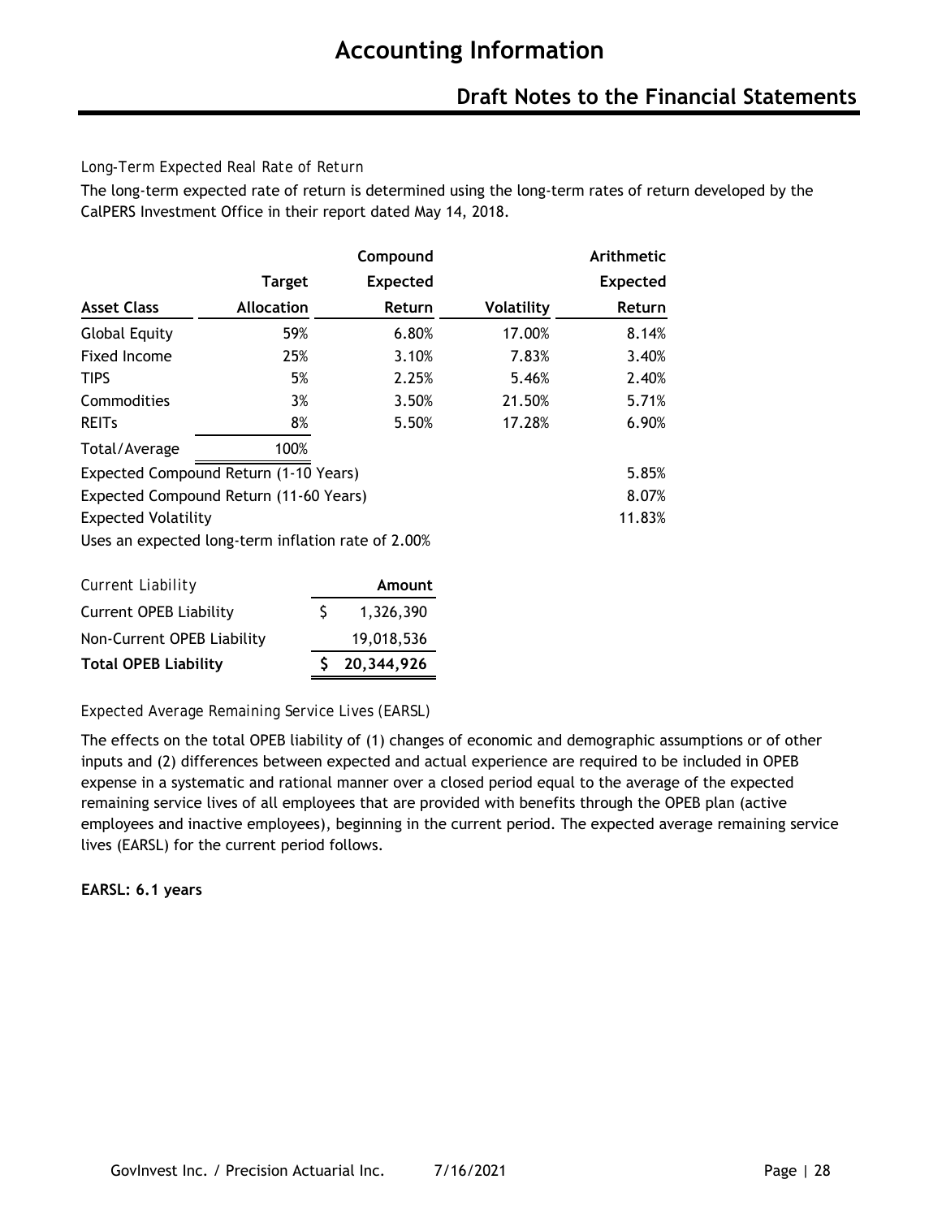# Accounting Information

## Draft Notes to the Financial Statements

*Long-Term Expected Real Rate of Return*

The long-term expected rate of return is determined using the long-term rates of return developed by the CalPERS Investment Office in their report dated May 14, 2018.

| Asset Class | Target Allocation | Compound Expected Return | Volatility | Arithmetic Expected Return |
|---|---|---|---|---|
| Global Equity | 59% | 6.80% | 17.00% | 8.14% |
| Fixed Income | 25% | 3.10% | 7.83% | 3.40% |
| TIPS | 5% | 2.25% | 5.46% | 2.40% |
| Commodities | 3% | 3.50% | 21.50% | 5.71% |
| REITs | 8% | 5.50% | 17.28% | 6.90% |
| Total/Average | 100% | | | |
| Expected Compound Return (1-10 Years) | | | | 5.85% |
| Expected Compound Return (11-60 Years) | | | | 8.07% |
| Expected Volatility | | | | 11.83% |

Uses an expected long-term inflation rate of 2.00%

| *Current Liability* | Amount |
|---|---|
| Current OPEB Liability | $ 1,326,390 |
| Non-Current OPEB Liability | 19,018,536 |
| **Total OPEB Liability** | **$ 20,344,926** |

*Expected Average Remaining Service Lives (EARSL)*

The effects on the total OPEB liability of (1) changes of economic and demographic assumptions or of other inputs and (2) differences between expected and actual experience are required to be included in OPEB expense in a systematic and rational manner over a closed period equal to the average of the expected remaining service lives of all employees that are provided with benefits through the OPEB plan (active employees and inactive employees), beginning in the current period. The expected average remaining service lives (EARSL) for the current period follows.

**EARSL: 6.1 years**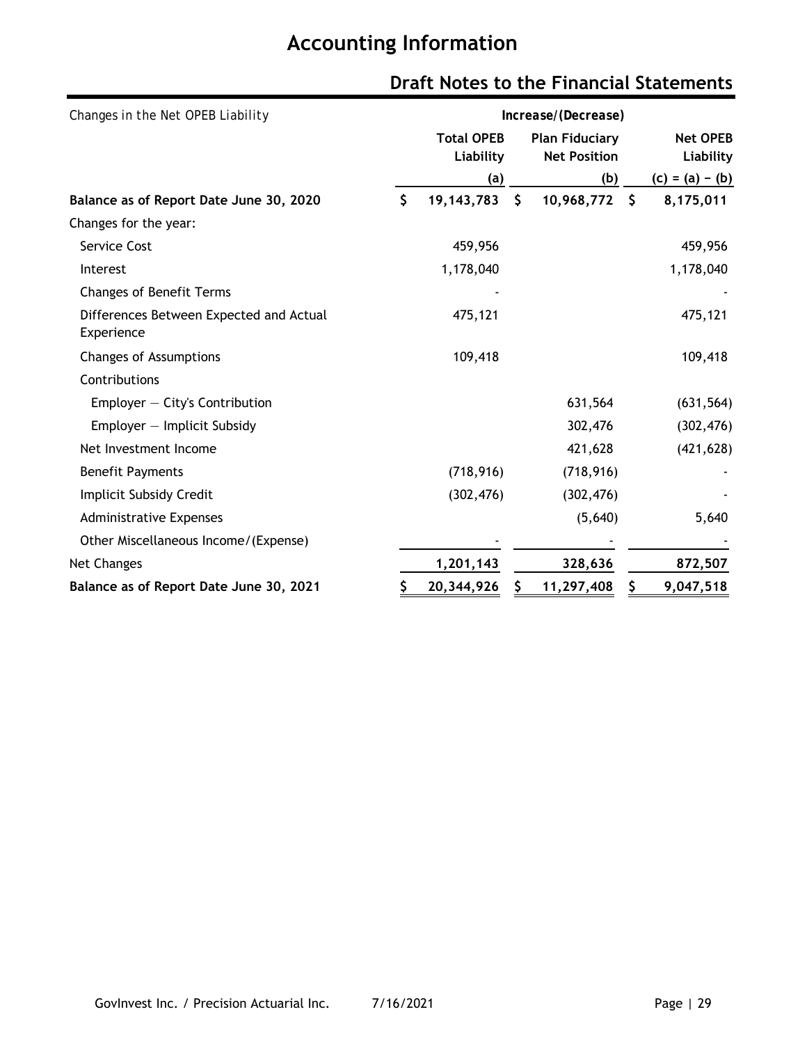# Accounting Information

## Draft Notes to the Financial Statements

| Changes in the Net OPEB Liability | Increase/(Decrease) | | |
|---|---|---|---|
| | Total OPEB Liability | Plan Fiduciary Net Position | Net OPEB Liability |
| | (a) | (b) | (c) = (a) − (b) |
| **Balance as of Report Date June 30, 2020** | **$ 19,143,783** | **$ 10,968,772** | **$ 8,175,011** |
| Changes for the year: | | | |
| Service Cost | 459,956 | | 459,956 |
| Interest | 1,178,040 | | 1,178,040 |
| Changes of Benefit Terms | - | | - |
| Differences Between Expected and Actual Experience | 475,121 | | 475,121 |
| Changes of Assumptions | 109,418 | | 109,418 |
| Contributions | | | |
| Employer — City's Contribution | | 631,564 | (631,564) |
| Employer — Implicit Subsidy | | 302,476 | (302,476) |
| Net Investment Income | | 421,628 | (421,628) |
| Benefit Payments | (718,916) | (718,916) | - |
| Implicit Subsidy Credit | (302,476) | (302,476) | - |
| Administrative Expenses | | (5,640) | 5,640 |
| Other Miscellaneous Income/(Expense) | - | - | - |
| Net Changes | **1,201,143** | **328,636** | **872,507** |
| **Balance as of Report Date June 30, 2021** | **$ 20,344,926** | **$ 11,297,408** | **$ 9,047,518** |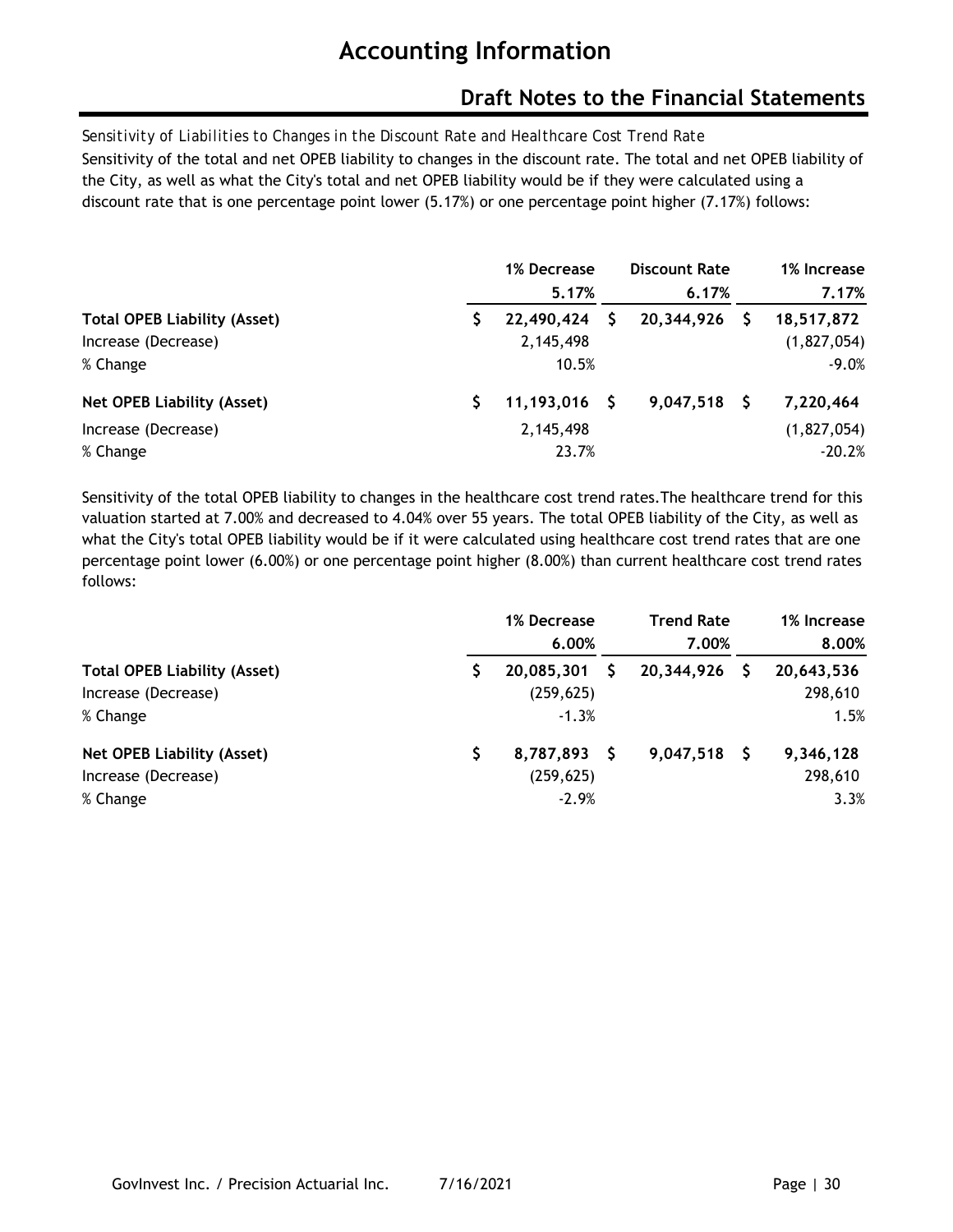# Accounting Information

## Draft Notes to the Financial Statements

*Sensitivity of Liabilities to Changes in the Discount Rate and Healthcare Cost Trend Rate*

Sensitivity of the total and net OPEB liability to changes in the discount rate. The total and net OPEB liability of the City, as well as what the City's total and net OPEB liability would be if they were calculated using a discount rate that is one percentage point lower (5.17%) or one percentage point higher (7.17%) follows:

| | 1% Decrease 5.17% | Discount Rate 6.17% | 1% Increase 7.17% |
|---|---|---|---|
| **Total OPEB Liability (Asset)** | **$ 22,490,424** | **$ 20,344,926** | **$ 18,517,872** |
| Increase (Decrease) | 2,145,498 | | (1,827,054) |
| % Change | 10.5% | | -9.0% |
| **Net OPEB Liability (Asset)** | **$ 11,193,016** | **$ 9,047,518** | **$ 7,220,464** |
| Increase (Decrease) | 2,145,498 | | (1,827,054) |
| % Change | 23.7% | | -20.2% |

Sensitivity of the total OPEB liability to changes in the healthcare cost trend rates.The healthcare trend for this valuation started at 7.00% and decreased to 4.04% over 55 years. The total OPEB liability of the City, as well as what the City's total OPEB liability would be if it were calculated using healthcare cost trend rates that are one percentage point lower (6.00%) or one percentage point higher (8.00%) than current healthcare cost trend rates follows:

| | 1% Decrease 6.00% | Trend Rate 7.00% | 1% Increase 8.00% |
|---|---|---|---|
| **Total OPEB Liability (Asset)** | **$ 20,085,301** | **$ 20,344,926** | **$ 20,643,536** |
| Increase (Decrease) | (259,625) | | 298,610 |
| % Change | -1.3% | | 1.5% |
| **Net OPEB Liability (Asset)** | **$ 8,787,893** | **$ 9,047,518** | **$ 9,346,128** |
| Increase (Decrease) | (259,625) | | 298,610 |
| % Change | -2.9% | | 3.3% |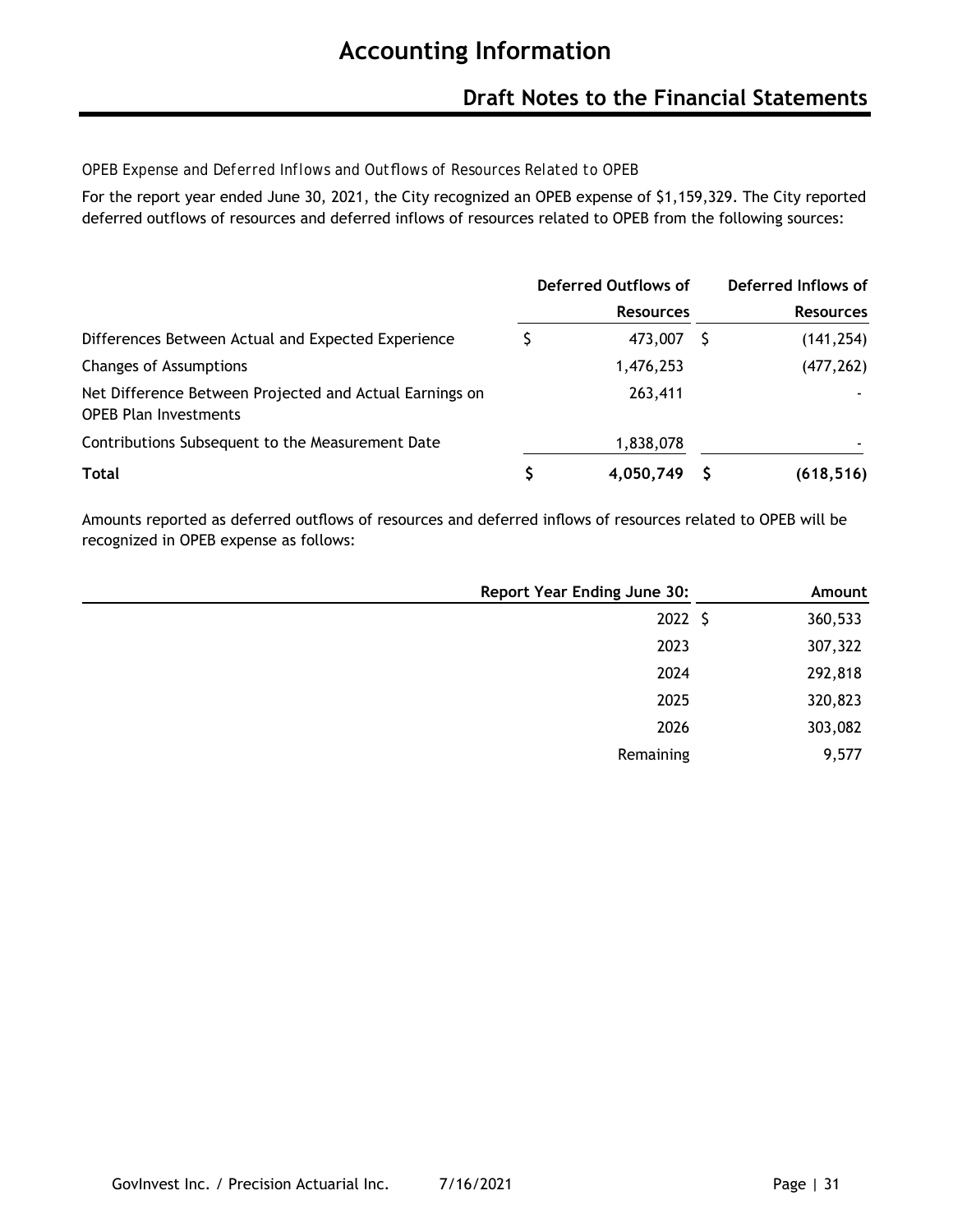# Accounting Information

## Draft Notes to the Financial Statements

*OPEB Expense and Deferred Inflows and Outflows of Resources Related to OPEB*

For the report year ended June 30, 2021, the City recognized an OPEB expense of $1,159,329. The City reported deferred outflows of resources and deferred inflows of resources related to OPEB from the following sources:

| | Deferred Outflows of Resources | Deferred Inflows of Resources |
|---|---|---|
| Differences Between Actual and Expected Experience | $ 473,007 | $ (141,254) |
| Changes of Assumptions | 1,476,253 | (477,262) |
| Net Difference Between Projected and Actual Earnings on OPEB Plan Investments | 263,411 | - |
| Contributions Subsequent to the Measurement Date | 1,838,078 | - |
| **Total** | **$ 4,050,749** | **$ (618,516)** |

Amounts reported as deferred outflows of resources and deferred inflows of resources related to OPEB will be recognized in OPEB expense as follows:

| Report Year Ending June 30: | Amount |
|---|---|
| 2022 | $ 360,533 |
| 2023 | 307,322 |
| 2024 | 292,818 |
| 2025 | 320,823 |
| 2026 | 303,082 |
| Remaining | 9,577 |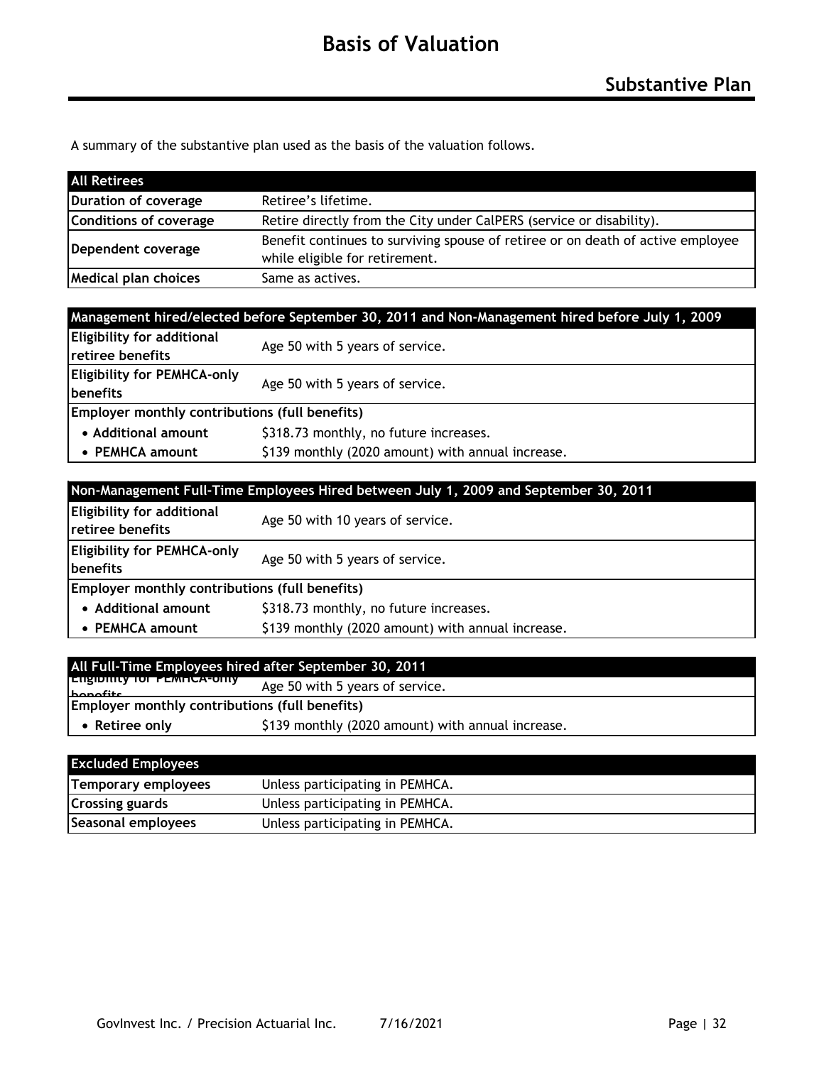# Basis of Valuation

## Substantive Plan

A summary of the substantive plan used as the basis of the valuation follows.

| All Retirees | |
|---|---|
| **Duration of coverage** | Retiree's lifetime. |
| **Conditions of coverage** | Retire directly from the City under CalPERS (service or disability). |
| **Dependent coverage** | Benefit continues to surviving spouse of retiree or on death of active employee while eligible for retirement. |
| **Medical plan choices** | Same as actives. |

| Management hired/elected before September 30, 2011 and Non-Management hired before July 1, 2009 | |
|---|---|
| **Eligibility for additional retiree benefits** | Age 50 with 5 years of service. |
| **Eligibility for PEMHCA-only benefits** | Age 50 with 5 years of service. |
| **Employer monthly contributions (full benefits)** | |
| • **Additional amount** | $318.73 monthly, no future increases. |
| • **PEMHCA amount** | $139 monthly (2020 amount) with annual increase. |

| Non-Management Full-Time Employees Hired between July 1, 2009 and September 30, 2011 | |
|---|---|
| **Eligibility for additional retiree benefits** | Age 50 with 10 years of service. |
| **Eligibility for PEMHCA-only benefits** | Age 50 with 5 years of service. |
| **Employer monthly contributions (full benefits)** | |
| • **Additional amount** | $318.73 monthly, no future increases. |
| • **PEMHCA amount** | $139 monthly (2020 amount) with annual increase. |

| All Full-Time Employees hired after September 30, 2011 | |
|---|---|
| **Eligibility for PEMHCA-only benefits** | Age 50 with 5 years of service. |
| **Employer monthly contributions (full benefits)** | |
| • **Retiree only** | $139 monthly (2020 amount) with annual increase. |

| Excluded Employees | |
|---|---|
| **Temporary employees** | Unless participating in PEMHCA. |
| **Crossing guards** | Unless participating in PEMHCA. |
| **Seasonal employees** | Unless participating in PEMHCA. |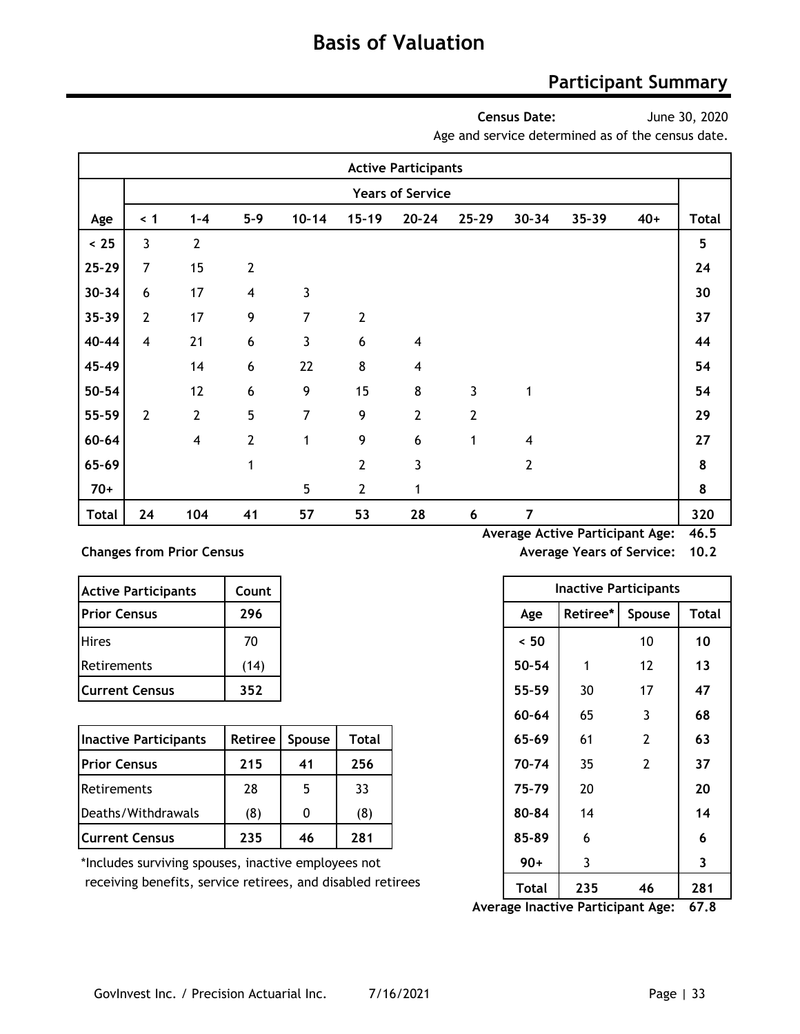# Basis of Valuation

## Participant Summary

**Census Date:** June 30, 2020

Age and service determined as of the census date.

| Active Participants | | | | | | | | | | | |
|---|---|---|---|---|---|---|---|---|---|---|---|
| | Years of Service | | | | | | | | | | |
| **Age** | **< 1** | **1-4** | **5-9** | **10-14** | **15-19** | **20-24** | **25-29** | **30-34** | **35-39** | **40+** | **Total** |
| **< 25** | 3 | 2 | | | | | | | | | **5** |
| **25-29** | 7 | 15 | 2 | | | | | | | | **24** |
| **30-34** | 6 | 17 | 4 | 3 | | | | | | | **30** |
| **35-39** | 2 | 17 | 9 | 7 | 2 | | | | | | **37** |
| **40-44** | 4 | 21 | 6 | 3 | 6 | 4 | | | | | **44** |
| **45-49** | | 14 | 6 | 22 | 8 | 4 | | | | | **54** |
| **50-54** | | 12 | 6 | 9 | 15 | 8 | 3 | 1 | | | **54** |
| **55-59** | 2 | 2 | 5 | 7 | 9 | 2 | 2 | | | | **29** |
| **60-64** | | 4 | 2 | 1 | 9 | 6 | 1 | 4 | | | **27** |
| **65-69** | | | 1 | | 2 | 3 | | 2 | | | **8** |
| **70+** | | | | 5 | 2 | 1 | | | | | **8** |
| **Total** | **24** | **104** | **41** | **57** | **53** | **28** | **6** | **7** | | | **320** |

**Average Active Participant Age: 46.5**

**Average Years of Service: 10.2**

**Changes from Prior Census**

| Active Participants | Count |
|---|---|
| **Prior Census** | **296** |
| Hires | 70 |
| Retirements | (14) |
| **Current Census** | **352** |

| Inactive Participants | Retiree | Spouse | Total |
|---|---|---|---|
| **Prior Census** | **215** | **41** | **256** |
| Retirements | 28 | 5 | 33 |
| Deaths/Withdrawals | (8) | 0 | (8) |
| **Current Census** | **235** | **46** | **281** |

*Includes surviving spouses, inactive employees not receiving benefits, service retirees, and disabled retirees

| Inactive Participants | | | |
|---|---|---|---|
| **Age** | **Retiree*** | **Spouse** | **Total** |
| **< 50** | | 10 | **10** |
| **50-54** | 1 | 12 | **13** |
| **55-59** | 30 | 17 | **47** |
| **60-64** | 65 | 3 | **68** |
| **65-69** | 61 | 2 | **63** |
| **70-74** | 35 | 2 | **37** |
| **75-79** | 20 | | **20** |
| **80-84** | 14 | | **14** |
| **85-89** | 6 | | **6** |
| **90+** | 3 | | **3** |
| **Total** | **235** | **46** | **281** |

**Average Inactive Participant Age: 67.8**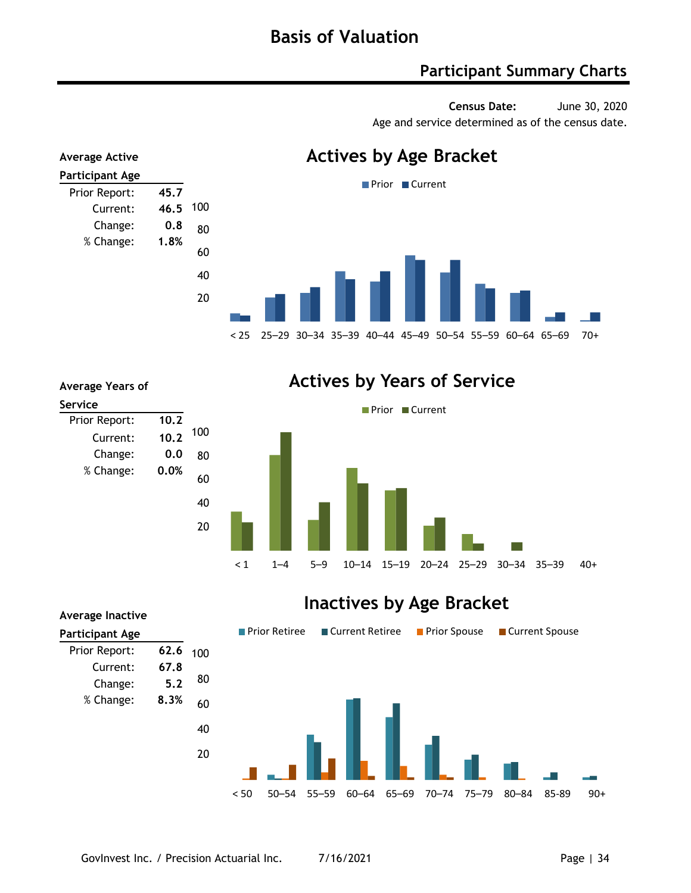# Basis of Valuation

## Participant Summary Charts

**Census Date:** June 30, 2020

Age and service determined as of the census date.

**Average Active Participant Age**

| | |
|---|---|
| Prior Report: | **45.7** |
| Current: | **46.5** |
| Change: | **0.8** |
| % Change: | **1.8%** |

### Actives by Age Bracket

Prior / Current

< 25, 25–29, 30–34, 35–39, 40–44, 45–49, 50–54, 55–59, 60–64, 65–69, 70+

**Average Years of Service**

| | |
|---|---|
| Prior Report: | **10.2** |
| Current: | **10.2** |
| Change: | **0.0** |
| % Change: | **0.0%** |

### Actives by Years of Service

Prior / Current

< 1, 1–4, 5–9, 10–14, 15–19, 20–24, 25–29, 30–34, 35–39, 40+

**Average Inactive Participant Age**

| | |
|---|---|
| Prior Report: | **62.6** |
| Current: | **67.8** |
| Change: | **5.2** |
| % Change: | **8.3%** |

### Inactives by Age Bracket

Prior Retiree / Current Retiree / Prior Spouse / Current Spouse

< 50, 50–54, 55–59, 60–64, 65–69, 70–74, 75–79, 80–84, 85-89, 90+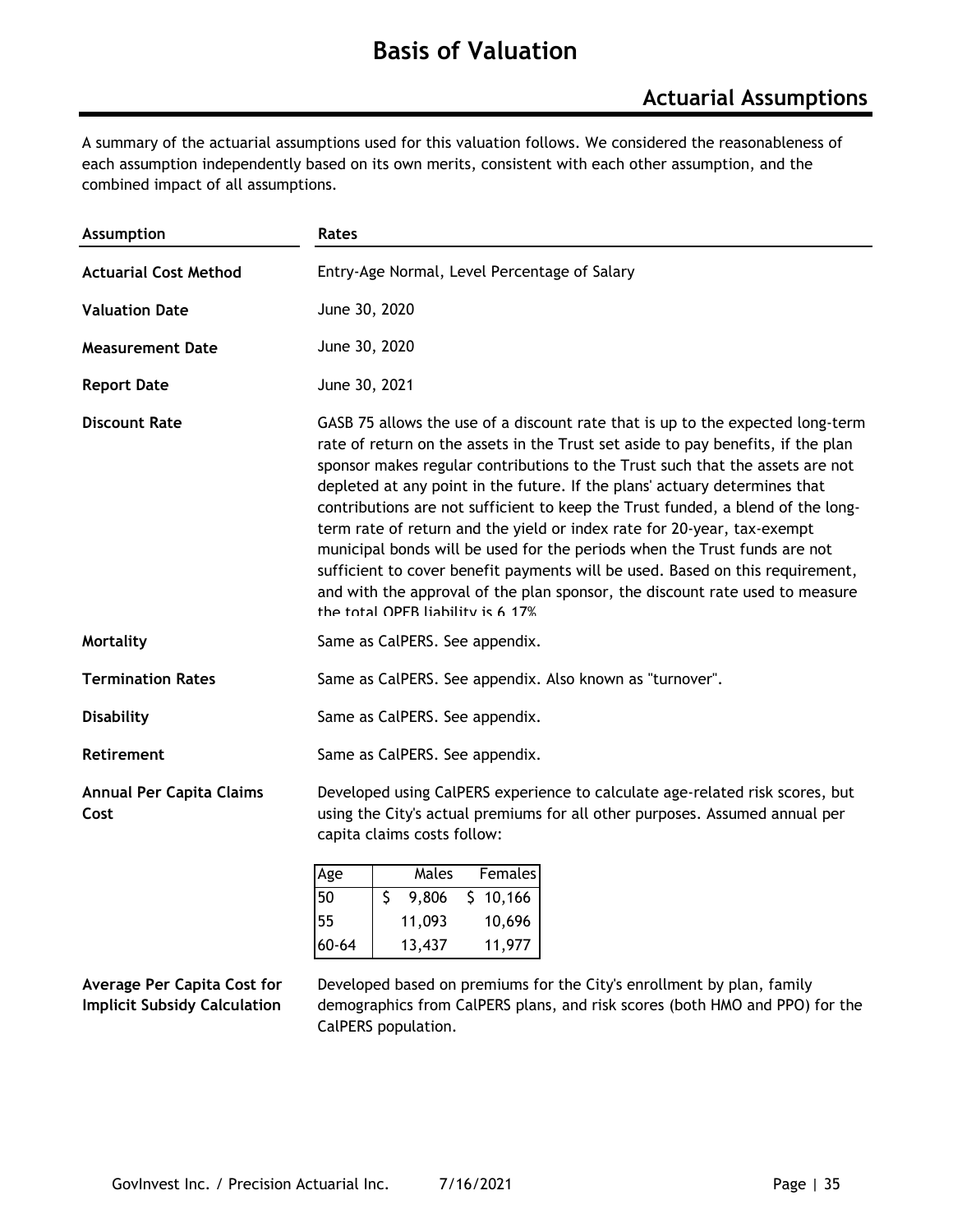# Basis of Valuation

## Actuarial Assumptions

A summary of the actuarial assumptions used for this valuation follows. We considered the reasonableness of each assumption independently based on its own merits, consistent with each other assumption, and the combined impact of all assumptions.

| Assumption | Rates |
|---|---|
| **Actuarial Cost Method** | Entry-Age Normal, Level Percentage of Salary |
| **Valuation Date** | June 30, 2020 |
| **Measurement Date** | June 30, 2020 |
| **Report Date** | June 30, 2021 |
| **Discount Rate** | GASB 75 allows the use of a discount rate that is up to the expected long-term rate of return on the assets in the Trust set aside to pay benefits, if the plan sponsor makes regular contributions to the Trust such that the assets are not depleted at any point in the future. If the plans' actuary determines that contributions are not sufficient to keep the Trust funded, a blend of the long-term rate of return and the yield or index rate for 20-year, tax-exempt municipal bonds will be used for the periods when the Trust funds are not sufficient to cover benefit payments will be used. Based on this requirement, and with the approval of the plan sponsor, the discount rate used to measure the total OPEB liability is 6.17% |
| **Mortality** | Same as CalPERS. See appendix. |
| **Termination Rates** | Same as CalPERS. See appendix. Also known as "turnover". |
| **Disability** | Same as CalPERS. See appendix. |
| **Retirement** | Same as CalPERS. See appendix. |
| **Annual Per Capita Claims Cost** | Developed using CalPERS experience to calculate age-related risk scores, but using the City's actual premiums for all other purposes. Assumed annual per capita claims costs follow: |

| Age | Males | Females |
|---|---|---|
| 50 | $ 9,806 | $ 10,166 |
| 55 | 11,093 | 10,696 |
| 60-64 | 13,437 | 11,977 |

| | |
|---|---|
| **Average Per Capita Cost for Implicit Subsidy Calculation** | Developed based on premiums for the City's enrollment by plan, family demographics from CalPERS plans, and risk scores (both HMO and PPO) for the CalPERS population. |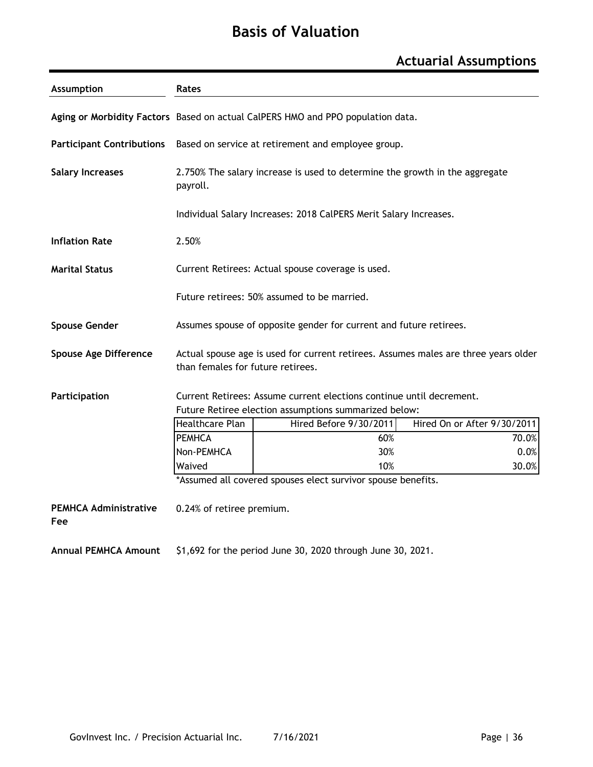# Basis of Valuation

## Actuarial Assumptions

| Assumption | Rates |
|---|---|
| **Aging or Morbidity Factors** | Based on actual CalPERS HMO and PPO population data. |
| **Participant Contributions** | Based on service at retirement and employee group. |
| **Salary Increases** | 2.750% The salary increase is used to determine the growth in the aggregate payroll.<br><br>Individual Salary Increases: 2018 CalPERS Merit Salary Increases. |
| **Inflation Rate** | 2.50% |
| **Marital Status** | Current Retirees: Actual spouse coverage is used.<br><br>Future retirees: 50% assumed to be married. |
| **Spouse Gender** | Assumes spouse of opposite gender for current and future retirees. |
| **Spouse Age Difference** | Actual spouse age is used for current retirees. Assumes males are three years older than females for future retirees. |
| **Participation** | Current Retirees: Assume current elections continue until decrement.<br>Future Retiree election assumptions summarized below: |

| Healthcare Plan | Hired Before 9/30/2011 | Hired On or After 9/30/2011 |
|---|---|---|
| PEMHCA | 60% | 70.0% |
| Non-PEMHCA | 30% | 0.0% |
| Waived | 10% | 30.0% |

*Assumed all covered spouses elect survivor spouse benefits.

| Assumption | Rates |
|---|---|
| **PEMHCA Administrative Fee** | 0.24% of retiree premium. |
| **Annual PEMHCA Amount** | $1,692 for the period June 30, 2020 through June 30, 2021. |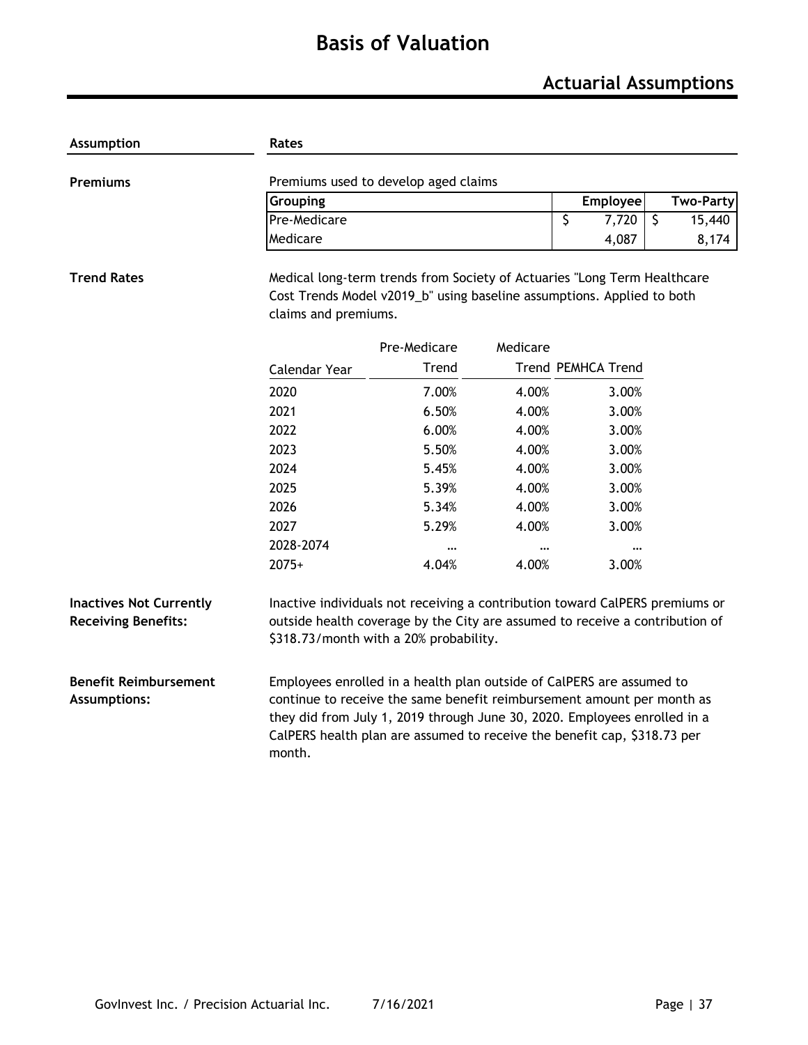# Basis of Valuation

## Actuarial Assumptions

| Assumption | Rates |
|---|---|

**Premiums**

Premiums used to develop aged claims

| Grouping | Employee | Two-Party |
|---|---|---|
| Pre-Medicare | $ 7,720 | $ 15,440 |
| Medicare | 4,087 | 8,174 |

**Trend Rates**

Medical long-term trends from Society of Actuaries "Long Term Healthcare Cost Trends Model v2019_b" using baseline assumptions. Applied to both claims and premiums.

| Calendar Year | Pre-Medicare Trend | Medicare Trend | PEMHCA Trend |
|---|---|---|---|
| 2020 | 7.00% | 4.00% | 3.00% |
| 2021 | 6.50% | 4.00% | 3.00% |
| 2022 | 6.00% | 4.00% | 3.00% |
| 2023 | 5.50% | 4.00% | 3.00% |
| 2024 | 5.45% | 4.00% | 3.00% |
| 2025 | 5.39% | 4.00% | 3.00% |
| 2026 | 5.34% | 4.00% | 3.00% |
| 2027 | 5.29% | 4.00% | 3.00% |
| 2028-2074 | … | … | … |
| 2075+ | 4.04% | 4.00% | 3.00% |

**Inactives Not Currently Receiving Benefits:**

Inactive individuals not receiving a contribution toward CalPERS premiums or outside health coverage by the City are assumed to receive a contribution of $318.73/month with a 20% probability.

**Benefit Reimbursement Assumptions:**

Employees enrolled in a health plan outside of CalPERS are assumed to continue to receive the same benefit reimbursement amount per month as they did from July 1, 2019 through June 30, 2020. Employees enrolled in a CalPERS health plan are assumed to receive the benefit cap, $318.73 per month.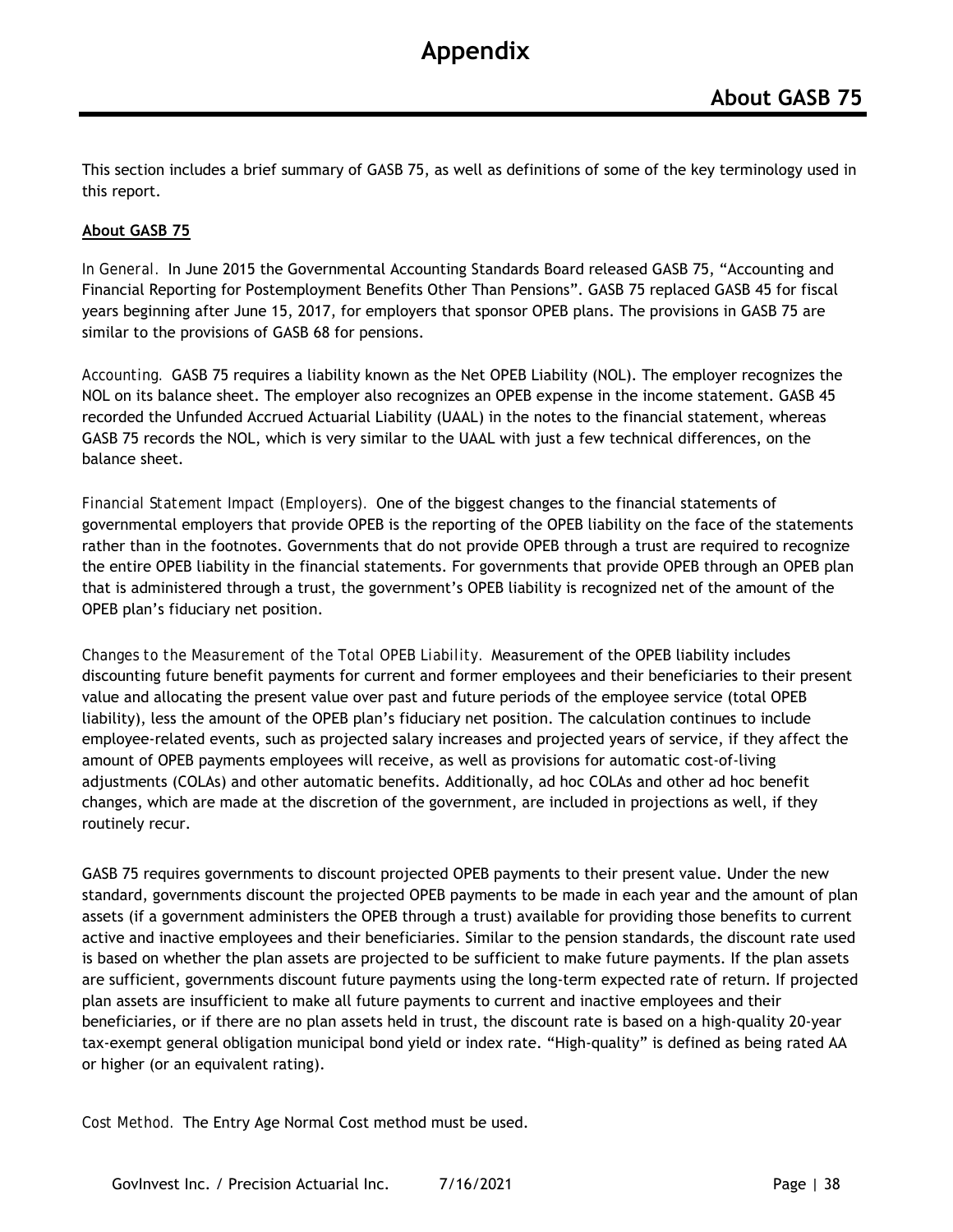# Appendix

## About GASB 75

This section includes a brief summary of GASB 75, as well as definitions of some of the key terminology used in this report.

**About GASB 75**

*In General.* In June 2015 the Governmental Accounting Standards Board released GASB 75, "Accounting and Financial Reporting for Postemployment Benefits Other Than Pensions". GASB 75 replaced GASB 45 for fiscal years beginning after June 15, 2017, for employers that sponsor OPEB plans. The provisions in GASB 75 are similar to the provisions of GASB 68 for pensions.

*Accounting.* GASB 75 requires a liability known as the Net OPEB Liability (NOL). The employer recognizes the NOL on its balance sheet. The employer also recognizes an OPEB expense in the income statement. GASB 45 recorded the Unfunded Accrued Actuarial Liability (UAAL) in the notes to the financial statement, whereas GASB 75 records the NOL, which is very similar to the UAAL with just a few technical differences, on the balance sheet.

*Financial Statement Impact (Employers).* One of the biggest changes to the financial statements of governmental employers that provide OPEB is the reporting of the OPEB liability on the face of the statements rather than in the footnotes. Governments that do not provide OPEB through a trust are required to recognize the entire OPEB liability in the financial statements. For governments that provide OPEB through an OPEB plan that is administered through a trust, the government's OPEB liability is recognized net of the amount of the OPEB plan's fiduciary net position.

*Changes to the Measurement of the Total OPEB Liability.* Measurement of the OPEB liability includes discounting future benefit payments for current and former employees and their beneficiaries to their present value and allocating the present value over past and future periods of the employee service (total OPEB liability), less the amount of the OPEB plan's fiduciary net position. The calculation continues to include employee-related events, such as projected salary increases and projected years of service, if they affect the amount of OPEB payments employees will receive, as well as provisions for automatic cost-of-living adjustments (COLAs) and other automatic benefits. Additionally, ad hoc COLAs and other ad hoc benefit changes, which are made at the discretion of the government, are included in projections as well, if they routinely recur.

GASB 75 requires governments to discount projected OPEB payments to their present value. Under the new standard, governments discount the projected OPEB payments to be made in each year and the amount of plan assets (if a government administers the OPEB through a trust) available for providing those benefits to current active and inactive employees and their beneficiaries. Similar to the pension standards, the discount rate used is based on whether the plan assets are projected to be sufficient to make future payments. If the plan assets are sufficient, governments discount future payments using the long-term expected rate of return. If projected plan assets are insufficient to make all future payments to current and inactive employees and their beneficiaries, or if there are no plan assets held in trust, the discount rate is based on a high-quality 20-year tax-exempt general obligation municipal bond yield or index rate. "High-quality" is defined as being rated AA or higher (or an equivalent rating).

*Cost Method.* The Entry Age Normal Cost method must be used.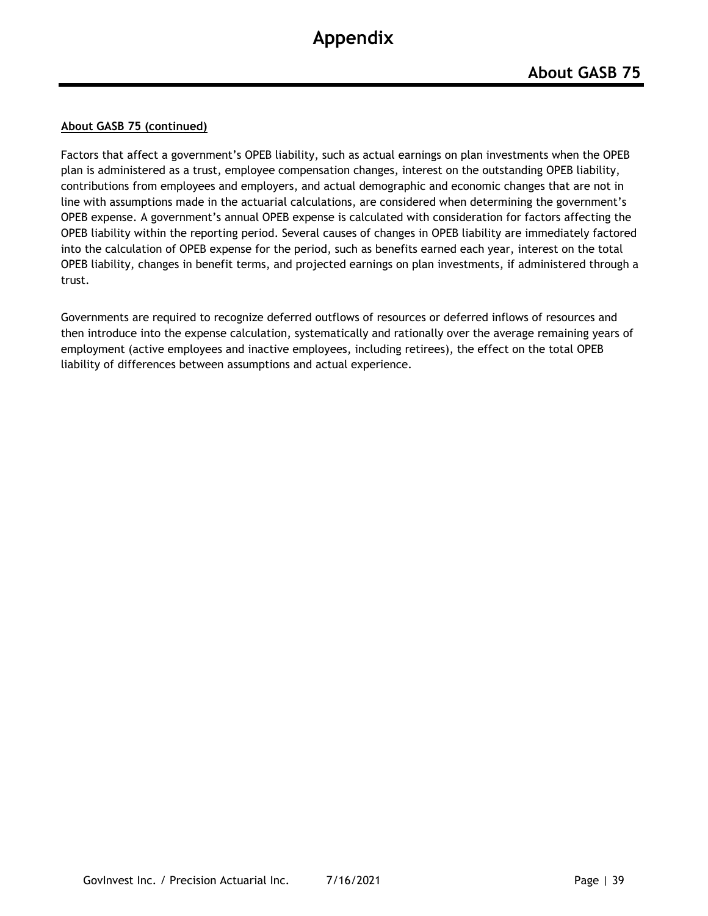# Appendix

## About GASB 75

**About GASB 75 (continued)**

Factors that affect a government's OPEB liability, such as actual earnings on plan investments when the OPEB plan is administered as a trust, employee compensation changes, interest on the outstanding OPEB liability, contributions from employees and employers, and actual demographic and economic changes that are not in line with assumptions made in the actuarial calculations, are considered when determining the government's OPEB expense. A government's annual OPEB expense is calculated with consideration for factors affecting the OPEB liability within the reporting period. Several causes of changes in OPEB liability are immediately factored into the calculation of OPEB expense for the period, such as benefits earned each year, interest on the total OPEB liability, changes in benefit terms, and projected earnings on plan investments, if administered through a trust.

Governments are required to recognize deferred outflows of resources or deferred inflows of resources and then introduce into the expense calculation, systematically and rationally over the average remaining years of employment (active employees and inactive employees, including retirees), the effect on the total OPEB liability of differences between assumptions and actual experience.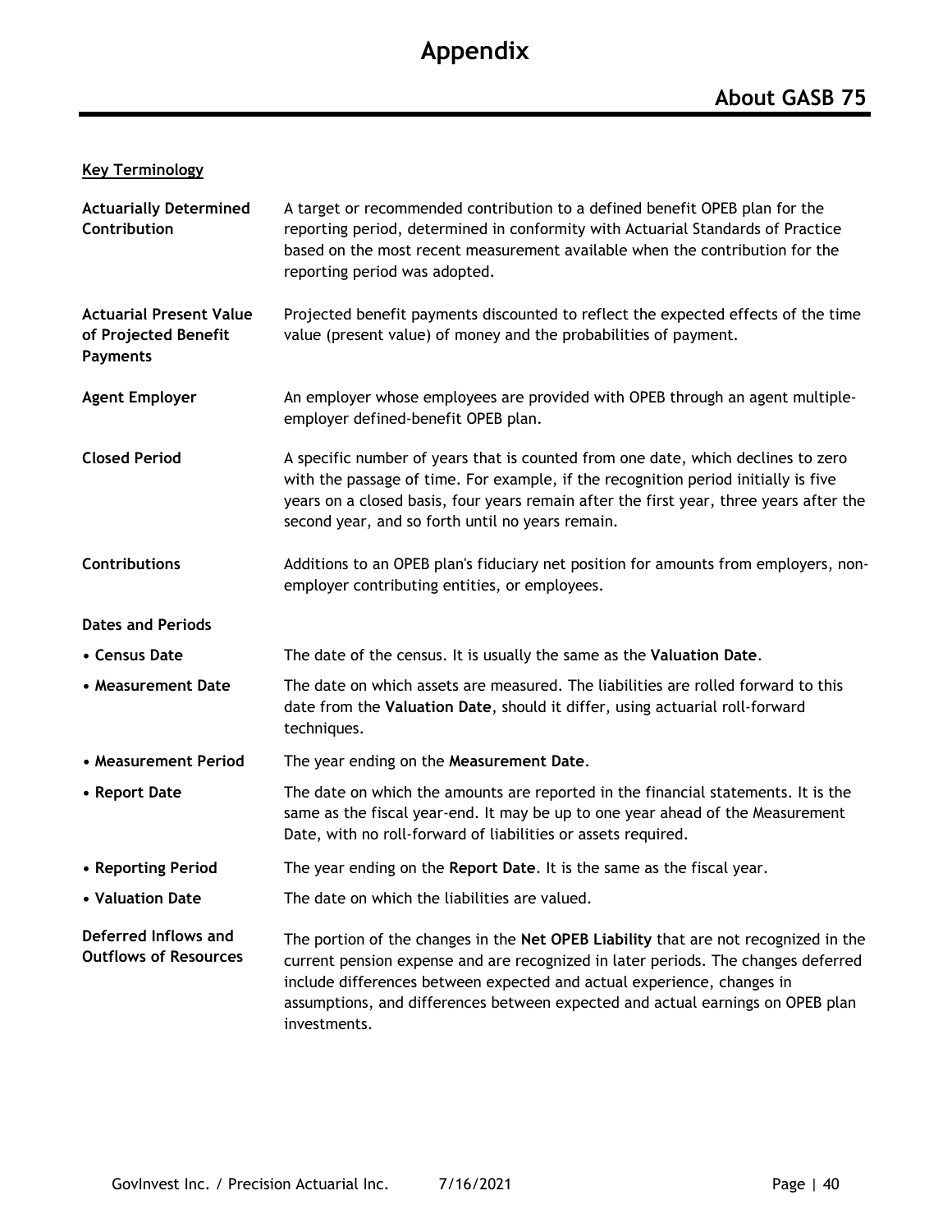# Appendix

## About GASB 75

**Key Terminology**

**Actuarially Determined Contribution**
A target or recommended contribution to a defined benefit OPEB plan for the reporting period, determined in conformity with Actuarial Standards of Practice based on the most recent measurement available when the contribution for the reporting period was adopted.

**Actuarial Present Value of Projected Benefit Payments**
Projected benefit payments discounted to reflect the expected effects of the time value (present value) of money and the probabilities of payment.

**Agent Employer**
An employer whose employees are provided with OPEB through an agent multiple-employer defined-benefit OPEB plan.

**Closed Period**
A specific number of years that is counted from one date, which declines to zero with the passage of time. For example, if the recognition period initially is five years on a closed basis, four years remain after the first year, three years after the second year, and so forth until no years remain.

**Contributions**
Additions to an OPEB plan's fiduciary net position for amounts from employers, non-employer contributing entities, or employees.

**Dates and Periods**

- **Census Date** — The date of the census. It is usually the same as the **Valuation Date**.
- **Measurement Date** — The date on which assets are measured. The liabilities are rolled forward to this date from the **Valuation Date**, should it differ, using actuarial roll-forward techniques.
- **Measurement Period** — The year ending on the **Measurement Date**.
- **Report Date** — The date on which the amounts are reported in the financial statements. It is the same as the fiscal year-end. It may be up to one year ahead of the Measurement Date, with no roll-forward of liabilities or assets required.
- **Reporting Period** — The year ending on the **Report Date**. It is the same as the fiscal year.
- **Valuation Date** — The date on which the liabilities are valued.

**Deferred Inflows and Outflows of Resources**
The portion of the changes in the **Net OPEB Liability** that are not recognized in the current pension expense and are recognized in later periods. The changes deferred include differences between expected and actual experience, changes in assumptions, and differences between expected and actual earnings on OPEB plan investments.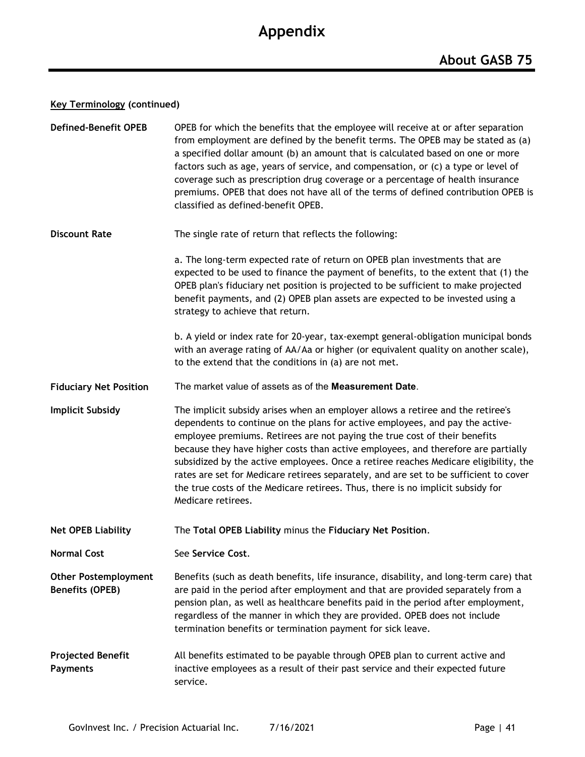# Appendix

## About GASB 75

**Key Terminology (continued)**

**Defined-Benefit OPEB**

OPEB for which the benefits that the employee will receive at or after separation from employment are defined by the benefit terms. The OPEB may be stated as (a) a specified dollar amount (b) an amount that is calculated based on one or more factors such as age, years of service, and compensation, or (c) a type or level of coverage such as prescription drug coverage or a percentage of health insurance premiums. OPEB that does not have all of the terms of defined contribution OPEB is classified as defined-benefit OPEB.

**Discount Rate**

The single rate of return that reflects the following:

a. The long-term expected rate of return on OPEB plan investments that are expected to be used to finance the payment of benefits, to the extent that (1) the OPEB plan's fiduciary net position is projected to be sufficient to make projected benefit payments, and (2) OPEB plan assets are expected to be invested using a strategy to achieve that return.

b. A yield or index rate for 20-year, tax-exempt general-obligation municipal bonds with an average rating of AA/Aa or higher (or equivalent quality on another scale), to the extend that the conditions in (a) are not met.

**Fiduciary Net Position**

The market value of assets as of the **Measurement Date**.

**Implicit Subsidy**

The implicit subsidy arises when an employer allows a retiree and the retiree's dependents to continue on the plans for active employees, and pay the active-employee premiums. Retirees are not paying the true cost of their benefits because they have higher costs than active employees, and therefore are partially subsidized by the active employees. Once a retiree reaches Medicare eligibility, the rates are set for Medicare retirees separately, and are set to be sufficient to cover the true costs of the Medicare retirees. Thus, there is no implicit subsidy for Medicare retirees.

**Net OPEB Liability**

The **Total OPEB Liability** minus the **Fiduciary Net Position**.

**Normal Cost**

See **Service Cost**.

**Other Postemployment Benefits (OPEB)**

Benefits (such as death benefits, life insurance, disability, and long-term care) that are paid in the period after employment and that are provided separately from a pension plan, as well as healthcare benefits paid in the period after employment, regardless of the manner in which they are provided. OPEB does not include termination benefits or termination payment for sick leave.

**Projected Benefit Payments**

All benefits estimated to be payable through OPEB plan to current active and inactive employees as a result of their past service and their expected future service.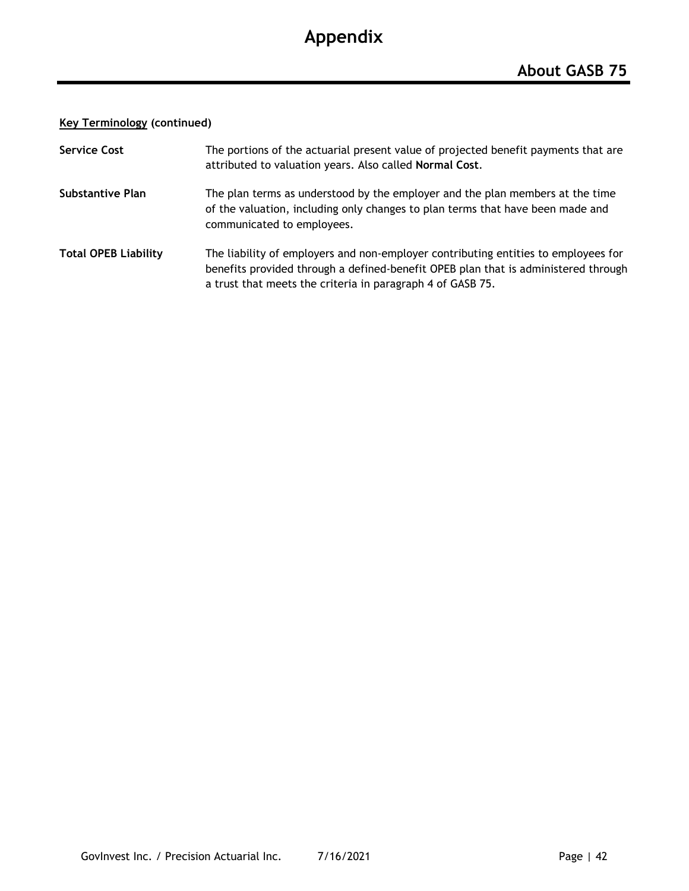# Appendix

## About GASB 75

**Key Terminology (continued)**

**Service Cost** — The portions of the actuarial present value of projected benefit payments that are attributed to valuation years. Also called **Normal Cost**.

**Substantive Plan** — The plan terms as understood by the employer and the plan members at the time of the valuation, including only changes to plan terms that have been made and communicated to employees.

**Total OPEB Liability** — The liability of employers and non-employer contributing entities to employees for benefits provided through a defined-benefit OPEB plan that is administered through a trust that meets the criteria in paragraph 4 of GASB 75.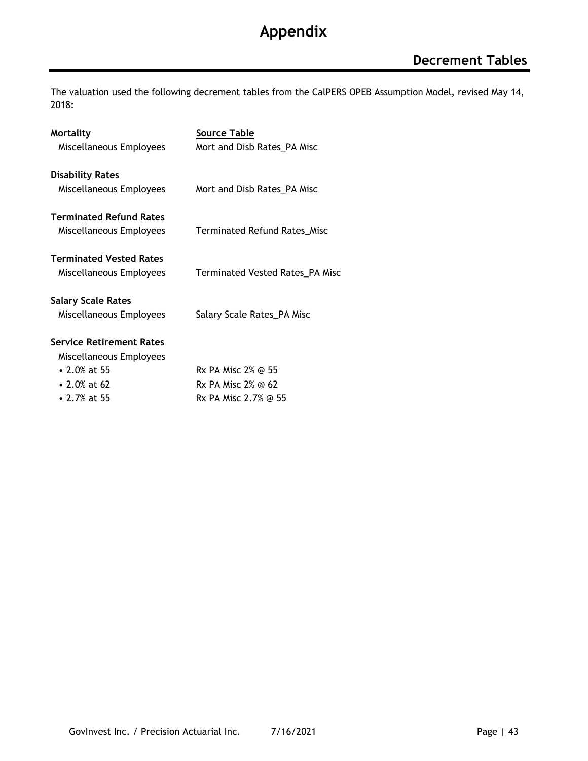# Appendix

## Decrement Tables

The valuation used the following decrement tables from the CalPERS OPEB Assumption Model, revised May 14, 2018:

| | Source Table |
|---|---|
| **Mortality** | |
| Miscellaneous Employees | Mort and Disb Rates_PA Misc |
| **Disability Rates** | |
| Miscellaneous Employees | Mort and Disb Rates_PA Misc |
| **Terminated Refund Rates** | |
| Miscellaneous Employees | Terminated Refund Rates_Misc |
| **Terminated Vested Rates** | |
| Miscellaneous Employees | Terminated Vested Rates_PA Misc |
| **Salary Scale Rates** | |
| Miscellaneous Employees | Salary Scale Rates_PA Misc |
| **Service Retirement Rates** | |
| Miscellaneous Employees | |
| • 2.0% at 55 | Rx PA Misc 2% @ 55 |
| • 2.0% at 62 | Rx PA Misc 2% @ 62 |
| • 2.7% at 55 | Rx PA Misc 2.7% @ 55 |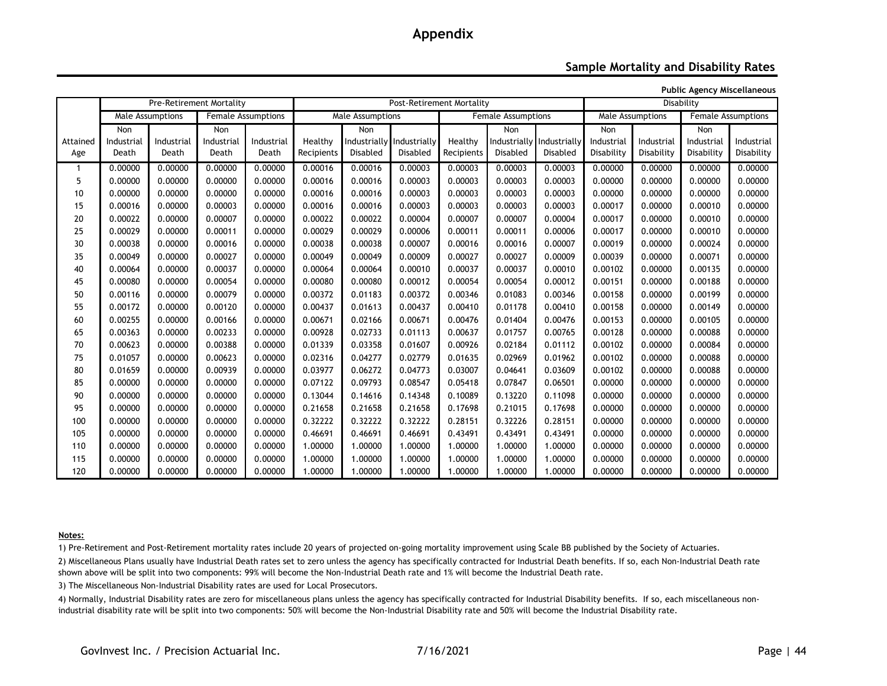# Appendix

## Sample Mortality and Disability Rates

**Public Agency Miscellaneous**

| | Pre-Retirement Mortality | | | | Post-Retirement Mortality | | | | | | Disability | | | |
|---|---|---|---|---|---|---|---|---|---|---|---|---|---|---|
| | Male Assumptions | | Female Assumptions | | Male Assumptions | | | Female Assumptions | | | Male Assumptions | | Female Assumptions | |
| Attained Age | Non Industrial Death | Industrial Death | Non Industrial Death | Industrial Death | Healthy Recipients | Non Industrially Disabled | Industrially Disabled | Healthy Recipients | Non Industrially Disabled | Industrially Disabled | Non Industrial Disability | Industrial Disability | Non Industrial Disability | Industrial Disability |
| 1 | 0.00000 | 0.00000 | 0.00000 | 0.00000 | 0.00016 | 0.00016 | 0.00003 | 0.00003 | 0.00003 | 0.00003 | 0.00000 | 0.00000 | 0.00000 | 0.00000 |
| 5 | 0.00000 | 0.00000 | 0.00000 | 0.00000 | 0.00016 | 0.00016 | 0.00003 | 0.00003 | 0.00003 | 0.00003 | 0.00000 | 0.00000 | 0.00000 | 0.00000 |
| 10 | 0.00000 | 0.00000 | 0.00000 | 0.00000 | 0.00016 | 0.00016 | 0.00003 | 0.00003 | 0.00003 | 0.00003 | 0.00000 | 0.00000 | 0.00000 | 0.00000 |
| 15 | 0.00016 | 0.00000 | 0.00003 | 0.00000 | 0.00016 | 0.00016 | 0.00003 | 0.00003 | 0.00003 | 0.00003 | 0.00017 | 0.00000 | 0.00010 | 0.00000 |
| 20 | 0.00022 | 0.00000 | 0.00007 | 0.00000 | 0.00022 | 0.00022 | 0.00004 | 0.00007 | 0.00007 | 0.00004 | 0.00017 | 0.00000 | 0.00010 | 0.00000 |
| 25 | 0.00029 | 0.00000 | 0.00011 | 0.00000 | 0.00029 | 0.00029 | 0.00006 | 0.00011 | 0.00011 | 0.00006 | 0.00017 | 0.00000 | 0.00010 | 0.00000 |
| 30 | 0.00038 | 0.00000 | 0.00016 | 0.00000 | 0.00038 | 0.00038 | 0.00007 | 0.00016 | 0.00016 | 0.00007 | 0.00019 | 0.00000 | 0.00024 | 0.00000 |
| 35 | 0.00049 | 0.00000 | 0.00027 | 0.00000 | 0.00049 | 0.00049 | 0.00009 | 0.00027 | 0.00027 | 0.00009 | 0.00039 | 0.00000 | 0.00071 | 0.00000 |
| 40 | 0.00064 | 0.00000 | 0.00037 | 0.00000 | 0.00064 | 0.00064 | 0.00010 | 0.00037 | 0.00037 | 0.00010 | 0.00102 | 0.00000 | 0.00135 | 0.00000 |
| 45 | 0.00080 | 0.00000 | 0.00054 | 0.00000 | 0.00080 | 0.00080 | 0.00012 | 0.00054 | 0.00054 | 0.00012 | 0.00151 | 0.00000 | 0.00188 | 0.00000 |
| 50 | 0.00116 | 0.00000 | 0.00079 | 0.00000 | 0.00372 | 0.01183 | 0.00372 | 0.00346 | 0.01083 | 0.00346 | 0.00158 | 0.00000 | 0.00199 | 0.00000 |
| 55 | 0.00172 | 0.00000 | 0.00120 | 0.00000 | 0.00437 | 0.01613 | 0.00437 | 0.00410 | 0.01178 | 0.00410 | 0.00158 | 0.00000 | 0.00149 | 0.00000 |
| 60 | 0.00255 | 0.00000 | 0.00166 | 0.00000 | 0.00671 | 0.02166 | 0.00671 | 0.00476 | 0.01404 | 0.00476 | 0.00153 | 0.00000 | 0.00105 | 0.00000 |
| 65 | 0.00363 | 0.00000 | 0.00233 | 0.00000 | 0.00928 | 0.02733 | 0.01113 | 0.00637 | 0.01757 | 0.00765 | 0.00128 | 0.00000 | 0.00088 | 0.00000 |
| 70 | 0.00623 | 0.00000 | 0.00388 | 0.00000 | 0.01339 | 0.03358 | 0.01607 | 0.00926 | 0.02184 | 0.01112 | 0.00102 | 0.00000 | 0.00084 | 0.00000 |
| 75 | 0.01057 | 0.00000 | 0.00623 | 0.00000 | 0.02316 | 0.04277 | 0.02779 | 0.01635 | 0.02969 | 0.01962 | 0.00102 | 0.00000 | 0.00088 | 0.00000 |
| 80 | 0.01659 | 0.00000 | 0.00939 | 0.00000 | 0.03977 | 0.06272 | 0.04773 | 0.03007 | 0.04641 | 0.03609 | 0.00102 | 0.00000 | 0.00088 | 0.00000 |
| 85 | 0.00000 | 0.00000 | 0.00000 | 0.00000 | 0.07122 | 0.09793 | 0.08547 | 0.05418 | 0.07847 | 0.06501 | 0.00000 | 0.00000 | 0.00000 | 0.00000 |
| 90 | 0.00000 | 0.00000 | 0.00000 | 0.00000 | 0.13044 | 0.14616 | 0.14348 | 0.10089 | 0.13220 | 0.11098 | 0.00000 | 0.00000 | 0.00000 | 0.00000 |
| 95 | 0.00000 | 0.00000 | 0.00000 | 0.00000 | 0.21658 | 0.21658 | 0.21658 | 0.17698 | 0.21015 | 0.17698 | 0.00000 | 0.00000 | 0.00000 | 0.00000 |
| 100 | 0.00000 | 0.00000 | 0.00000 | 0.00000 | 0.32222 | 0.32222 | 0.32222 | 0.28151 | 0.32226 | 0.28151 | 0.00000 | 0.00000 | 0.00000 | 0.00000 |
| 105 | 0.00000 | 0.00000 | 0.00000 | 0.00000 | 0.46691 | 0.46691 | 0.46691 | 0.43491 | 0.43491 | 0.43491 | 0.00000 | 0.00000 | 0.00000 | 0.00000 |
| 110 | 0.00000 | 0.00000 | 0.00000 | 0.00000 | 1.00000 | 1.00000 | 1.00000 | 1.00000 | 1.00000 | 1.00000 | 0.00000 | 0.00000 | 0.00000 | 0.00000 |
| 115 | 0.00000 | 0.00000 | 0.00000 | 0.00000 | 1.00000 | 1.00000 | 1.00000 | 1.00000 | 1.00000 | 1.00000 | 0.00000 | 0.00000 | 0.00000 | 0.00000 |
| 120 | 0.00000 | 0.00000 | 0.00000 | 0.00000 | 1.00000 | 1.00000 | 1.00000 | 1.00000 | 1.00000 | 1.00000 | 0.00000 | 0.00000 | 0.00000 | 0.00000 |

**Notes:**

1) Pre-Retirement and Post-Retirement mortality rates include 20 years of projected on-going mortality improvement using Scale BB published by the Society of Actuaries.

2) Miscellaneous Plans usually have Industrial Death rates set to zero unless the agency has specifically contracted for Industrial Death benefits. If so, each Non-Industrial Death rate shown above will be split into two components: 99% will become the Non-Industrial Death rate and 1% will become the Industrial Death rate.

3) The Miscellaneous Non-Industrial Disability rates are used for Local Prosecutors.

4) Normally, Industrial Disability rates are zero for miscellaneous plans unless the agency has specifically contracted for Industrial Disability benefits. If so, each miscellaneous non-industrial disability rate will be split into two components: 50% will become the Non-Industrial Disability rate and 50% will become the Industrial Disability rate.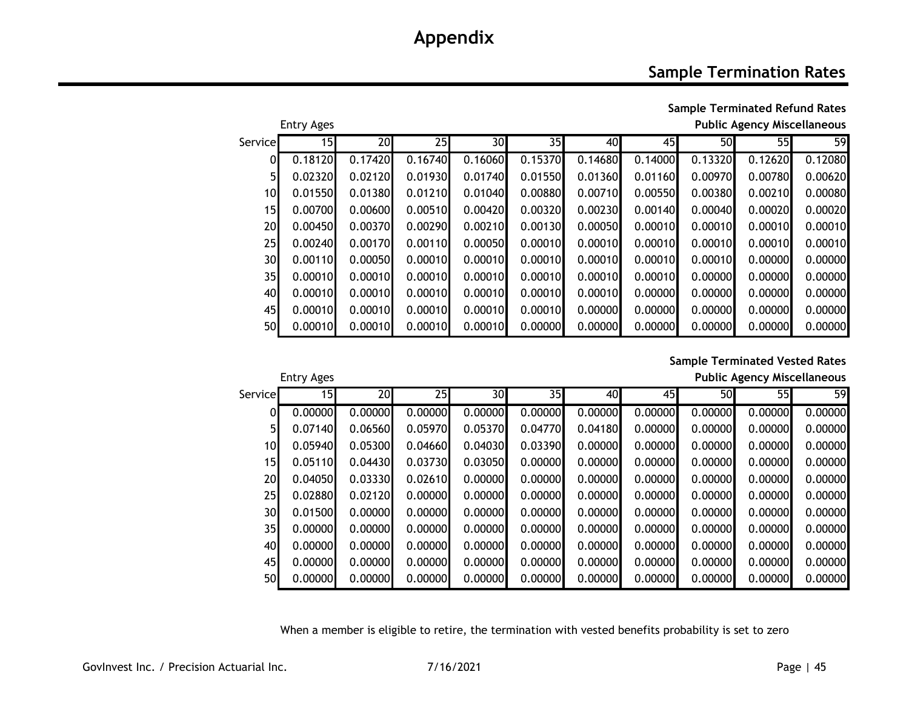# Appendix

## Sample Termination Rates

### Sample Terminated Refund Rates
**Public Agency Miscellaneous**

Entry Ages

| Service | 15 | 20 | 25 | 30 | 35 | 40 | 45 | 50 | 55 | 59 |
|---|---|---|---|---|---|---|---|---|---|---|
| 0 | 0.18120 | 0.17420 | 0.16740 | 0.16060 | 0.15370 | 0.14680 | 0.14000 | 0.13320 | 0.12620 | 0.12080 |
| 5 | 0.02320 | 0.02120 | 0.01930 | 0.01740 | 0.01550 | 0.01360 | 0.01160 | 0.00970 | 0.00780 | 0.00620 |
| 10 | 0.01550 | 0.01380 | 0.01210 | 0.01040 | 0.00880 | 0.00710 | 0.00550 | 0.00380 | 0.00210 | 0.00080 |
| 15 | 0.00700 | 0.00600 | 0.00510 | 0.00420 | 0.00320 | 0.00230 | 0.00140 | 0.00040 | 0.00020 | 0.00020 |
| 20 | 0.00450 | 0.00370 | 0.00290 | 0.00210 | 0.00130 | 0.00050 | 0.00010 | 0.00010 | 0.00010 | 0.00010 |
| 25 | 0.00240 | 0.00170 | 0.00110 | 0.00050 | 0.00010 | 0.00010 | 0.00010 | 0.00010 | 0.00010 | 0.00010 |
| 30 | 0.00110 | 0.00050 | 0.00010 | 0.00010 | 0.00010 | 0.00010 | 0.00010 | 0.00010 | 0.00000 | 0.00000 |
| 35 | 0.00010 | 0.00010 | 0.00010 | 0.00010 | 0.00010 | 0.00010 | 0.00010 | 0.00000 | 0.00000 | 0.00000 |
| 40 | 0.00010 | 0.00010 | 0.00010 | 0.00010 | 0.00010 | 0.00010 | 0.00000 | 0.00000 | 0.00000 | 0.00000 |
| 45 | 0.00010 | 0.00010 | 0.00010 | 0.00010 | 0.00010 | 0.00000 | 0.00000 | 0.00000 | 0.00000 | 0.00000 |
| 50 | 0.00010 | 0.00010 | 0.00010 | 0.00010 | 0.00000 | 0.00000 | 0.00000 | 0.00000 | 0.00000 | 0.00000 |

### Sample Terminated Vested Rates
**Public Agency Miscellaneous**

Entry Ages

| Service | 15 | 20 | 25 | 30 | 35 | 40 | 45 | 50 | 55 | 59 |
|---|---|---|---|---|---|---|---|---|---|---|
| 0 | 0.00000 | 0.00000 | 0.00000 | 0.00000 | 0.00000 | 0.00000 | 0.00000 | 0.00000 | 0.00000 | 0.00000 |
| 5 | 0.07140 | 0.06560 | 0.05970 | 0.05370 | 0.04770 | 0.04180 | 0.00000 | 0.00000 | 0.00000 | 0.00000 |
| 10 | 0.05940 | 0.05300 | 0.04660 | 0.04030 | 0.03390 | 0.00000 | 0.00000 | 0.00000 | 0.00000 | 0.00000 |
| 15 | 0.05110 | 0.04430 | 0.03730 | 0.03050 | 0.00000 | 0.00000 | 0.00000 | 0.00000 | 0.00000 | 0.00000 |
| 20 | 0.04050 | 0.03330 | 0.02610 | 0.00000 | 0.00000 | 0.00000 | 0.00000 | 0.00000 | 0.00000 | 0.00000 |
| 25 | 0.02880 | 0.02120 | 0.00000 | 0.00000 | 0.00000 | 0.00000 | 0.00000 | 0.00000 | 0.00000 | 0.00000 |
| 30 | 0.01500 | 0.00000 | 0.00000 | 0.00000 | 0.00000 | 0.00000 | 0.00000 | 0.00000 | 0.00000 | 0.00000 |
| 35 | 0.00000 | 0.00000 | 0.00000 | 0.00000 | 0.00000 | 0.00000 | 0.00000 | 0.00000 | 0.00000 | 0.00000 |
| 40 | 0.00000 | 0.00000 | 0.00000 | 0.00000 | 0.00000 | 0.00000 | 0.00000 | 0.00000 | 0.00000 | 0.00000 |
| 45 | 0.00000 | 0.00000 | 0.00000 | 0.00000 | 0.00000 | 0.00000 | 0.00000 | 0.00000 | 0.00000 | 0.00000 |
| 50 | 0.00000 | 0.00000 | 0.00000 | 0.00000 | 0.00000 | 0.00000 | 0.00000 | 0.00000 | 0.00000 | 0.00000 |

When a member is eligible to retire, the termination with vested benefits probability is set to zero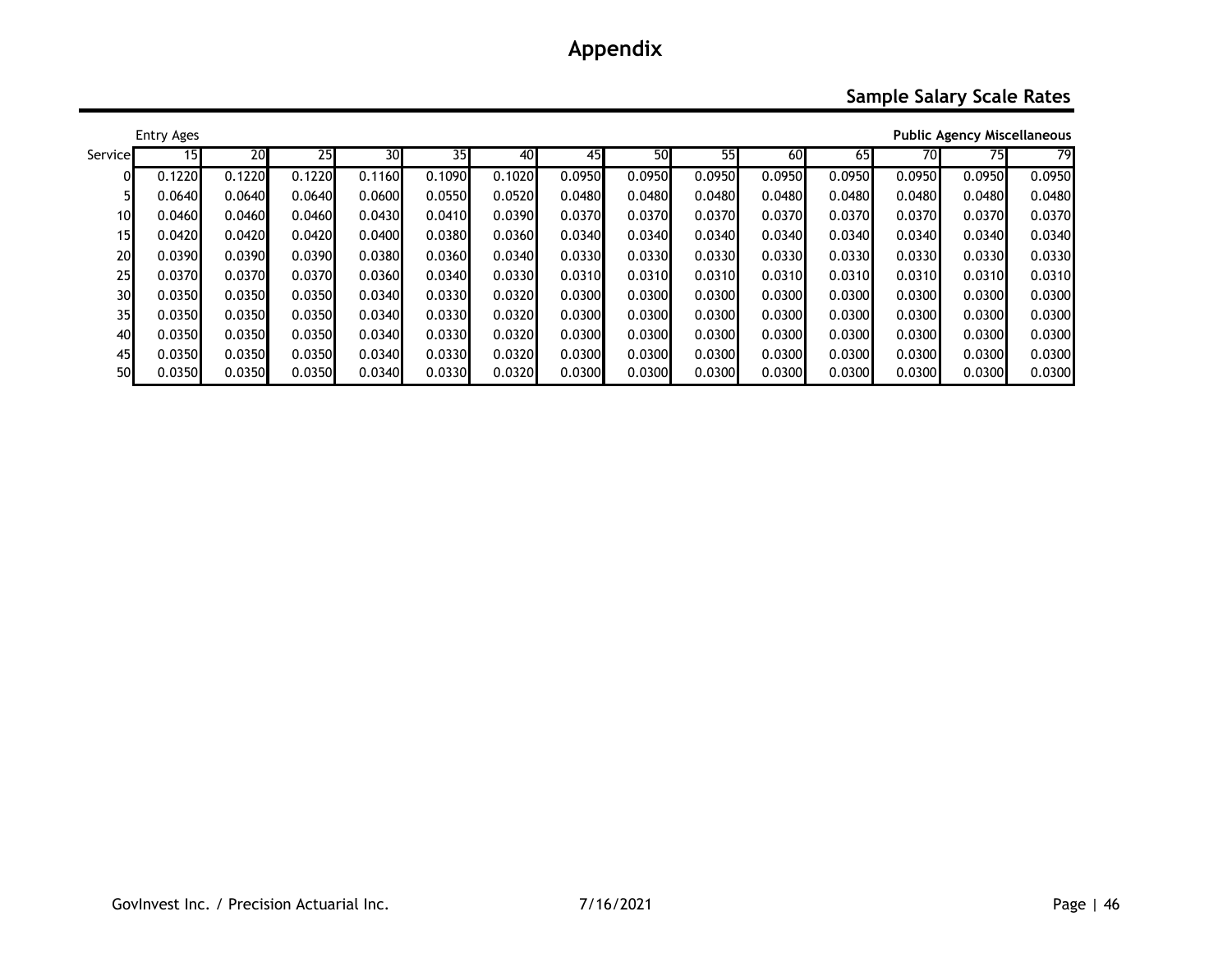# Appendix

## Sample Salary Scale Rates

**Public Agency Miscellaneous**

| Service | Entry Ages 15 | 20 | 25 | 30 | 35 | 40 | 45 | 50 | 55 | 60 | 65 | 70 | 75 | 79 |
|---|---|---|---|---|---|---|---|---|---|---|---|---|---|---|
| 0 | 0.1220 | 0.1220 | 0.1220 | 0.1160 | 0.1090 | 0.1020 | 0.0950 | 0.0950 | 0.0950 | 0.0950 | 0.0950 | 0.0950 | 0.0950 | 0.0950 |
| 5 | 0.0640 | 0.0640 | 0.0640 | 0.0600 | 0.0550 | 0.0520 | 0.0480 | 0.0480 | 0.0480 | 0.0480 | 0.0480 | 0.0480 | 0.0480 | 0.0480 |
| 10 | 0.0460 | 0.0460 | 0.0460 | 0.0430 | 0.0410 | 0.0390 | 0.0370 | 0.0370 | 0.0370 | 0.0370 | 0.0370 | 0.0370 | 0.0370 | 0.0370 |
| 15 | 0.0420 | 0.0420 | 0.0420 | 0.0400 | 0.0380 | 0.0360 | 0.0340 | 0.0340 | 0.0340 | 0.0340 | 0.0340 | 0.0340 | 0.0340 | 0.0340 |
| 20 | 0.0390 | 0.0390 | 0.0390 | 0.0380 | 0.0360 | 0.0340 | 0.0330 | 0.0330 | 0.0330 | 0.0330 | 0.0330 | 0.0330 | 0.0330 | 0.0330 |
| 25 | 0.0370 | 0.0370 | 0.0370 | 0.0360 | 0.0340 | 0.0330 | 0.0310 | 0.0310 | 0.0310 | 0.0310 | 0.0310 | 0.0310 | 0.0310 | 0.0310 |
| 30 | 0.0350 | 0.0350 | 0.0350 | 0.0340 | 0.0330 | 0.0320 | 0.0300 | 0.0300 | 0.0300 | 0.0300 | 0.0300 | 0.0300 | 0.0300 | 0.0300 |
| 35 | 0.0350 | 0.0350 | 0.0350 | 0.0340 | 0.0330 | 0.0320 | 0.0300 | 0.0300 | 0.0300 | 0.0300 | 0.0300 | 0.0300 | 0.0300 | 0.0300 |
| 40 | 0.0350 | 0.0350 | 0.0350 | 0.0340 | 0.0330 | 0.0320 | 0.0300 | 0.0300 | 0.0300 | 0.0300 | 0.0300 | 0.0300 | 0.0300 | 0.0300 |
| 45 | 0.0350 | 0.0350 | 0.0350 | 0.0340 | 0.0330 | 0.0320 | 0.0300 | 0.0300 | 0.0300 | 0.0300 | 0.0300 | 0.0300 | 0.0300 | 0.0300 |
| 50 | 0.0350 | 0.0350 | 0.0350 | 0.0340 | 0.0330 | 0.0320 | 0.0300 | 0.0300 | 0.0300 | 0.0300 | 0.0300 | 0.0300 | 0.0300 | 0.0300 |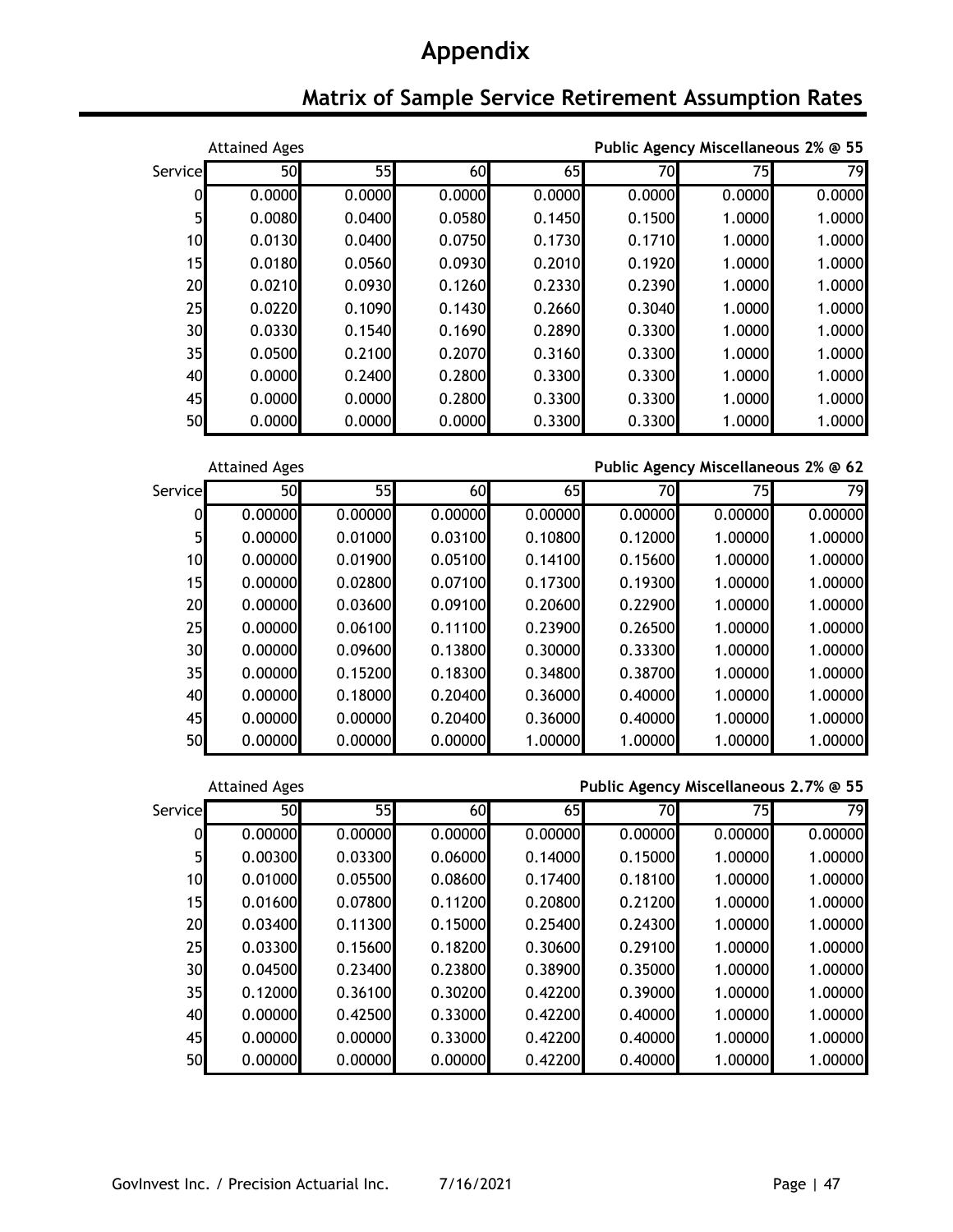# Appendix

## Matrix of Sample Service Retirement Assumption Rates

Attained Ages — **Public Agency Miscellaneous 2% @ 55**

| Service | 50 | 55 | 60 | 65 | 70 | 75 | 79 |
|---|---|---|---|---|---|---|---|
| 0 | 0.0000 | 0.0000 | 0.0000 | 0.0000 | 0.0000 | 0.0000 | 0.0000 |
| 5 | 0.0080 | 0.0400 | 0.0580 | 0.1450 | 0.1500 | 1.0000 | 1.0000 |
| 10 | 0.0130 | 0.0400 | 0.0750 | 0.1730 | 0.1710 | 1.0000 | 1.0000 |
| 15 | 0.0180 | 0.0560 | 0.0930 | 0.2010 | 0.1920 | 1.0000 | 1.0000 |
| 20 | 0.0210 | 0.0930 | 0.1260 | 0.2330 | 0.2390 | 1.0000 | 1.0000 |
| 25 | 0.0220 | 0.1090 | 0.1430 | 0.2660 | 0.3040 | 1.0000 | 1.0000 |
| 30 | 0.0330 | 0.1540 | 0.1690 | 0.2890 | 0.3300 | 1.0000 | 1.0000 |
| 35 | 0.0500 | 0.2100 | 0.2070 | 0.3160 | 0.3300 | 1.0000 | 1.0000 |
| 40 | 0.0000 | 0.2400 | 0.2800 | 0.3300 | 0.3300 | 1.0000 | 1.0000 |
| 45 | 0.0000 | 0.0000 | 0.2800 | 0.3300 | 0.3300 | 1.0000 | 1.0000 |
| 50 | 0.0000 | 0.0000 | 0.0000 | 0.3300 | 0.3300 | 1.0000 | 1.0000 |

Attained Ages — **Public Agency Miscellaneous 2% @ 62**

| Service | 50 | 55 | 60 | 65 | 70 | 75 | 79 |
|---|---|---|---|---|---|---|---|
| 0 | 0.00000 | 0.00000 | 0.00000 | 0.00000 | 0.00000 | 0.00000 | 0.00000 |
| 5 | 0.00000 | 0.01000 | 0.03100 | 0.10800 | 0.12000 | 1.00000 | 1.00000 |
| 10 | 0.00000 | 0.01900 | 0.05100 | 0.14100 | 0.15600 | 1.00000 | 1.00000 |
| 15 | 0.00000 | 0.02800 | 0.07100 | 0.17300 | 0.19300 | 1.00000 | 1.00000 |
| 20 | 0.00000 | 0.03600 | 0.09100 | 0.20600 | 0.22900 | 1.00000 | 1.00000 |
| 25 | 0.00000 | 0.06100 | 0.11100 | 0.23900 | 0.26500 | 1.00000 | 1.00000 |
| 30 | 0.00000 | 0.09600 | 0.13800 | 0.30000 | 0.33300 | 1.00000 | 1.00000 |
| 35 | 0.00000 | 0.15200 | 0.18300 | 0.34800 | 0.38700 | 1.00000 | 1.00000 |
| 40 | 0.00000 | 0.18000 | 0.20400 | 0.36000 | 0.40000 | 1.00000 | 1.00000 |
| 45 | 0.00000 | 0.00000 | 0.20400 | 0.36000 | 0.40000 | 1.00000 | 1.00000 |
| 50 | 0.00000 | 0.00000 | 0.00000 | 1.00000 | 1.00000 | 1.00000 | 1.00000 |

Attained Ages — **Public Agency Miscellaneous 2.7% @ 55**

| Service | 50 | 55 | 60 | 65 | 70 | 75 | 79 |
|---|---|---|---|---|---|---|---|
| 0 | 0.00000 | 0.00000 | 0.00000 | 0.00000 | 0.00000 | 0.00000 | 0.00000 |
| 5 | 0.00300 | 0.03300 | 0.06000 | 0.14000 | 0.15000 | 1.00000 | 1.00000 |
| 10 | 0.01000 | 0.05500 | 0.08600 | 0.17400 | 0.18100 | 1.00000 | 1.00000 |
| 15 | 0.01600 | 0.07800 | 0.11200 | 0.20800 | 0.21200 | 1.00000 | 1.00000 |
| 20 | 0.03400 | 0.11300 | 0.15000 | 0.25400 | 0.24300 | 1.00000 | 1.00000 |
| 25 | 0.03300 | 0.15600 | 0.18200 | 0.30600 | 0.29100 | 1.00000 | 1.00000 |
| 30 | 0.04500 | 0.23400 | 0.23800 | 0.38900 | 0.35000 | 1.00000 | 1.00000 |
| 35 | 0.12000 | 0.36100 | 0.30200 | 0.42200 | 0.39000 | 1.00000 | 1.00000 |
| 40 | 0.00000 | 0.42500 | 0.33000 | 0.42200 | 0.40000 | 1.00000 | 1.00000 |
| 45 | 0.00000 | 0.00000 | 0.33000 | 0.42200 | 0.40000 | 1.00000 | 1.00000 |
| 50 | 0.00000 | 0.00000 | 0.00000 | 0.42200 | 0.40000 | 1.00000 | 1.00000 |